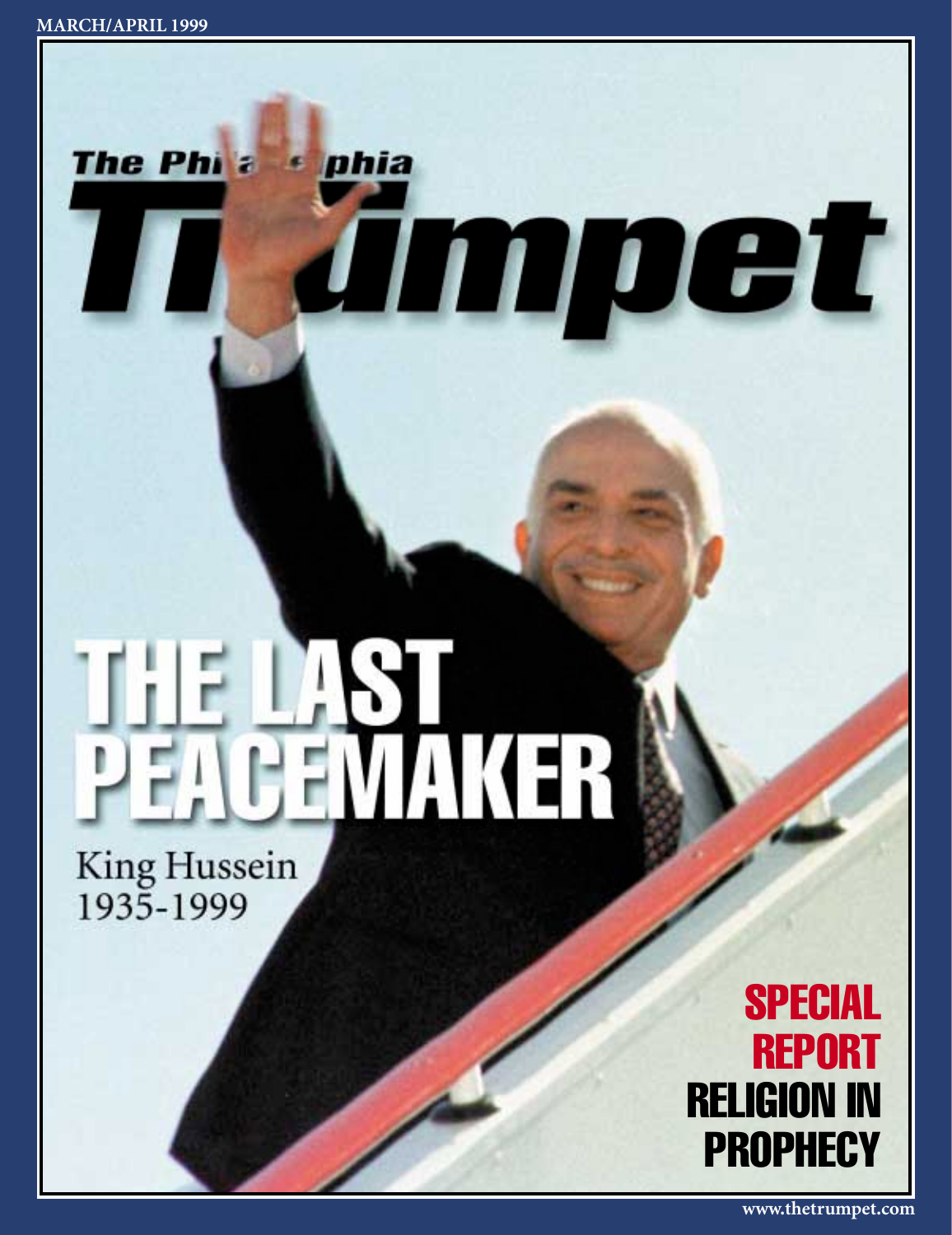MARCH/APRIL 1999

# The Philadelphia Trumpet

# THE LAST PEACEMAKER

King Hussein
1935-1999

## SPECIAL REPORT
## RELIGION IN PROPHECY

www.thetrumpet.com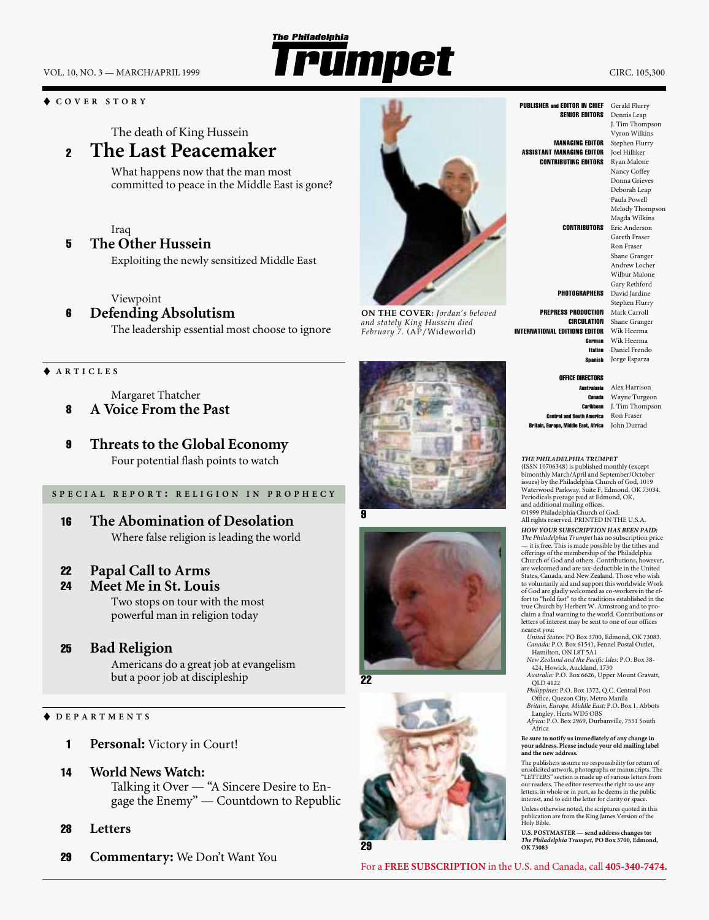VOL. 10, NO. 3 — MARCH/APRIL 1999

# The Philadelphia Trumpet

CIRC. 105,300

♦ COVER STORY

The death of King Hussein

**2** **The Last Peacemaker**

What happens now that the man most committed to peace in the Middle East is gone?

Iraq

**5** **The Other Hussein**

Exploiting the newly sensitized Middle East

Viewpoint

**6** **Defending Absolutism**

The leadership essential most choose to ignore

♦ ARTICLES

Margaret Thatcher

**8** **A Voice From the Past**

**9** **Threats to the Global Economy**

Four potential flash points to watch

SPECIAL REPORT: RELIGION IN PROPHECY

**16** **The Abomination of Desolation**

Where false religion is leading the world

**22** **Papal Call to Arms**

**24** **Meet Me in St. Louis**

Two stops on tour with the most powerful man in religion today

**25** **Bad Religion**

Americans do a great job at evangelism but a poor job at discipleship

♦ DEPARTMENTS

**1** **Personal:** Victory in Court!

**14** **World News Watch:**

Talking it Over — "A Sincere Desire to Engage the Enemy" — Countdown to Republic

**28** **Letters**

**29** **Commentary:** We Don't Want You

**ON THE COVER:** *Jordan's beloved and stately King Hussein died February 7.* (AP/Wideworld)

9

22

29

| | |
|---|---|
| **PUBLISHER and EDITOR IN CHIEF** | Gerald Flurry |
| **SENIOR EDITORS** | Dennis Leap, J. Tim Thompson, Vyron Wilkins |
| **MANAGING EDITOR** | Stephen Flurry |
| **ASSISTANT MANAGING EDITOR** | Joel Hilliker |
| **CONTRIBUTING EDITORS** | Ryan Malone, Nancy Coffey, Donna Grieves, Deborah Leap, Paula Powell, Melody Thompson, Magda Wilkins |
| **CONTRIBUTORS** | Eric Anderson, Gareth Fraser, Ron Fraser, Shane Granger, Andrew Locher, Wilbur Malone, Gary Rethford |
| **PHOTOGRAPHERS** | David Jardine, Stephen Flurry |
| **PREPRESS PRODUCTION** | Mark Carroll |
| **CIRCULATION** | Shane Granger |
| **INTERNATIONAL EDITIONS EDITOR** | Wik Heerma |
| **German** | Wik Heerma |
| **Italian** | Daniel Frendo |
| **Spanish** | Jorge Esparza |

**OFFICE DIRECTORS**

| | |
|---|---|
| **Australasia** | Alex Harrison |
| **Canada** | Wayne Turgeon |
| **Caribbean** | J. Tim Thompson |
| **Central and South America** | Ron Fraser |
| **Britain, Europe, Middle East, Africa** | John Durrad |

***THE PHILADELPHIA TRUMPET*** (ISSN 10706348) is published monthly (except bimonthly March/April and September/October issues) by the Philadelphia Church of God, 1019 Waterwood Parkway, Suite F, Edmond, OK 73034. Periodicals postage paid at Edmond, OK, and additional mailing offices. ©1999 Philadelphia Church of God. All rights reserved. PRINTED IN THE U.S.A.

***HOW YOUR SUBSCRIPTION HAS BEEN PAID:*** *The Philadelphia Trumpet* has no subscription price — it is free. This is made possible by the tithes and offerings of the membership of the Philadelphia Church of God and others. Contributions, however, are welcomed and are tax-deductible in the United States, Canada, and New Zealand. Those who wish to voluntarily aid and support this worldwide Work of God are gladly welcomed as co-workers in the effort to "hold fast" to the traditions established in the true Church by Herbert W. Armstrong and to proclaim a final warning to the world. Contributions or letters of interest may be sent to one of our offices nearest you:

*United States:* PO Box 3700, Edmond, OK 73083.
*Canada:* P.O. Box 61541, Fennel Postal Outlet, Hamilton, ON L8T 5A1
*New Zealand and the Pacific Isles:* P.O. Box 38-424, Howick, Auckland, 1730
*Australia:* P.O. Box 6626, Upper Mount Gravatt, QLD 4122
*Philippines:* P.O. Box 1372, Q.C. Central Post Office, Quezon City, Metro Manila
*Britain, Europe, Middle East:* P.O. Box 1, Abbots Langley, Herts WD5 OBS
*Africa:* P.O. Box 2969, Durbanville, 7551 South Africa

**Be sure to notify us immediately of any change in your address. Please include your old mailing label and the new address.**

The publishers assume no responsibility for return of unsolicited artwork, photographs or manuscripts. The "LETTERS" section is made up of various letters from our readers. The editor reserves the right to use any letters, in whole or in part, as he deems in the public interest, and to edit the letter for clarity or space.

Unless otherwise noted, the scriptures quoted in this publication are from the King James Version of the Holy Bible.

**U.S. POSTMASTER — send address changes to: *The Philadelphia Trumpet*, PO Box 3700, Edmond, OK 73083**

For a **FREE SUBSCRIPTION** in the U.S. and Canada, call **405-340-7474.**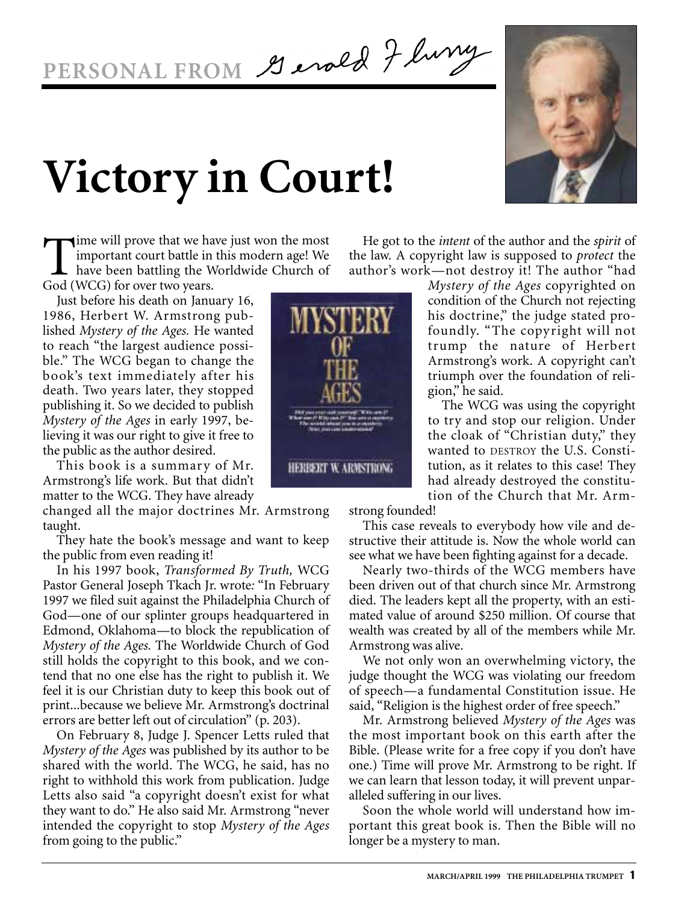PERSONAL FROM Gerald Flurry

# Victory in Court!

Time will prove that we have just won the most important court battle in this modern age! We have been battling the Worldwide Church of God (WCG) for over two years.

Just before his death on January 16, 1986, Herbert W. Armstrong published *Mystery of the Ages.* He wanted to reach "the largest audience possible." The WCG began to change the book's text immediately after his death. Two years later, they stopped publishing it. So we decided to publish *Mystery of the Ages* in early 1997, believing it was our right to give it free to the public as the author desired.

This book is a summary of Mr. Armstrong's life work. But that didn't matter to the WCG. They have already changed all the major doctrines Mr. Armstrong taught.

They hate the book's message and want to keep the public from even reading it!

In his 1997 book, *Transformed By Truth,* WCG Pastor General Joseph Tkach Jr. wrote: "In February 1997 we filed suit against the Philadelphia Church of God—one of our splinter groups headquartered in Edmond, Oklahoma—to block the republication of *Mystery of the Ages.* The Worldwide Church of God still holds the copyright to this book, and we contend that no one else has the right to publish it. We feel it is our Christian duty to keep this book out of print...because we believe Mr. Armstrong's doctrinal errors are better left out of circulation" (p. 203).

On February 8, Judge J. Spencer Letts ruled that *Mystery of the Ages* was published by its author to be shared with the world. The WCG, he said, has no right to withhold this work from publication. Judge Letts also said "a copyright doesn't exist for what they want to do." He also said Mr. Armstrong "never intended the copyright to stop *Mystery of the Ages* from going to the public."

He got to the *intent* of the author and the *spirit* of the law. A copyright law is supposed to *protect* the author's work—not destroy it! The author "had *Mystery of the Ages* copyrighted on condition of the Church not rejecting his doctrine," the judge stated profoundly. "The copyright will not trump the nature of Herbert Armstrong's work. A copyright can't triumph over the foundation of religion," he said.

The WCG was using the copyright to try and stop our religion. Under the cloak of "Christian duty," they wanted to DESTROY the U.S. Constitution, as it relates to this case! They had already destroyed the constitution of the Church that Mr. Armstrong founded!

This case reveals to everybody how vile and destructive their attitude is. Now the whole world can see what we have been fighting against for a decade.

Nearly two-thirds of the WCG members have been driven out of that church since Mr. Armstrong died. The leaders kept all the property, with an estimated value of around $250 million. Of course that wealth was created by all of the members while Mr. Armstrong was alive.

We not only won an overwhelming victory, the judge thought the WCG was violating our freedom of speech—a fundamental Constitution issue. He said, "Religion is the highest order of free speech."

Mr. Armstrong believed *Mystery of the Ages* was the most important book on this earth after the Bible. (Please write for a free copy if you don't have one.) Time will prove Mr. Armstrong to be right. If we can learn that lesson today, it will prevent unparalleled suffering in our lives.

Soon the whole world will understand how important this great book is. Then the Bible will no longer be a mystery to man.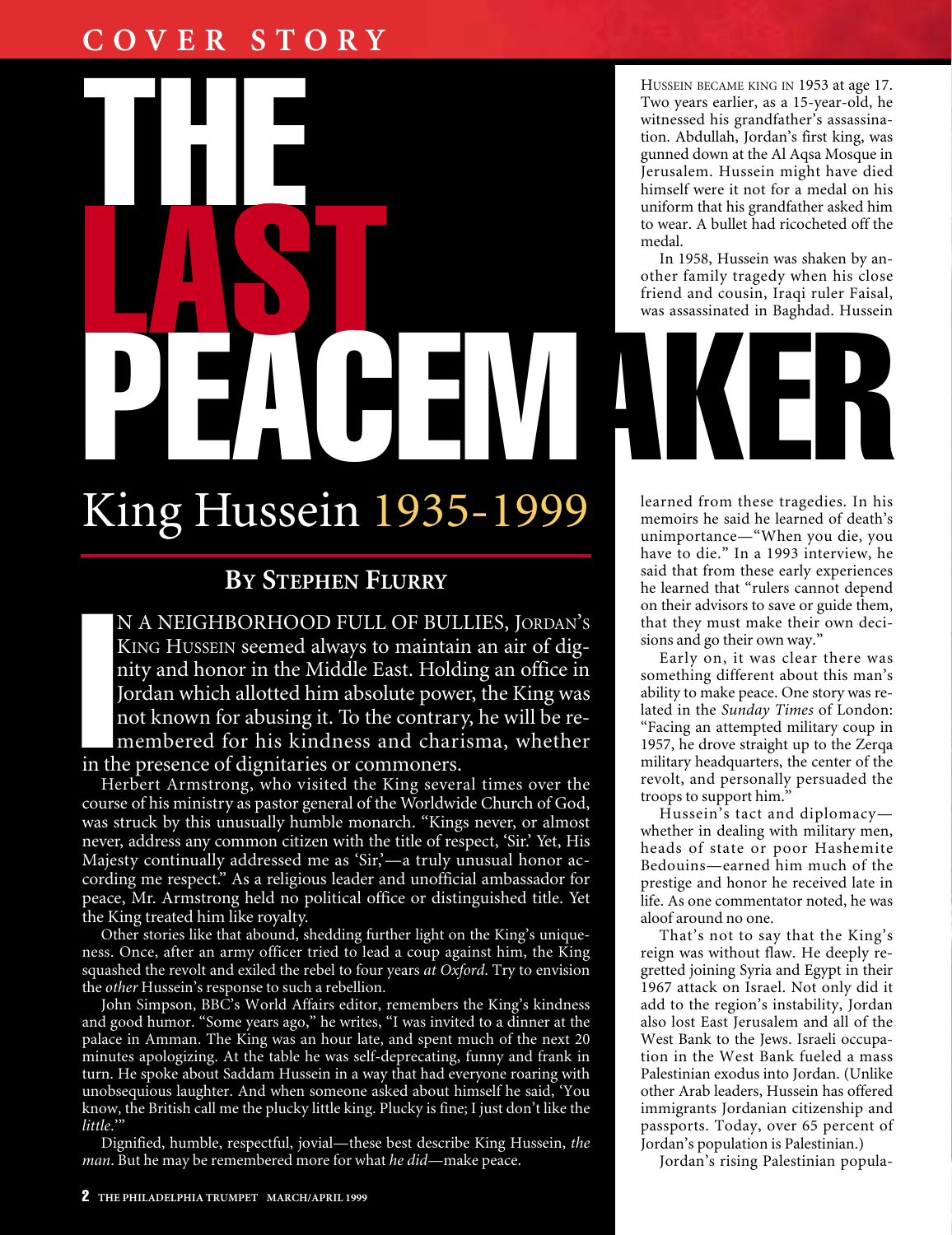COVER STORY

# THE LAST PEACEMAKER

## King Hussein 1935-1999

### By Stephen Flurry

In a neighborhood full of bullies, Jordan's King Hussein seemed always to maintain an air of dignity and honor in the Middle East. Holding an office in Jordan which allotted him absolute power, the King was not known for abusing it. To the contrary, he will be remembered for his kindness and charisma, whether in the presence of dignitaries or commoners.

Herbert Armstrong, who visited the King several times over the course of his ministry as pastor general of the Worldwide Church of God, was struck by this unusually humble monarch. "Kings never, or almost never, address any common citizen with the title of respect, 'Sir.' Yet, His Majesty continually addressed me as 'Sir,'—a truly unusual honor according me respect." As a religious leader and unofficial ambassador for peace, Mr. Armstrong held no political office or distinguished title. Yet the King treated him like royalty.

Other stories like that abound, shedding further light on the King's uniqueness. Once, after an army officer tried to lead a coup against him, the King squashed the revolt and exiled the rebel to four years *at Oxford*. Try to envision the *other* Hussein's response to such a rebellion.

John Simpson, BBC's World Affairs editor, remembers the King's kindness and good humor. "Some years ago," he writes, "I was invited to a dinner at the palace in Amman. The King was an hour late, and spent much of the next 20 minutes apologizing. At the table he was self-deprecating, funny and frank in turn. He spoke about Saddam Hussein in a way that had everyone roaring with unobsequious laughter. And when someone asked about himself he said, 'You know, the British call me the plucky little king. Plucky is fine; I just don't like the *little*.'"

Dignified, humble, respectful, jovial—these best describe King Hussein, *the man*. But he may be remembered more for what *he did*—make peace.

Hussein became king in 1953 at age 17. Two years earlier, as a 15-year-old, he witnessed his grandfather's assassination. Abdullah, Jordan's first king, was gunned down at the Al Aqsa Mosque in Jerusalem. Hussein might have died himself were it not for a medal on his uniform that his grandfather asked him to wear. A bullet had ricocheted off the medal.

In 1958, Hussein was shaken by another family tragedy when his close friend and cousin, Iraqi ruler Faisal, was assassinated in Baghdad. Hussein learned from these tragedies. In his memoirs he said he learned of death's unimportance—"When you die, you have to die." In a 1993 interview, he said that from these early experiences he learned that "rulers cannot depend on their advisors to save or guide them, that they must make their own decisions and go their own way."

Early on, it was clear there was something different about this man's ability to make peace. One story was related in the *Sunday Times* of London: "Facing an attempted military coup in 1957, he drove straight up to the Zerqa military headquarters, the center of the revolt, and personally persuaded the troops to support him."

Hussein's tact and diplomacy—whether in dealing with military men, heads of state or poor Hashemite Bedouins—earned him much of the prestige and honor he received late in life. As one commentator noted, he was aloof around no one.

That's not to say that the King's reign was without flaw. He deeply regretted joining Syria and Egypt in their 1967 attack on Israel. Not only did it add to the region's instability, Jordan also lost East Jerusalem and all of the West Bank to the Jews. Israeli occupation in the West Bank fueled a mass Palestinian exodus into Jordan. (Unlike other Arab leaders, Hussein has offered immigrants Jordanian citizenship and passports. Today, over 65 percent of Jordan's population is Palestinian.)

Jordan's rising Palestinian popula-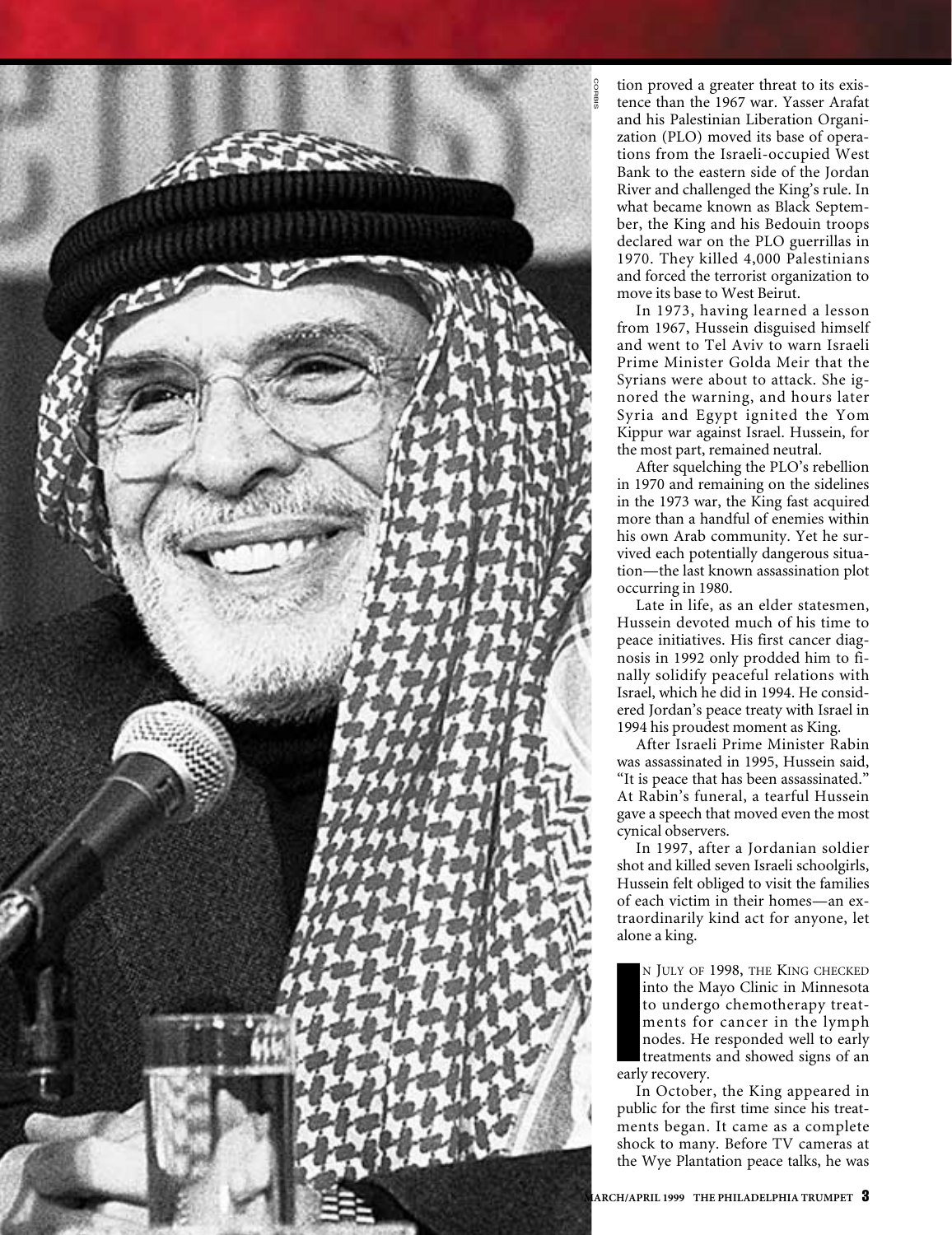tion proved a greater threat to its existence than the 1967 war. Yasser Arafat and his Palestinian Liberation Organization (PLO) moved its base of operations from the Israeli-occupied West Bank to the eastern side of the Jordan River and challenged the King's rule. In what became known as Black September, the King and his Bedouin troops declared war on the PLO guerrillas in 1970. They killed 4,000 Palestinians and forced the terrorist organization to move its base to West Beirut.

In 1973, having learned a lesson from 1967, Hussein disguised himself and went to Tel Aviv to warn Israeli Prime Minister Golda Meir that the Syrians were about to attack. She ignored the warning, and hours later Syria and Egypt ignited the Yom Kippur war against Israel. Hussein, for the most part, remained neutral.

After squelching the PLO's rebellion in 1970 and remaining on the sidelines in the 1973 war, the King fast acquired more than a handful of enemies within his own Arab community. Yet he survived each potentially dangerous situation—the last known assassination plot occurring in 1980.

Late in life, as an elder statesmen, Hussein devoted much of his time to peace initiatives. His first cancer diagnosis in 1992 only prodded him to finally solidify peaceful relations with Israel, which he did in 1994. He considered Jordan's peace treaty with Israel in 1994 his proudest moment as King.

After Israeli Prime Minister Rabin was assassinated in 1995, Hussein said, "It is peace that has been assassinated." At Rabin's funeral, a tearful Hussein gave a speech that moved even the most cynical observers.

In 1997, after a Jordanian soldier shot and killed seven Israeli schoolgirls, Hussein felt obliged to visit the families of each victim in their homes—an extraordinarily kind act for anyone, let alone a king.

In July of 1998, the King checked into the Mayo Clinic in Minnesota to undergo chemotherapy treatments for cancer in the lymph nodes. He responded well to early treatments and showed signs of an early recovery.

In October, the King appeared in public for the first time since his treatments began. It came as a complete shock to many. Before TV cameras at the Wye Plantation peace talks, he was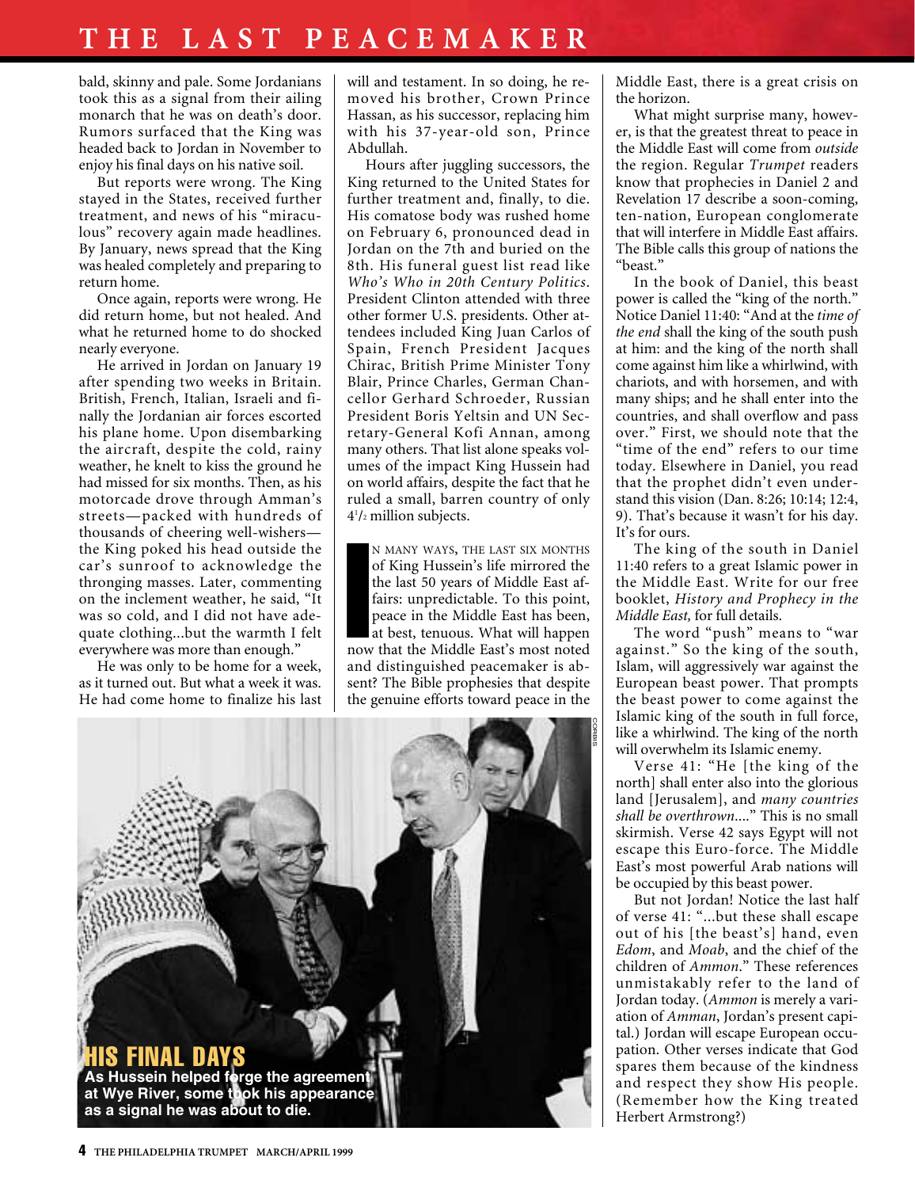bald, skinny and pale. Some Jordanians took this as a signal from their ailing monarch that he was on death's door. Rumors surfaced that the King was headed back to Jordan in November to enjoy his final days on his native soil.

But reports were wrong. The King stayed in the States, received further treatment, and news of his "miraculous" recovery again made headlines. By January, news spread that the King was healed completely and preparing to return home.

Once again, reports were wrong. He did return home, but not healed. And what he returned home to do shocked nearly everyone.

He arrived in Jordan on January 19 after spending two weeks in Britain. British, French, Italian, Israeli and finally the Jordanian air forces escorted his plane home. Upon disembarking the aircraft, despite the cold, rainy weather, he knelt to kiss the ground he had missed for six months. Then, as his motorcade drove through Amman's streets—packed with hundreds of thousands of cheering well-wishers—the King poked his head outside the car's sunroof to acknowledge the thronging masses. Later, commenting on the inclement weather, he said, "It was so cold, and I did not have adequate clothing...but the warmth I felt everywhere was more than enough."

He was only to be home for a week, as it turned out. But what a week it was. He had come home to finalize his last will and testament. In so doing, he removed his brother, Crown Prince Hassan, as his successor, replacing him with his 37-year-old son, Prince Abdullah.

Hours after juggling successors, the King returned to the United States for further treatment and, finally, to die. His comatose body was rushed home on February 6, pronounced dead in Jordan on the 7th and buried on the 8th. His funeral guest list read like *Who's Who in 20th Century Politics*. President Clinton attended with three other former U.S. presidents. Other attendees included King Juan Carlos of Spain, French President Jacques Chirac, British Prime Minister Tony Blair, Prince Charles, German Chancellor Gerhard Schroeder, Russian President Boris Yeltsin and UN Secretary-General Kofi Annan, among many others. That list alone speaks volumes of the impact King Hussein had on world affairs, despite the fact that he ruled a small, barren country of only 4½ million subjects.

In many ways, the last six months of King Hussein's life mirrored the the last 50 years of Middle East affairs: unpredictable. To this point, peace in the Middle East has been, at best, tenuous. What will happen now that the Middle East's most noted and distinguished peacemaker is absent? The Bible prophesies that despite the genuine efforts toward peace in the Middle East, there is a great crisis on the horizon.

**HIS FINAL DAYS**
**As Hussein helped forge the agreement at Wye River, some took his appearance as a signal he was about to die.**

What might surprise many, however, is that the greatest threat to peace in the Middle East will come from *outside* the region. Regular *Trumpet* readers know that prophecies in Daniel 2 and Revelation 17 describe a soon-coming, ten-nation, European conglomerate that will interfere in Middle East affairs. The Bible calls this group of nations the "beast."

In the book of Daniel, this beast power is called the "king of the north." Notice Daniel 11:40: "And at the *time of the end* shall the king of the south push at him: and the king of the north shall come against him like a whirlwind, with chariots, and with horsemen, and with many ships; and he shall enter into the countries, and shall overflow and pass over." First, we should note that the "time of the end" refers to our time today. Elsewhere in Daniel, you read that the prophet didn't even understand this vision (Dan. 8:26; 10:14; 12:4, 9). That's because it wasn't for his day. It's for ours.

The king of the south in Daniel 11:40 refers to a great Islamic power in the Middle East. Write for our free booklet, *History and Prophecy in the Middle East,* for full details.

The word "push" means to "war against." So the king of the south, Islam, will aggressively war against the European beast power. That prompts the beast power to come against the Islamic king of the south in full force, like a whirlwind. The king of the north will overwhelm its Islamic enemy.

Verse 41: "He [the king of the north] shall enter also into the glorious land [Jerusalem], and *many countries shall be overthrown*...." This is no small skirmish. Verse 42 says Egypt will not escape this Euro-force. The Middle East's most powerful Arab nations will be occupied by this beast power.

But not Jordan! Notice the last half of verse 41: "...but these shall escape out of his [the beast's] hand, even *Edom*, and *Moab*, and the chief of the children of *Ammon*." These references unmistakably refer to the land of Jordan today. (*Ammon* is merely a variation of *Amman*, Jordan's present capital.) Jordan will escape European occupation. Other verses indicate that God spares them because of the kindness and respect they show His people. (Remember how the King treated Herbert Armstrong?)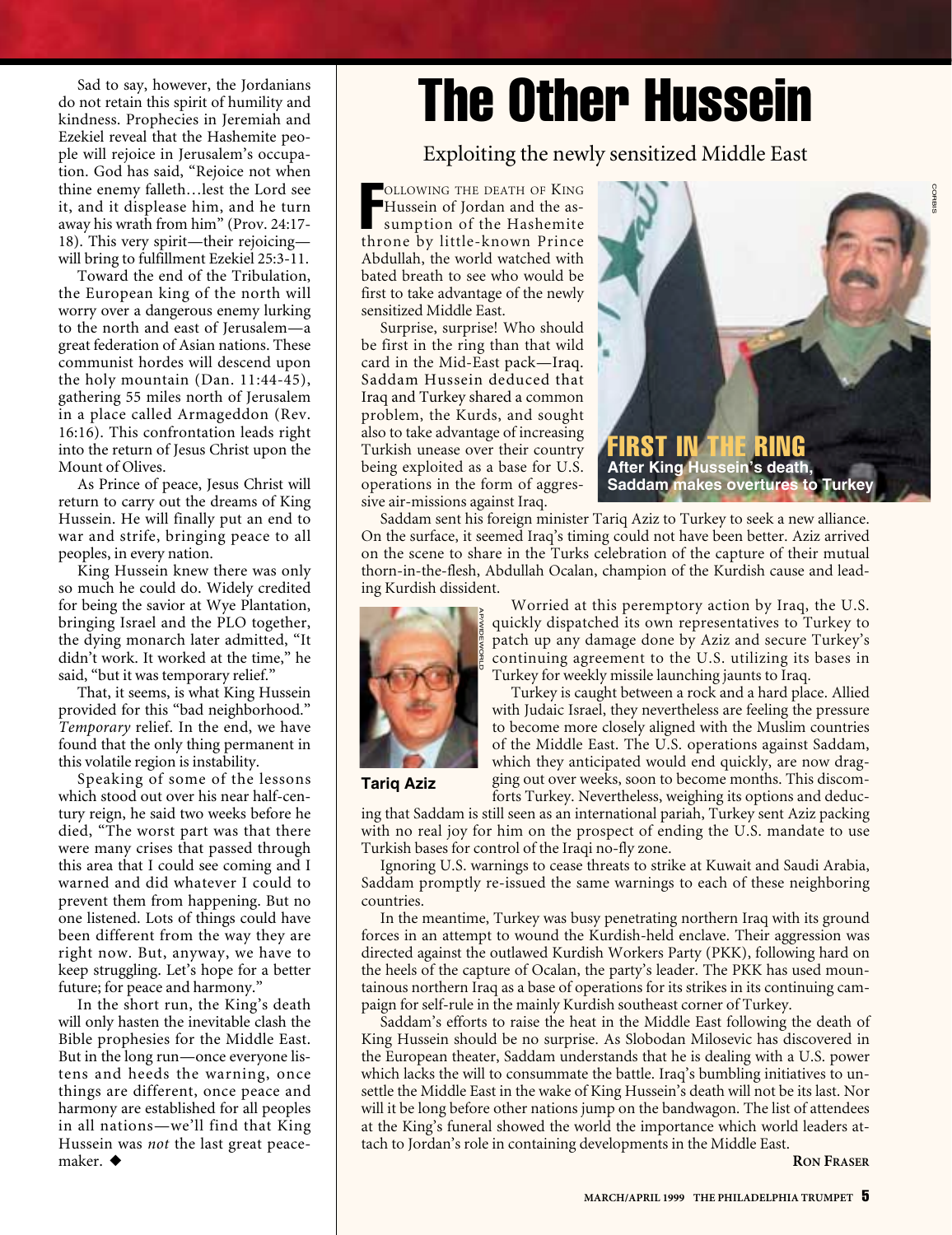Sad to say, however, the Jordanians do not retain this spirit of humility and kindness. Prophecies in Jeremiah and Ezekiel reveal that the Hashemite people will rejoice in Jerusalem's occupation. God has said, "Rejoice not when thine enemy falleth…lest the Lord see it, and it displease him, and he turn away his wrath from him" (Prov. 24:17-18). This very spirit—their rejoicing—will bring to fulfillment Ezekiel 25:3-11.

Toward the end of the Tribulation, the European king of the north will worry over a dangerous enemy lurking to the north and east of Jerusalem—a great federation of Asian nations. These communist hordes will descend upon the holy mountain (Dan. 11:44-45), gathering 55 miles north of Jerusalem in a place called Armageddon (Rev. 16:16). This confrontation leads right into the return of Jesus Christ upon the Mount of Olives.

As Prince of peace, Jesus Christ will return to carry out the dreams of King Hussein. He will finally put an end to war and strife, bringing peace to all peoples, in every nation.

King Hussein knew there was only so much he could do. Widely credited for being the savior at Wye Plantation, bringing Israel and the PLO together, the dying monarch later admitted, "It didn't work. It worked at the time," he said, "but it was temporary relief."

That, it seems, is what King Hussein provided for this "bad neighborhood." *Temporary* relief. In the end, we have found that the only thing permanent in this volatile region is instability.

Speaking of some of the lessons which stood out over his near half-century reign, he said two weeks before he died, "The worst part was that there were many crises that passed through this area that I could see coming and I warned and did whatever I could to prevent them from happening. But no one listened. Lots of things could have been different from the way they are right now. But, anyway, we have to keep struggling. Let's hope for a better future; for peace and harmony."

In the short run, the King's death will only hasten the inevitable clash the Bible prophesies for the Middle East. But in the long run—once everyone listens and heeds the warning, once things are different, once peace and harmony are established for all peoples in all nations—we'll find that King Hussein was *not* the last great peacemaker. ◆

# The Other Hussein

## Exploiting the newly sensitized Middle East

Following the death of King Hussein of Jordan and the assumption of the Hashemite throne by little-known Prince Abdullah, the world watched with bated breath to see who would be first to take advantage of the newly sensitized Middle East.

Surprise, surprise! Who should be first in the ring than that wild card in the Mid-East pack—Iraq. Saddam Hussein deduced that Iraq and Turkey shared a common problem, the Kurds, and sought also to take advantage of increasing Turkish unease over their country being exploited as a base for U.S. operations in the form of aggressive air-missions against Iraq.

**FIRST IN THE RING**
**After King Hussein's death, Saddam makes overtures to Turkey**

Saddam sent his foreign minister Tariq Aziz to Turkey to seek a new alliance. On the surface, it seemed Iraq's timing could not have been better. Aziz arrived on the scene to share in the Turks celebration of the capture of their mutual thorn-in-the-flesh, Abdullah Ocalan, champion of the Kurdish cause and leading Kurdish dissident.

**Tariq Aziz**

Worried at this peremptory action by Iraq, the U.S. quickly dispatched its own representatives to Turkey to patch up any damage done by Aziz and secure Turkey's continuing agreement to the U.S. utilizing its bases in Turkey for weekly missile launching jaunts to Iraq.

Turkey is caught between a rock and a hard place. Allied with Judaic Israel, they nevertheless are feeling the pressure to become more closely aligned with the Muslim countries of the Middle East. The U.S. operations against Saddam, which they anticipated would end quickly, are now dragging out over weeks, soon to become months. This discomforts Turkey. Nevertheless, weighing its options and deducing that Saddam is still seen as an international pariah, Turkey sent Aziz packing with no real joy for him on the prospect of ending the U.S. mandate to use Turkish bases for control of the Iraqi no-fly zone.

Ignoring U.S. warnings to cease threats to strike at Kuwait and Saudi Arabia, Saddam promptly re-issued the same warnings to each of these neighboring countries.

In the meantime, Turkey was busy penetrating northern Iraq with its ground forces in an attempt to wound the Kurdish-held enclave. Their aggression was directed against the outlawed Kurdish Workers Party (PKK), following hard on the heels of the capture of Ocalan, the party's leader. The PKK has used mountainous northern Iraq as a base of operations for its strikes in its continuing campaign for self-rule in the mainly Kurdish southeast corner of Turkey.

Saddam's efforts to raise the heat in the Middle East following the death of King Hussein should be no surprise. As Slobodan Milosevic has discovered in the European theater, Saddam understands that he is dealing with a U.S. power which lacks the will to consummate the battle. Iraq's bumbling initiatives to unsettle the Middle East in the wake of King Hussein's death will not be its last. Nor will it be long before other nations jump on the bandwagon. The list of attendees at the King's funeral showed the world the importance which world leaders attach to Jordan's role in containing developments in the Middle East.

**Ron Fraser**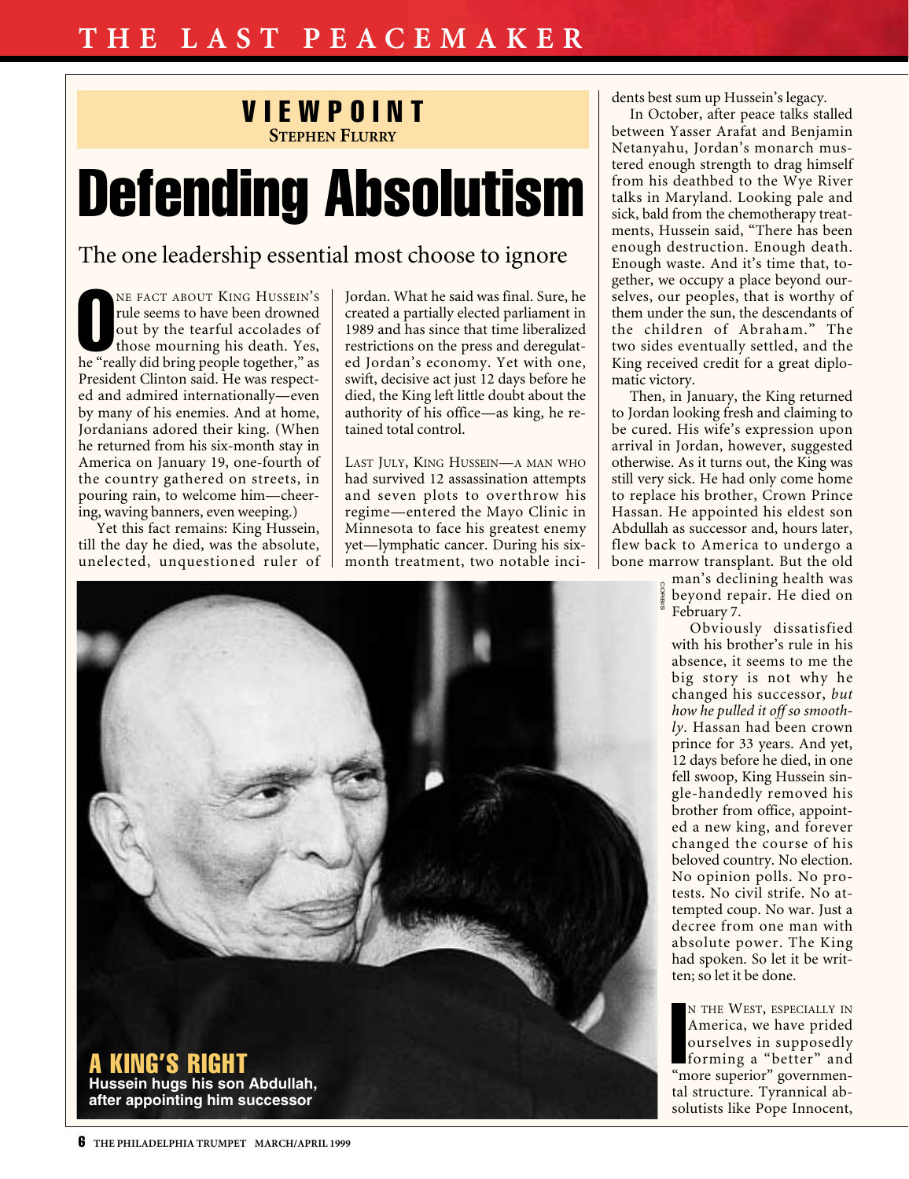## VIEWPOINT
**STEPHEN FLURRY**

# Defending Absolutism

## The one leadership essential most choose to ignore

One fact about King Hussein's rule seems to have been drowned out by the tearful accolades of those mourning his death. Yes, he "really did bring people together," as President Clinton said. He was respected and admired internationally—even by many of his enemies. And at home, Jordanians adored their king. (When he returned from his six-month stay in America on January 19, one-fourth of the country gathered on streets, in pouring rain, to welcome him—cheering, waving banners, even weeping.)

Yet this fact remains: King Hussein, till the day he died, was the absolute, unelected, unquestioned ruler of Jordan. What he said was final. Sure, he created a partially elected parliament in 1989 and has since that time liberalized restrictions on the press and deregulated Jordan's economy. Yet with one, swift, decisive act just 12 days before he died, the King left little doubt about the authority of his office—as king, he retained total control.

Last July, King Hussein—a man who had survived 12 assassination attempts and seven plots to overthrow his regime—entered the Mayo Clinic in Minnesota to face his greatest enemy yet—lymphatic cancer. During his six-month treatment, two notable incidents best sum up Hussein's legacy.

In October, after peace talks stalled between Yasser Arafat and Benjamin Netanyahu, Jordan's monarch mustered enough strength to drag himself from his deathbed to the Wye River talks in Maryland. Looking pale and sick, bald from the chemotherapy treatments, Hussein said, "There has been enough destruction. Enough death. Enough waste. And it's time that, together, we occupy a place beyond ourselves, our peoples, that is worthy of them under the sun, the descendants of the children of Abraham." The two sides eventually settled, and the King received credit for a great diplomatic victory.

Then, in January, the King returned to Jordan looking fresh and claiming to be cured. His wife's expression upon arrival in Jordan, however, suggested otherwise. As it turns out, the King was still very sick. He had only come home to replace his brother, Crown Prince Hassan. He appointed his eldest son Abdullah as successor and, hours later, flew back to America to undergo a bone marrow transplant. But the old man's declining health was beyond repair. He died on February 7.

**A KING'S RIGHT**
**Hussein hugs his son Abdullah, after appointing him successor**

Obviously dissatisfied with his brother's rule in his absence, it seems to me the big story is not why he changed his successor, *but how he pulled it off so smoothly*. Hassan had been crown prince for 33 years. And yet, 12 days before he died, in one fell swoop, King Hussein single-handedly removed his brother from office, appointed a new king, and forever changed the course of his beloved country. No election. No opinion polls. No protests. No civil strife. No attempted coup. No war. Just a decree from one man with absolute power. The King had spoken. So let it be written; so let it be done.

In the West, especially in America, we have prided ourselves in supposedly forming a "better" and "more superior" governmental structure. Tyrannical absolutists like Pope Innocent,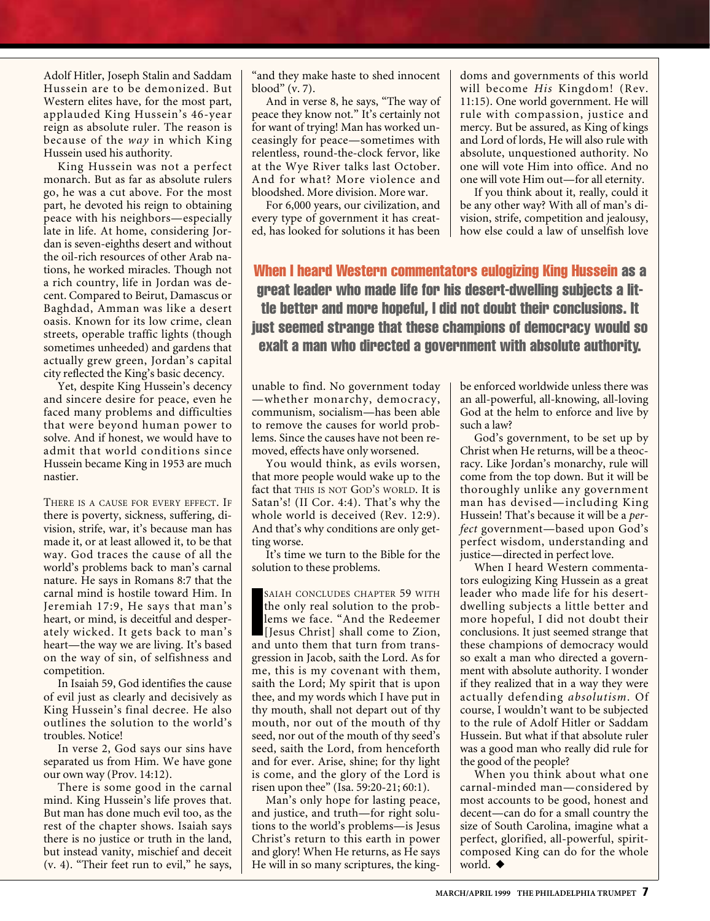Adolf Hitler, Joseph Stalin and Saddam Hussein are to be demonized. But Western elites have, for the most part, applauded King Hussein's 46-year reign as absolute ruler. The reason is because of the *way* in which King Hussein used his authority.

King Hussein was not a perfect monarch. But as far as absolute rulers go, he was a cut above. For the most part, he devoted his reign to obtaining peace with his neighbors—especially late in life. At home, considering Jordan is seven-eighths desert and without the oil-rich resources of other Arab nations, he worked miracles. Though not a rich country, life in Jordan was decent. Compared to Beirut, Damascus or Baghdad, Amman was like a desert oasis. Known for its low crime, clean streets, operable traffic lights (though sometimes unheeded) and gardens that actually grew green, Jordan's capital city reflected the King's basic decency.

Yet, despite King Hussein's decency and sincere desire for peace, even he faced many problems and difficulties that were beyond human power to solve. And if honest, we would have to admit that world conditions since Hussein became King in 1953 are much nastier.

There is a cause for every effect. If there is poverty, sickness, suffering, division, strife, war, it's because man has made it, or at least allowed it, to be that way. God traces the cause of all the world's problems back to man's carnal nature. He says in Romans 8:7 that the carnal mind is hostile toward Him. In Jeremiah 17:9, He says that man's heart, or mind, is deceitful and desperately wicked. It gets back to man's heart—the way we are living. It's based on the way of sin, of selfishness and competition.

In Isaiah 59, God identifies the cause of evil just as clearly and decisively as King Hussein's final decree. He also outlines the solution to the world's troubles. Notice!

In verse 2, God says our sins have separated us from Him. We have gone our own way (Prov. 14:12).

There is some good in the carnal mind. King Hussein's life proves that. But man has done much evil too, as the rest of the chapter shows. Isaiah says there is no justice or truth in the land, but instead vanity, mischief and deceit (v. 4). "Their feet run to evil," he says, "and they make haste to shed innocent blood" (v. 7).

And in verse 8, he says, "The way of peace they know not." It's certainly not for want of trying! Man has worked unceasingly for peace—sometimes with relentless, round-the-clock fervor, like at the Wye River talks last October. And for what? More violence and bloodshed. More division. More war.

For 6,000 years, our civilization, and every type of government it has created, has looked for solutions it has been unable to find. No government today—whether monarchy, democracy, communism, socialism—has been able to remove the causes for world problems. Since the causes have not been removed, effects have only worsened.

You would think, as evils worsen, that more people would wake up to the fact that THIS IS NOT GOD'S WORLD. It is Satan's! (II Cor. 4:4). That's why the whole world is deceived (Rev. 12:9). And that's why conditions are only getting worse.

It's time we turn to the Bible for the solution to these problems.

Isaiah concludes chapter 59 with the only real solution to the problems we face. "And the Redeemer [Jesus Christ] shall come to Zion, and unto them that turn from transgression in Jacob, saith the Lord. As for me, this is my covenant with them, saith the Lord; My spirit that is upon thee, and my words which I have put in thy mouth, shall not depart out of thy mouth, nor out of the mouth of thy seed, nor out of the mouth of thy seed's seed, saith the Lord, from henceforth and for ever. Arise, shine; for thy light is come, and the glory of the Lord is risen upon thee" (Isa. 59:20-21; 60:1).

Man's only hope for lasting peace, and justice, and truth—for right solutions to the world's problems—is Jesus Christ's return to this earth in power and glory! When He returns, as He says He will in so many scriptures, the kingdoms and governments of this world will become *His* Kingdom! (Rev. 11:15). One world government. He will rule with compassion, justice and mercy. But be assured, as King of kings and Lord of lords, He will also rule with absolute, unquestioned authority. No one will vote Him into office. And no one will vote Him out—for all eternity.

If you think about it, really, could it be any other way? With all of man's division, strife, competition and jealousy, how else could a law of unselfish love be enforced worldwide unless there was an all-powerful, all-knowing, all-loving God at the helm to enforce and live by such a law?

**When I heard Western commentators eulogizing King Hussein as a great leader who made life for his desert-dwelling subjects a little better and more hopeful, I did not doubt their conclusions. It just seemed strange that these champions of democracy would so exalt a man who directed a government with absolute authority.**

God's government, to be set up by Christ when He returns, will be a theocracy. Like Jordan's monarchy, rule will come from the top down. But it will be thoroughly unlike any government man has devised—including King Hussein! That's because it will be a *perfect* government—based upon God's perfect wisdom, understanding and justice—directed in perfect love.

When I heard Western commentators eulogizing King Hussein as a great leader who made life for his desert-dwelling subjects a little better and more hopeful, I did not doubt their conclusions. It just seemed strange that these champions of democracy would so exalt a man who directed a government with absolute authority. I wonder if they realized that in a way they were actually defending *absolutism*. Of course, I wouldn't want to be subjected to the rule of Adolf Hitler or Saddam Hussein. But what if that absolute ruler was a good man who really did rule for the good of the people?

When you think about what one carnal-minded man—considered by most accounts to be good, honest and decent—can do for a small country the size of South Carolina, imagine what a perfect, glorified, all-powerful, spirit-composed King can do for the whole world. ◆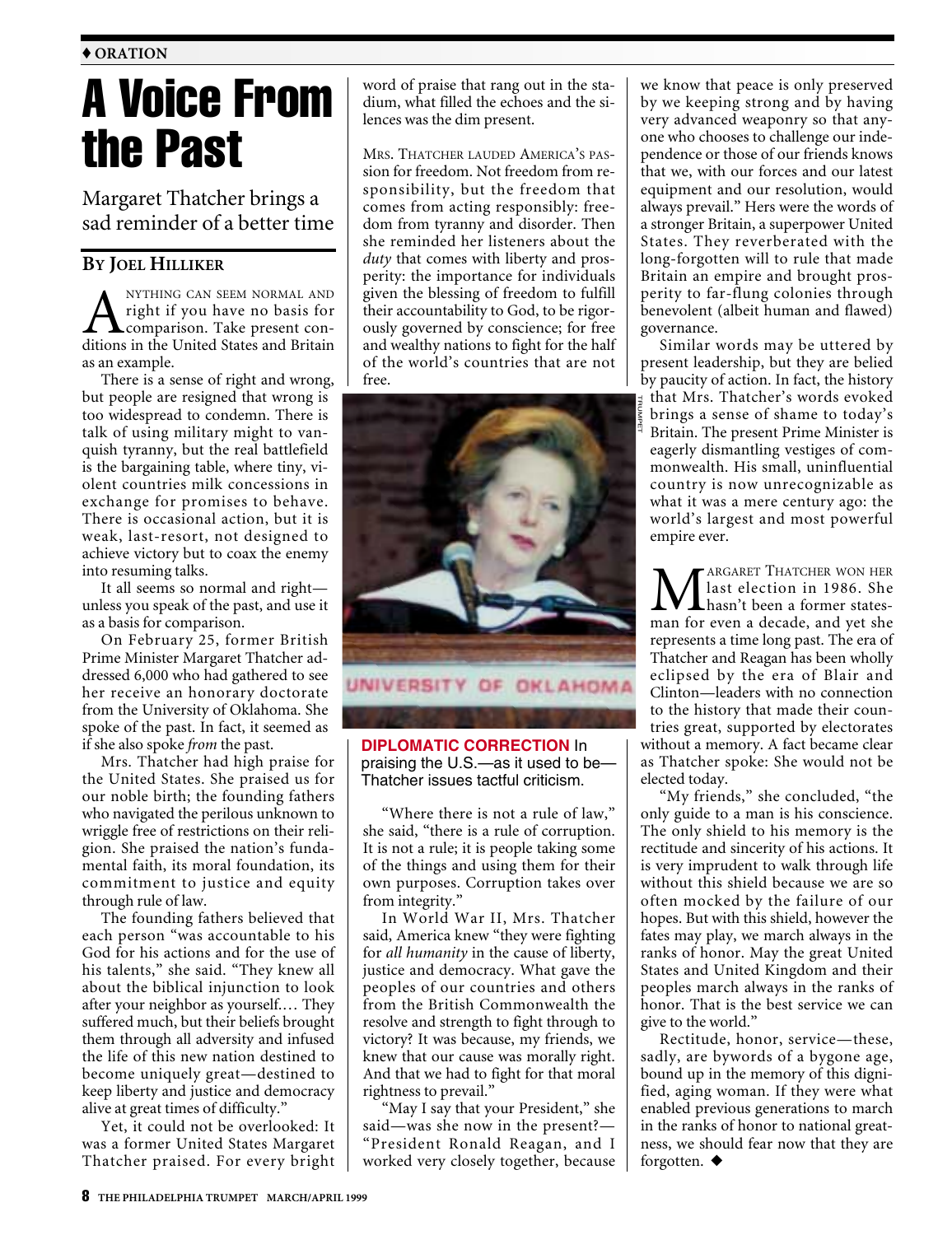♦ ORATION

# A Voice From the Past

## Margaret Thatcher brings a sad reminder of a better time

**BY JOEL HILLIKER**

ANYTHING CAN SEEM NORMAL AND right if you have no basis for comparison. Take present conditions in the United States and Britain as an example.

There is a sense of right and wrong, but people are resigned that wrong is too widespread to condemn. There is talk of using military might to vanquish tyranny, but the real battlefield is the bargaining table, where tiny, violent countries milk concessions in exchange for promises to behave. There is occasional action, but it is weak, last-resort, not designed to achieve victory but to coax the enemy into resuming talks.

It all seems so normal and right—unless you speak of the past, and use it as a basis for comparison.

On February 25, former British Prime Minister Margaret Thatcher addressed 6,000 who had gathered to see her receive an honorary doctorate from the University of Oklahoma. She spoke of the past. In fact, it seemed as if she also spoke *from* the past.

Mrs. Thatcher had high praise for the United States. She praised us for our noble birth; the founding fathers who navigated the perilous unknown to wriggle free of restrictions on their religion. She praised the nation's fundamental faith, its moral foundation, its commitment to justice and equity through rule of law.

The founding fathers believed that each person "was accountable to his God for his actions and for the use of his talents," she said. "They knew all about the biblical injunction to look after your neighbor as yourself.… They suffered much, but their beliefs brought them through all adversity and infused the life of this new nation destined to become uniquely great—destined to keep liberty and justice and democracy alive at great times of difficulty."

Yet, it could not be overlooked: It was a former United States Margaret Thatcher praised. For every bright word of praise that rang out in the stadium, what filled the echoes and the silences was the dim present.

MRS. THATCHER LAUDED AMERICA'S PASSION for freedom. Not freedom from responsibility, but the freedom that comes from acting responsibly: freedom from tyranny and disorder. Then she reminded her listeners about the *duty* that comes with liberty and prosperity: the importance for individuals given the blessing of freedom to fulfill their accountability to God, to be rigorously governed by conscience; for free and wealthy nations to fight for the half of the world's countries that are not free.

**DIPLOMATIC CORRECTION** In praising the U.S.—as it used to be—Thatcher issues tactful criticism.

"Where there is not a rule of law," she said, "there is a rule of corruption. It is not a rule; it is people taking some of the things and using them for their own purposes. Corruption takes over from integrity."

In World War II, Mrs. Thatcher said, America knew "they were fighting for *all humanity* in the cause of liberty, justice and democracy. What gave the peoples of our countries and others from the British Commonwealth the resolve and strength to fight through to victory? It was because, my friends, we knew that our cause was morally right. And that we had to fight for that moral rightness to prevail."

"May I say that your President," she said—was she now in the present?—"President Ronald Reagan, and I worked very closely together, because we know that peace is only preserved by we keeping strong and by having very advanced weaponry so that anyone who chooses to challenge our independence or those of our friends knows that we, with our forces and our latest equipment and our resolution, would always prevail." Hers were the words of a stronger Britain, a superpower United States. They reverberated with the long-forgotten will to rule that made Britain an empire and brought prosperity to far-flung colonies through benevolent (albeit human and flawed) governance.

Similar words may be uttered by present leadership, but they are belied by paucity of action. In fact, the history that Mrs. Thatcher's words evoked brings a sense of shame to today's Britain. The present Prime Minister is eagerly dismantling vestiges of commonwealth. His small, uninfluential country is now unrecognizable as what it was a mere century ago: the world's largest and most powerful empire ever.

MARGARET THATCHER WON HER last election in 1986. She hasn't been a former statesman for even a decade, and yet she represents a time long past. The era of Thatcher and Reagan has been wholly eclipsed by the era of Blair and Clinton—leaders with no connection to the history that made their countries great, supported by electorates without a memory. A fact became clear as Thatcher spoke: She would not be elected today.

"My friends," she concluded, "the only guide to a man is his conscience. The only shield to his memory is the rectitude and sincerity of his actions. It is very imprudent to walk through life without this shield because we are so often mocked by the failure of our hopes. But with this shield, however the fates may play, we march always in the ranks of honor. May the great United States and United Kingdom and their peoples march always in the ranks of honor. That is the best service we can give to the world."

Rectitude, honor, service—these, sadly, are bywords of a bygone age, bound up in the memory of this dignified, aging woman. If they were what enabled previous generations to march in the ranks of honor to national greatness, we should fear now that they are forgotten. ◆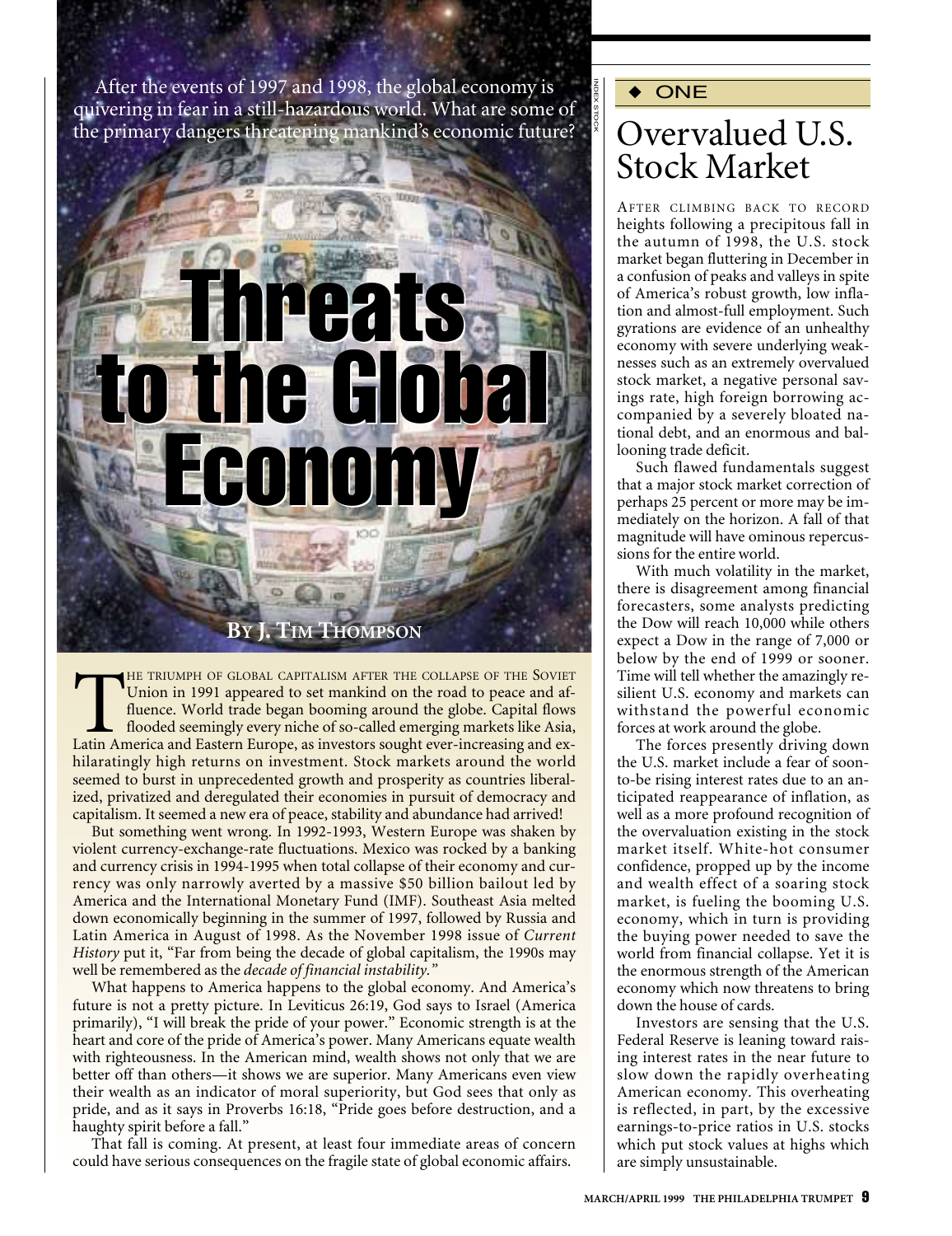After the events of 1997 and 1998, the global economy is quivering in fear in a still-hazardous world. What are some of the primary dangers threatening mankind's economic future?

# Threats to the Global Economy

**By J. Tim Thompson**

The triumph of global capitalism after the collapse of the Soviet Union in 1991 appeared to set mankind on the road to peace and affluence. World trade began booming around the globe. Capital flows flooded seemingly every niche of so-called emerging markets like Asia, Latin America and Eastern Europe, as investors sought ever-increasing and exhilaratingly high returns on investment. Stock markets around the world seemed to burst in unprecedented growth and prosperity as countries liberalized, privatized and deregulated their economies in pursuit of democracy and capitalism. It seemed a new era of peace, stability and abundance had arrived!

But something went wrong. In 1992-1993, Western Europe was shaken by violent currency-exchange-rate fluctuations. Mexico was rocked by a banking and currency crisis in 1994-1995 when total collapse of their economy and currency was only narrowly averted by a massive $50 billion bailout led by America and the International Monetary Fund (IMF). Southeast Asia melted down economically beginning in the summer of 1997, followed by Russia and Latin America in August of 1998. As the November 1998 issue of *Current History* put it, "Far from being the decade of global capitalism, the 1990s may well be remembered as the *decade of financial instability.*"

What happens to America happens to the global economy. And America's future is not a pretty picture. In Leviticus 26:19, God says to Israel (America primarily), "I will break the pride of your power." Economic strength is at the heart and core of the pride of America's power. Many Americans equate wealth with righteousness. In the American mind, wealth shows not only that we are better off than others—it shows we are superior. Many Americans even view their wealth as an indicator of moral superiority, but God sees that only as pride, and as it says in Proverbs 16:18, "Pride goes before destruction, and a haughty spirit before a fall."

That fall is coming. At present, at least four immediate areas of concern could have serious consequences on the fragile state of global economic affairs.

◆ ONE

## Overvalued U.S. Stock Market

After climbing back to record heights following a precipitous fall in the autumn of 1998, the U.S. stock market began fluttering in December in a confusion of peaks and valleys in spite of America's robust growth, low inflation and almost-full employment. Such gyrations are evidence of an unhealthy economy with severe underlying weaknesses such as an extremely overvalued stock market, a negative personal savings rate, high foreign borrowing accompanied by a severely bloated national debt, and an enormous and ballooning trade deficit.

Such flawed fundamentals suggest that a major stock market correction of perhaps 25 percent or more may be immediately on the horizon. A fall of that magnitude will have ominous repercussions for the entire world.

With much volatility in the market, there is disagreement among financial forecasters, some analysts predicting the Dow will reach 10,000 while others expect a Dow in the range of 7,000 or below by the end of 1999 or sooner. Time will tell whether the amazingly resilient U.S. economy and markets can withstand the powerful economic forces at work around the globe.

The forces presently driving down the U.S. market include a fear of soon-to-be rising interest rates due to an anticipated reappearance of inflation, as well as a more profound recognition of the overvaluation existing in the stock market itself. White-hot consumer confidence, propped up by the income and wealth effect of a soaring stock market, is fueling the booming U.S. economy, which in turn is providing the buying power needed to save the world from financial collapse. Yet it is the enormous strength of the American economy which now threatens to bring down the house of cards.

Investors are sensing that the U.S. Federal Reserve is leaning toward raising interest rates in the near future to slow down the rapidly overheating American economy. This overheating is reflected, in part, by the excessive earnings-to-price ratios in U.S. stocks which put stock values at highs which are simply unsustainable.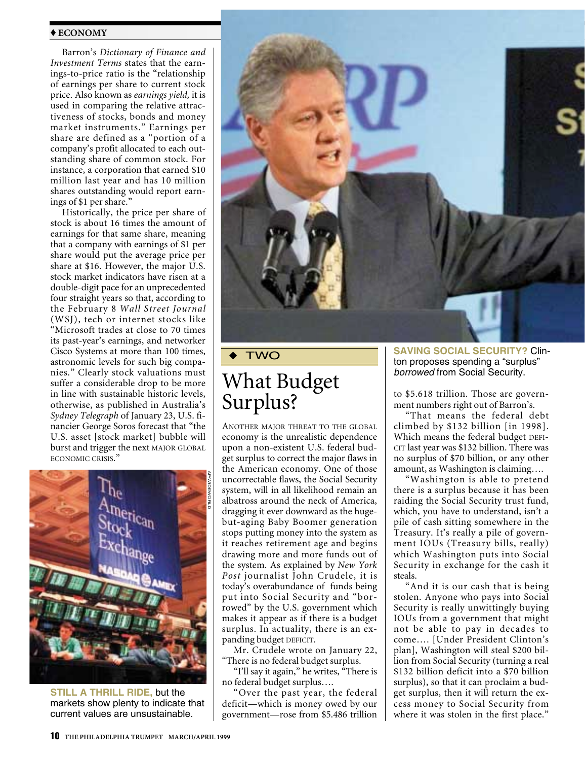♦ ECONOMY

Barron's *Dictionary of Finance and Investment Terms* states that the earnings-to-price ratio is the "relationship of earnings per share to current stock price. Also known as *earnings yield,* it is used in comparing the relative attractiveness of stocks, bonds and money market instruments." Earnings per share are defined as a "portion of a company's profit allocated to each outstanding share of common stock. For instance, a corporation that earned $10 million last year and has 10 million shares outstanding would report earnings of $1 per share."

Historically, the price per share of stock is about 16 times the amount of earnings for that same share, meaning that a company with earnings of $1 per share would put the average price per share at $16. However, the major U.S. stock market indicators have risen at a double-digit pace for an unprecedented four straight years so that, according to the February 8 *Wall Street Journal* (WSJ), tech or internet stocks like "Microsoft trades at close to 70 times its past-year's earnings, and networker Cisco Systems at more than 100 times, astronomic levels for such big companies." Clearly stock valuations must suffer a considerable drop to be more in line with sustainable historic levels, otherwise, as published in Australia's *Sydney Telegraph* of January 23, U.S. financier George Soros forecast that "the U.S. asset [stock market] bubble will burst and trigger the next MAJOR GLOBAL ECONOMIC CRISIS."

**STILL A THRILL RIDE,** but the markets show plenty to indicate that current values are unsustainable.

♦ TWO

# What Budget Surplus?

**SAVING SOCIAL SECURITY?** Clinton proposes spending a "surplus" *borrowed* from Social Security.

ANOTHER MAJOR THREAT TO THE GLOBAL economy is the unrealistic dependence upon a non-existent U.S. federal budget surplus to correct the major flaws in the American economy. One of those uncorrectable flaws, the Social Security system, will in all likelihood remain an albatross around the neck of America, dragging it ever downward as the huge-but-aging Baby Boomer generation stops putting money into the system as it reaches retirement age and begins drawing more and more funds out of the system. As explained by *New York Post* journalist John Crudele, it is today's overabundance of funds being put into Social Security and "borrowed" by the U.S. government which makes it appear as if there is a budget surplus. In actuality, there is an expanding budget DEFICIT.

Mr. Crudele wrote on January 22, "There is no federal budget surplus.

"I'll say it again," he writes, "There is no federal budget surplus….

"Over the past year, the federal deficit—which is money owed by our government—rose from $5.486 trillion to $5.618 trillion. Those are government numbers right out of Barron's.

"That means the federal debt climbed by $132 billion [in 1998]. Which means the federal budget DEFICIT last year was $132 billion. There was no surplus of $70 billion, or any other amount, as Washington is claiming….

"Washington is able to pretend there is a surplus because it has been raiding the Social Security trust fund, which, you have to understand, isn't a pile of cash sitting somewhere in the Treasury. It's really a pile of government IOUs (Treasury bills, really) which Washington puts into Social Security in exchange for the cash it steals.

"And it is our cash that is being stolen. Anyone who pays into Social Security is really unwittingly buying IOUs from a government that might not be able to pay in decades to come…. [Under President Clinton's plan], Washington will steal $200 billion from Social Security (turning a real $132 billion deficit into a $70 billion surplus), so that it can proclaim a budget surplus, then it will return the excess money to Social Security from where it was stolen in the first place."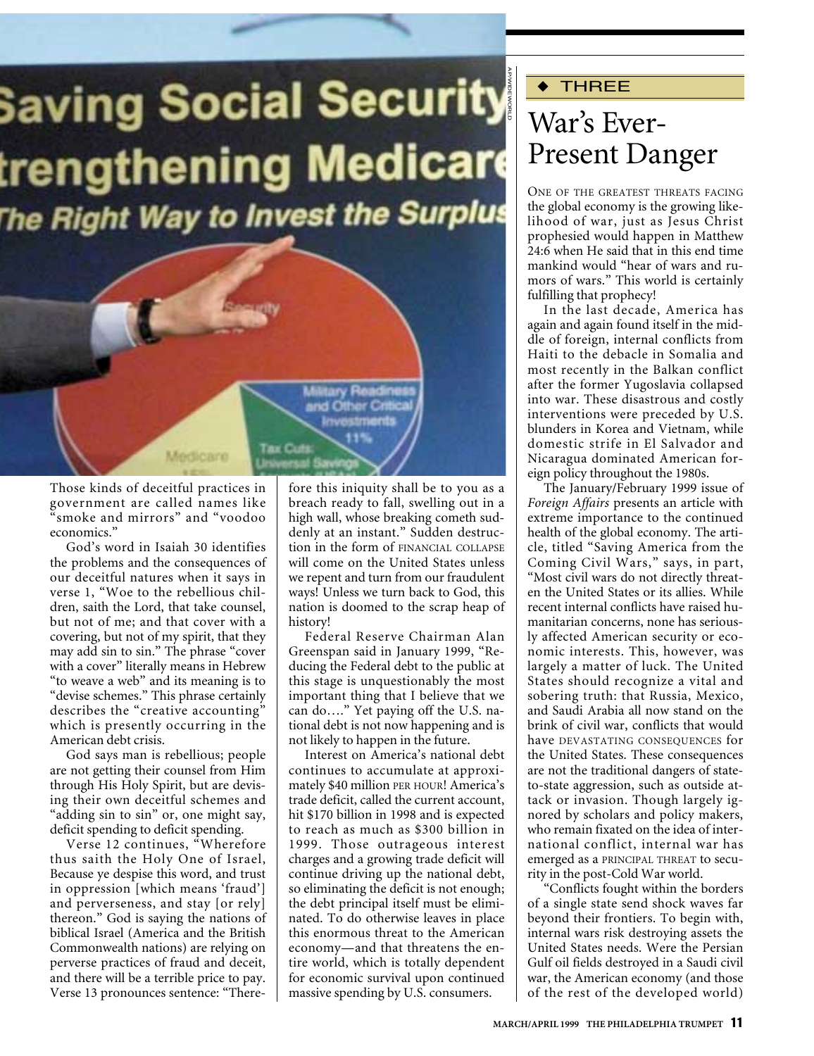Those kinds of deceitful practices in government are called names like "smoke and mirrors" and "voodoo economics."

God's word in Isaiah 30 identifies the problems and the consequences of our deceitful natures when it says in verse 1, "Woe to the rebellious children, saith the Lord, that take counsel, but not of me; and that cover with a covering, but not of my spirit, that they may add sin to sin." The phrase "cover with a cover" literally means in Hebrew "to weave a web" and its meaning is to "devise schemes." This phrase certainly describes the "creative accounting" which is presently occurring in the American debt crisis.

God says man is rebellious; people are not getting their counsel from Him through His Holy Spirit, but are devising their own deceitful schemes and "adding sin to sin" or, one might say, deficit spending to deficit spending.

Verse 12 continues, "Wherefore thus saith the Holy One of Israel, Because ye despise this word, and trust in oppression [which means 'fraud'] and perverseness, and stay [or rely] thereon." God is saying the nations of biblical Israel (America and the British Commonwealth nations) are relying on perverse practices of fraud and deceit, and there will be a terrible price to pay. Verse 13 pronounces sentence: "Therefore this iniquity shall be to you as a breach ready to fall, swelling out in a high wall, whose breaking cometh suddenly at an instant." Sudden destruction in the form of FINANCIAL COLLAPSE will come on the United States unless we repent and turn from our fraudulent ways! Unless we turn back to God, this nation is doomed to the scrap heap of history!

Federal Reserve Chairman Alan Greenspan said in January 1999, "Reducing the Federal debt to the public at this stage is unquestionably the most important thing that I believe that we can do…." Yet paying off the U.S. national debt is not now happening and is not likely to happen in the future.

Interest on America's national debt continues to accumulate at approximately $40 million PER HOUR! America's trade deficit, called the current account, hit $170 billion in 1998 and is expected to reach as much as $300 billion in 1999. Those outrageous interest charges and a growing trade deficit will continue driving up the national debt, so eliminating the deficit is not enough; the debt principal itself must be eliminated. To do otherwise leaves in place this enormous threat to the American economy—and that threatens the entire world, which is totally dependent for economic survival upon continued massive spending by U.S. consumers.

◆ THREE

## War's Ever-Present Danger

ONE OF THE GREATEST THREATS FACING the global economy is the growing likelihood of war, just as Jesus Christ prophesied would happen in Matthew 24:6 when He said that in this end time mankind would "hear of wars and rumors of wars." This world is certainly fulfilling that prophecy!

In the last decade, America has again and again found itself in the middle of foreign, internal conflicts from Haiti to the debacle in Somalia and most recently in the Balkan conflict after the former Yugoslavia collapsed into war. These disastrous and costly interventions were preceded by U.S. blunders in Korea and Vietnam, while domestic strife in El Salvador and Nicaragua dominated American foreign policy throughout the 1980s.

The January/February 1999 issue of *Foreign Affairs* presents an article with extreme importance to the continued health of the global economy. The article, titled "Saving America from the Coming Civil Wars," says, in part, "Most civil wars do not directly threaten the United States or its allies. While recent internal conflicts have raised humanitarian concerns, none has seriously affected American security or economic interests. This, however, was largely a matter of luck. The United States should recognize a vital and sobering truth: that Russia, Mexico, and Saudi Arabia all now stand on the brink of civil war, conflicts that would have DEVASTATING CONSEQUENCES for the United States. These consequences are not the traditional dangers of state-to-state aggression, such as outside attack or invasion. Though largely ignored by scholars and policy makers, who remain fixated on the idea of international conflict, internal war has emerged as a PRINCIPAL THREAT to security in the post-Cold War world.

"Conflicts fought within the borders of a single state send shock waves far beyond their frontiers. To begin with, internal wars risk destroying assets the United States needs. Were the Persian Gulf oil fields destroyed in a Saudi civil war, the American economy (and those of the rest of the developed world)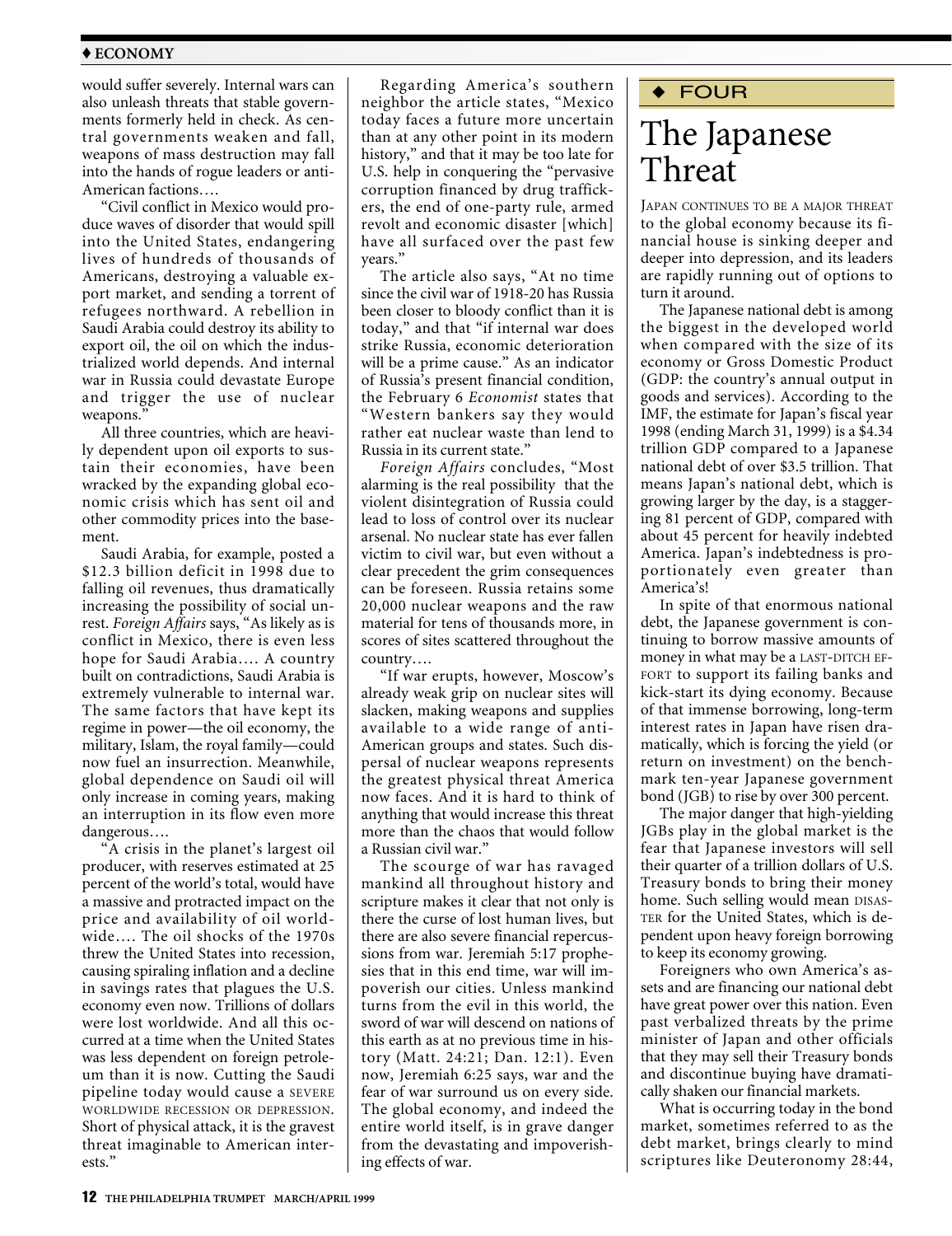would suffer severely. Internal wars can also unleash threats that stable governments formerly held in check. As central governments weaken and fall, weapons of mass destruction may fall into the hands of rogue leaders or anti-American factions….

"Civil conflict in Mexico would produce waves of disorder that would spill into the United States, endangering lives of hundreds of thousands of Americans, destroying a valuable export market, and sending a torrent of refugees northward. A rebellion in Saudi Arabia could destroy its ability to export oil, the oil on which the industrialized world depends. And internal war in Russia could devastate Europe and trigger the use of nuclear weapons."

All three countries, which are heavily dependent upon oil exports to sustain their economies, have been wracked by the expanding global economic crisis which has sent oil and other commodity prices into the basement.

Saudi Arabia, for example, posted a $12.3 billion deficit in 1998 due to falling oil revenues, thus dramatically increasing the possibility of social unrest. *Foreign Affairs* says, "As likely as is conflict in Mexico, there is even less hope for Saudi Arabia…. A country built on contradictions, Saudi Arabia is extremely vulnerable to internal war. The same factors that have kept its regime in power—the oil economy, the military, Islam, the royal family—could now fuel an insurrection. Meanwhile, global dependence on Saudi oil will only increase in coming years, making an interruption in its flow even more dangerous….

"A crisis in the planet's largest oil producer, with reserves estimated at 25 percent of the world's total, would have a massive and protracted impact on the price and availability of oil worldwide…. The oil shocks of the 1970s threw the United States into recession, causing spiraling inflation and a decline in savings rates that plagues the U.S. economy even now. Trillions of dollars were lost worldwide. And all this occurred at a time when the United States was less dependent on foreign petroleum than it is now. Cutting the Saudi pipeline today would cause a SEVERE WORLDWIDE RECESSION OR DEPRESSION. Short of physical attack, it is the gravest threat imaginable to American interests."

Regarding America's southern neighbor the article states, "Mexico today faces a future more uncertain than at any other point in its modern history," and that it may be too late for U.S. help in conquering the "pervasive corruption financed by drug traffickers, the end of one-party rule, armed revolt and economic disaster [which] have all surfaced over the past few years."

The article also says, "At no time since the civil war of 1918-20 has Russia been closer to bloody conflict than it is today," and that "if internal war does strike Russia, economic deterioration will be a prime cause." As an indicator of Russia's present financial condition, the February 6 *Economist* states that "Western bankers say they would rather eat nuclear waste than lend to Russia in its current state."

*Foreign Affairs* concludes, "Most alarming is the real possibility that the violent disintegration of Russia could lead to loss of control over its nuclear arsenal. No nuclear state has ever fallen victim to civil war, but even without a clear precedent the grim consequences can be foreseen. Russia retains some 20,000 nuclear weapons and the raw material for tens of thousands more, in scores of sites scattered throughout the country….

"If war erupts, however, Moscow's already weak grip on nuclear sites will slacken, making weapons and supplies available to a wide range of anti-American groups and states. Such dispersal of nuclear weapons represents the greatest physical threat America now faces. And it is hard to think of anything that would increase this threat more than the chaos that would follow a Russian civil war."

The scourge of war has ravaged mankind all throughout history and scripture makes it clear that not only is there the curse of lost human lives, but there are also severe financial repercussions from war. Jeremiah 5:17 prophesies that in this end time, war will impoverish our cities. Unless mankind turns from the evil in this world, the sword of war will descend on nations of this earth as at no previous time in history (Matt. 24:21; Dan. 12:1). Even now, Jeremiah 6:25 says, war and the fear of war surround us on every side. The global economy, and indeed the entire world itself, is in grave danger from the devastating and impoverishing effects of war.

◆ FOUR

# The Japanese Threat

JAPAN CONTINUES TO BE A MAJOR THREAT to the global economy because its financial house is sinking deeper and deeper into depression, and its leaders are rapidly running out of options to turn it around.

The Japanese national debt is among the biggest in the developed world when compared with the size of its economy or Gross Domestic Product (GDP: the country's annual output in goods and services). According to the IMF, the estimate for Japan's fiscal year 1998 (ending March 31, 1999) is a $4.34 trillion GDP compared to a Japanese national debt of over $3.5 trillion. That means Japan's national debt, which is growing larger by the day, is a staggering 81 percent of GDP, compared with about 45 percent for heavily indebted America. Japan's indebtedness is proportionately even greater than America's!

In spite of that enormous national debt, the Japanese government is continuing to borrow massive amounts of money in what may be a LAST-DITCH EFFORT to support its failing banks and kick-start its dying economy. Because of that immense borrowing, long-term interest rates in Japan have risen dramatically, which is forcing the yield (or return on investment) on the benchmark ten-year Japanese government bond (JGB) to rise by over 300 percent.

The major danger that high-yielding JGBs play in the global market is the fear that Japanese investors will sell their quarter of a trillion dollars of U.S. Treasury bonds to bring their money home. Such selling would mean DISASTER for the United States, which is dependent upon heavy foreign borrowing to keep its economy growing.

Foreigners who own America's assets and are financing our national debt have great power over this nation. Even past verbalized threats by the prime minister of Japan and other officials that they may sell their Treasury bonds and discontinue buying have dramatically shaken our financial markets.

What is occurring today in the bond market, sometimes referred to as the debt market, brings clearly to mind scriptures like Deuteronomy 28:44,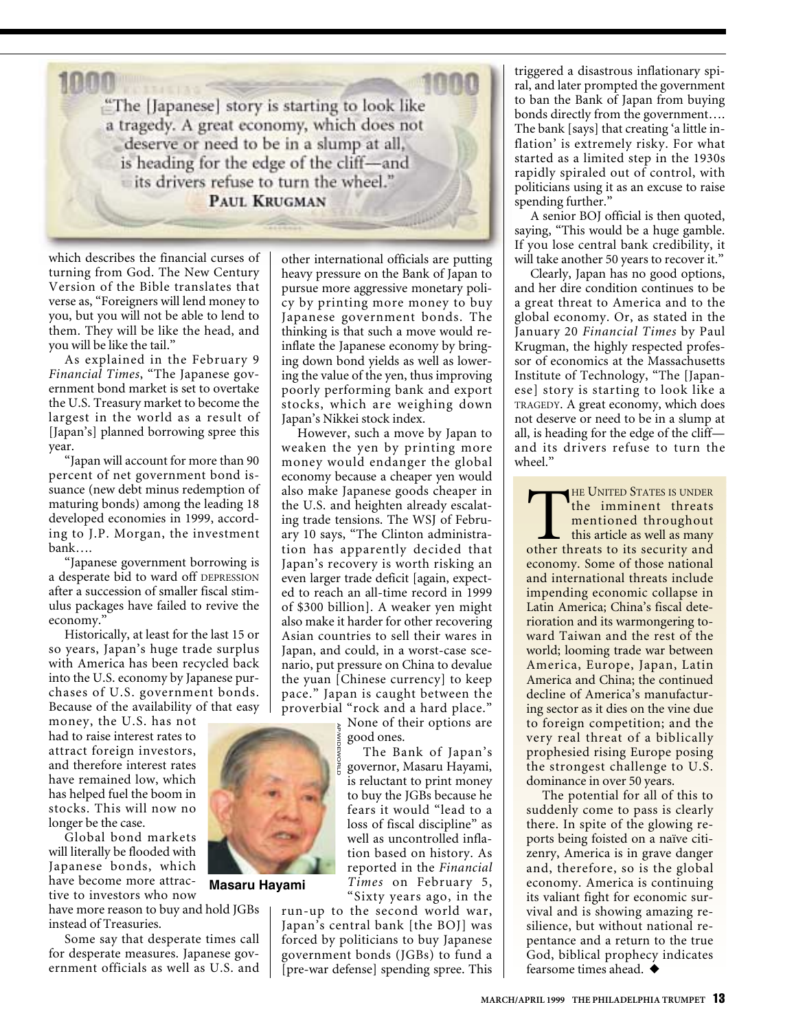> "The [Japanese] story is starting to look like a tragedy. A great economy, which does not deserve or need to be in a slump at all, is heading for the edge of the cliff—and its drivers refuse to turn the wheel."
> **PAUL KRUGMAN**

which describes the financial curses of turning from God. The New Century Version of the Bible translates that verse as, "Foreigners will lend money to you, but you will not be able to lend to them. They will be like the head, and you will be like the tail."

As explained in the February 9 *Financial Times*, "The Japanese government bond market is set to overtake the U.S. Treasury market to become the largest in the world as a result of [Japan's] planned borrowing spree this year.

"Japan will account for more than 90 percent of net government bond issuance (new debt minus redemption of maturing bonds) among the leading 18 developed economies in 1999, according to J.P. Morgan, the investment bank….

"Japanese government borrowing is a desperate bid to ward off DEPRESSION after a succession of smaller fiscal stimulus packages have failed to revive the economy."

Historically, at least for the last 15 or so years, Japan's huge trade surplus with America has been recycled back into the U.S. economy by Japanese purchases of U.S. government bonds. Because of the availability of that easy money, the U.S. has not had to raise interest rates to attract foreign investors, and therefore interest rates have remained low, which has helped fuel the boom in stocks. This will now no longer be the case.

Global bond markets will literally be flooded with Japanese bonds, which have become more attractive to investors who now have more reason to buy and hold JGBs instead of Treasuries.

Some say that desperate times call for desperate measures. Japanese government officials as well as U.S. and other international officials are putting heavy pressure on the Bank of Japan to pursue more aggressive monetary policy by printing more money to buy Japanese government bonds. The thinking is that such a move would reinflate the Japanese economy by bringing down bond yields as well as lowering the value of the yen, thus improving poorly performing bank and export stocks, which are weighing down Japan's Nikkei stock index.

However, such a move by Japan to weaken the yen by printing more money would endanger the global economy because a cheaper yen would also make Japanese goods cheaper in the U.S. and heighten already escalating trade tensions. The WSJ of February 10 says, "The Clinton administration has apparently decided that Japan's recovery is worth risking an even larger trade deficit [again, expected to reach an all-time record in 1999 of $300 billion]. A weaker yen might also make it harder for other recovering Asian countries to sell their wares in Japan, and could, in a worst-case scenario, put pressure on China to devalue the yuan [Chinese currency] to keep pace." Japan is caught between the proverbial "rock and a hard place." None of their options are good ones.

**Masaru Hayami**

The Bank of Japan's governor, Masaru Hayami, is reluctant to print money to buy the JGBs because he fears it would "lead to a loss of fiscal discipline" as well as uncontrolled inflation based on history. As reported in the *Financial Times* on February 5, "Sixty years ago, in the run-up to the second world war, Japan's central bank [the BOJ] was forced by politicians to buy Japanese government bonds (JGBs) to fund a [pre-war defense] spending spree. This triggered a disastrous inflationary spiral, and later prompted the government to ban the Bank of Japan from buying bonds directly from the government…. The bank [says] that creating 'a little inflation' is extremely risky. For what started as a limited step in the 1930s rapidly spiraled out of control, with politicians using it as an excuse to raise spending further."

A senior BOJ official is then quoted, saying, "This would be a huge gamble. If you lose central bank credibility, it will take another 50 years to recover it."

Clearly, Japan has no good options, and her dire condition continues to be a great threat to America and to the global economy. Or, as stated in the January 20 *Financial Times* by Paul Krugman, the highly respected professor of economics at the Massachusetts Institute of Technology, "The [Japanese] story is starting to look like a TRAGEDY. A great economy, which does not deserve or need to be in a slump at all, is heading for the edge of the cliff—and its drivers refuse to turn the wheel."

THE UNITED STATES IS UNDER the imminent threats mentioned throughout this article as well as many other threats to its security and economy. Some of those national and international threats include impending economic collapse in Latin America; China's fiscal deterioration and its warmongering toward Taiwan and the rest of the world; looming trade war between America, Europe, Japan, Latin America and China; the continued decline of America's manufacturing sector as it dies on the vine due to foreign competition; and the very real threat of a biblically prophesied rising Europe posing the strongest challenge to U.S. dominance in over 50 years.

The potential for all of this to suddenly come to pass is clearly there. In spite of the glowing reports being foisted on a naïve citizenry, America is in grave danger and, therefore, so is the global economy. America is continuing its valiant fight for economic survival and is showing amazing resilience, but without national repentance and a return to the true God, biblical prophecy indicates fearsome times ahead. ◆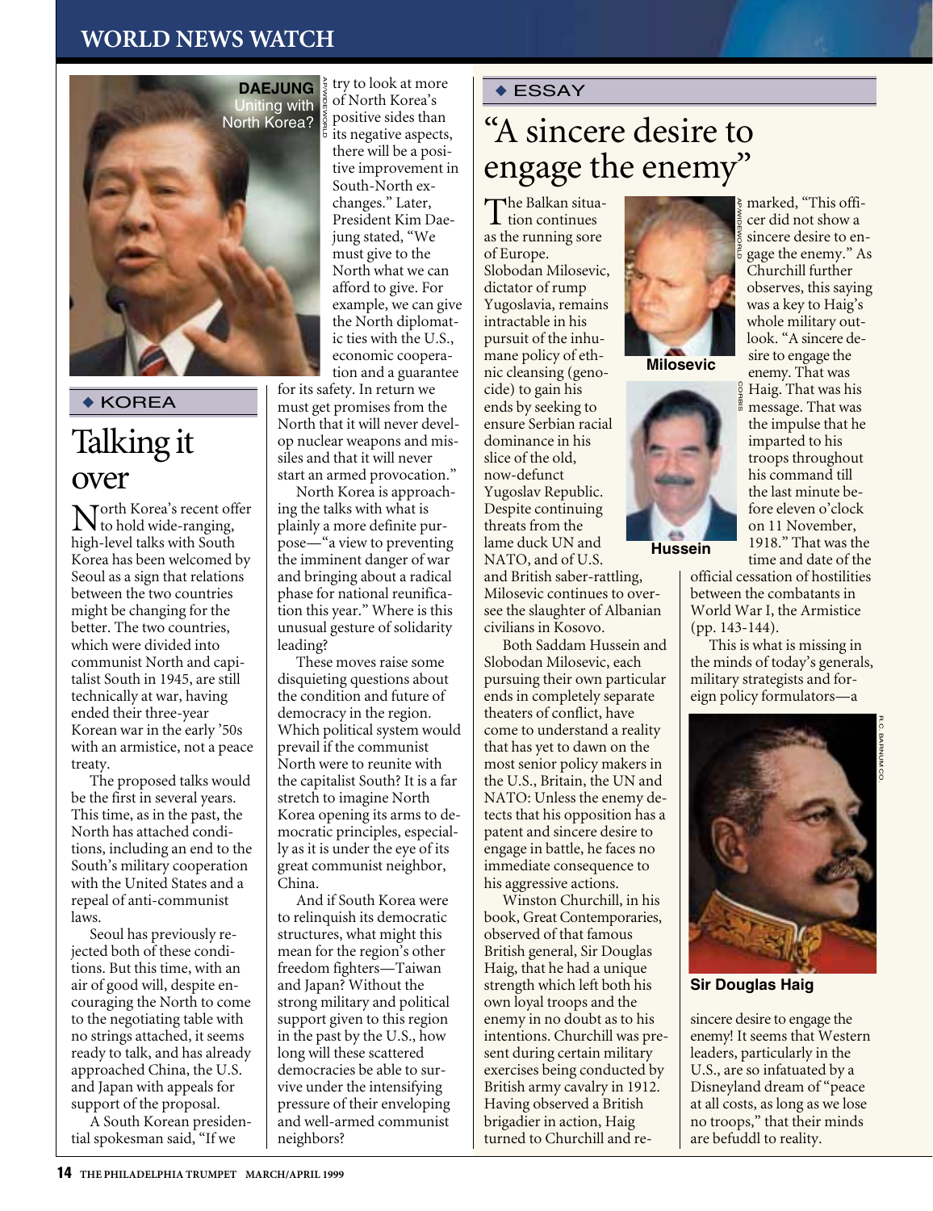## WORLD NEWS WATCH

DAEJUNG Uniting with North Korea?

### ◆ KOREA

# Talking it over

North Korea's recent offer to hold wide-ranging, high-level talks with South Korea has been welcomed by Seoul as a sign that relations between the two countries might be changing for the better. The two countries, which were divided into communist North and capitalist South in 1945, are still technically at war, having ended their three-year Korean war in the early '50s with an armistice, not a peace treaty.

The proposed talks would be the first in several years. This time, as in the past, the North has attached conditions, including an end to the South's military cooperation with the United States and a repeal of anti-communist laws.

Seoul has previously rejected both of these conditions. But this time, with an air of good will, despite encouraging the North to come to the negotiating table with no strings attached, it seems ready to talk, and has already approached China, the U.S. and Japan with appeals for support of the proposal.

A South Korean presidential spokesman said, "If we try to look at more of North Korea's positive sides than its negative aspects, there will be a positive improvement in South-North exchanges." Later, President Kim Dae-jung stated, "We must give to the North what we can afford to give. For example, we can give the North diplomatic ties with the U.S., economic cooperation and a guarantee for its safety. In return we must get promises from the North that it will never develop nuclear weapons and missiles and that it will never start an armed provocation."

North Korea is approaching the talks with what is plainly a more definite purpose—"a view to preventing the imminent danger of war and bringing about a radical phase for national reunification this year." Where is this unusual gesture of solidarity leading?

These moves raise some disquieting questions about the condition and future of democracy in the region. Which political system would prevail if the communist North were to reunite with the capitalist South? It is a far stretch to imagine North Korea opening its arms to democratic principles, especially as it is under the eye of its great communist neighbor, China.

And if South Korea were to relinquish its democratic structures, what might this mean for the region's other freedom fighters—Taiwan and Japan? Without the strong military and political support given to this region in the past by the U.S., how long will these scattered democracies be able to survive under the intensifying pressure of their enveloping and well-armed communist neighbors?

### ◆ ESSAY

# "A sincere desire to engage the enemy"

The Balkan situation continues as the running sore of Europe. Slobodan Milosevic, dictator of rump Yugoslavia, remains intractable in his pursuit of the inhumane policy of ethnic cleansing (genocide) to gain his ends by seeking to ensure Serbian racial dominance in his slice of the old, now-defunct Yugoslav Republic. Despite continuing threats from the lame duck UN and NATO, and of U.S. and British saber-rattling, Milosevic continues to oversee the slaughter of Albanian civilians in Kosovo.

Milosevic

Hussein

Both Saddam Hussein and Slobodan Milosevic, each pursuing their own particular ends in completely separate theaters of conflict, have come to understand a reality that has yet to dawn on the most senior policy makers in the U.S., Britain, the UN and NATO: Unless the enemy detects that his opposition has a patent and sincere desire to engage in battle, he faces no immediate consequence to his aggressive actions.

Winston Churchill, in his book, Great Contemporaries, observed of that famous British general, Sir Douglas Haig, that he had a unique strength which left both his own loyal troops and the enemy in no doubt as to his intentions. Churchill was present during certain military exercises being conducted by British army cavalry in 1912. Having observed a British brigadier in action, Haig turned to Churchill and remarked, "This officer did not show a sincere desire to engage the enemy." As Churchill further observes, this saying was a key to Haig's whole military outlook. "A sincere desire to engage the enemy. That was Haig. That was his message. That was the impulse that he imparted to his troops throughout his command till the last minute before eleven o'clock on 11 November, 1918." That was the time and date of the official cessation of hostilities between the combatants in World War I, the Armistice (pp. 143-144).

This is what is missing in the minds of today's generals, military strategists and foreign policy formulators—a sincere desire to engage the enemy! It seems that Western leaders, particularly in the U.S., are so infatuated by a Disneyland dream of "peace at all costs, as long as we lose no troops," that their minds are befuddl to reality.

Sir Douglas Haig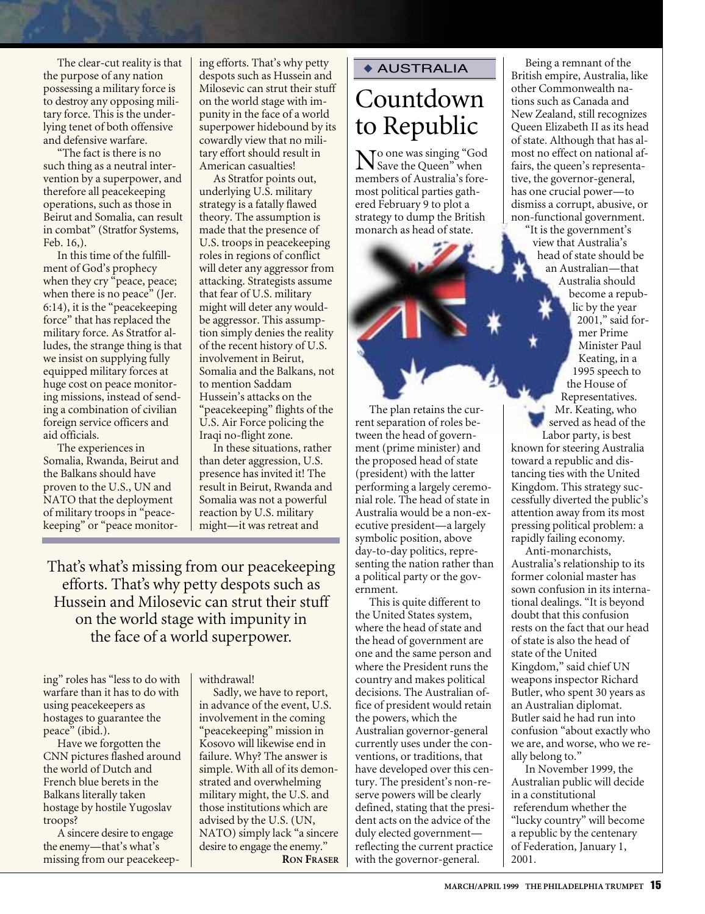The clear-cut reality is that the purpose of any nation possessing a military force is to destroy any opposing military force. This is the underlying tenet of both offensive and defensive warfare.

"The fact is there is no such thing as a neutral intervention by a superpower, and therefore all peacekeeping operations, such as those in Beirut and Somalia, can result in combat" (Stratfor Systems, Feb. 16,).

In this time of the fulfillment of God's prophecy when they cry "peace, peace; when there is no peace" (Jer. 6:14), it is the "peacekeeping force" that has replaced the military force. As Stratfor alludes, the strange thing is that we insist on supplying fully equipped military forces at huge cost on peace monitoring missions, instead of sending a combination of civilian foreign service officers and aid officials.

The experiences in Somalia, Rwanda, Beirut and the Balkans should have proven to the U.S., UN and NATO that the deployment of military troops in "peacekeeping" or "peace monitoring" roles has "less to do with warfare than it has to do with using peacekeepers as hostages to guarantee the peace" (ibid.).

Have we forgotten the CNN pictures flashed around the world of Dutch and French blue berets in the Balkans literally taken hostage by hostile Yugoslav troops?

A sincere desire to engage the enemy—that's what's missing from our peacekeeping efforts. That's why petty despots such as Hussein and Milosevic can strut their stuff on the world stage with impunity in the face of a world superpower hidebound by its cowardly view that no military effort should result in American casualties!

As Stratfor points out, underlying U.S. military strategy is a fatally flawed theory. The assumption is made that the presence of U.S. troops in peacekeeping roles in regions of conflict will deter any aggressor from attacking. Strategists assume that fear of U.S. military might will deter any would-be aggressor. This assumption simply denies the reality of the recent history of U.S. involvement in Beirut, Somalia and the Balkans, not to mention Saddam Hussein's attacks on the "peacekeeping" flights of the U.S. Air Force policing the Iraqi no-flight zone.

In these situations, rather than deter aggression, U.S. presence has invited it! The result in Beirut, Rwanda and Somalia was not a powerful reaction by U.S. military might—it was retreat and withdrawal!

Sadly, we have to report, in advance of the event, U.S. involvement in the coming "peacekeeping" mission in Kosovo will likewise end in failure. Why? The answer is simple. With all of its demonstrated and overwhelming military might, the U.S. and those institutions which are advised by the U.S. (UN, NATO) simply lack "a sincere desire to engage the enemy."

**Ron Fraser**

> That's what's missing from our peacekeeping efforts. That's why petty despots such as Hussein and Milosevic can strut their stuff on the world stage with impunity in the face of a world superpower.

◆ AUSTRALIA

# Countdown to Republic

No one was singing "God Save the Queen" when members of Australia's foremost political parties gathered February 9 to plot a strategy to dump the British monarch as head of state.

The plan retains the current separation of roles between the head of government (prime minister) and the proposed head of state (president) with the latter performing a largely ceremonial role. The head of state in Australia would be a non-executive president—a largely symbolic position, above day-to-day politics, representing the nation rather than a political party or the government.

This is quite different to the United States system, where the head of state and the head of government are one and the same person and where the President runs the country and makes political decisions. The Australian office of president would retain the powers, which the Australian governor-general currently uses under the conventions, or traditions, that have developed over this century. The president's non-reserve powers will be clearly defined, stating that the president acts on the advice of the duly elected government—reflecting the current practice with the governor-general.

Being a remnant of the British empire, Australia, like other Commonwealth nations such as Canada and New Zealand, still recognizes Queen Elizabeth II as its head of state. Although that has almost no effect on national affairs, the queen's representative, the governor-general, has one crucial power—to dismiss a corrupt, abusive, or non-functional government.

"It is the government's view that Australia's head of state should be an Australian—that Australia should become a republic by the year 2001," said former Prime Minister Paul Keating, in a 1995 speech to the House of Representatives. Mr. Keating, who served as head of the Labor party, is best known for steering Australia toward a republic and distancing ties with the United Kingdom. This strategy successfully diverted the public's attention away from its most pressing political problem: a rapidly failing economy.

Anti-monarchists, Australia's relationship to its former colonial master has sown confusion in its international dealings. "It is beyond doubt that this confusion rests on the fact that our head of state is also the head of state of the United Kingdom," said chief UN weapons inspector Richard Butler, who spent 30 years as an Australian diplomat. Butler said he had run into confusion "about exactly who we are, and worse, who we really belong to."

In November 1999, the Australian public will decide in a constitutional referendum whether the "lucky country" will become a republic by the centenary of Federation, January 1, 2001.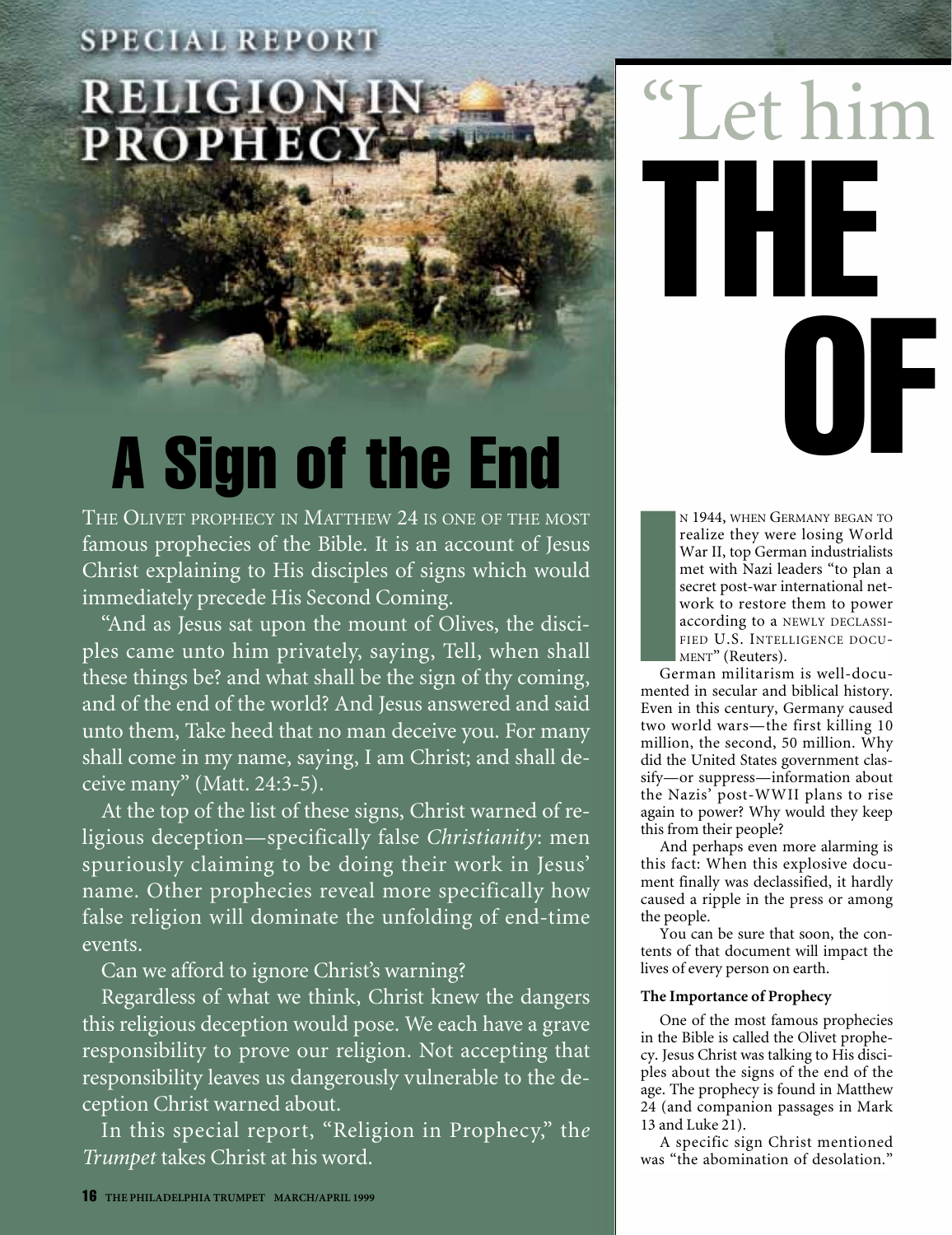SPECIAL REPORT

# RELIGION IN PROPHECY

# A Sign of the End

The Olivet prophecy in Matthew 24 is one of the most famous prophecies of the Bible. It is an account of Jesus Christ explaining to His disciples of signs which would immediately precede His Second Coming.

"And as Jesus sat upon the mount of Olives, the disciples came unto him privately, saying, Tell, when shall these things be? and what shall be the sign of thy coming, and of the end of the world? And Jesus answered and said unto them, Take heed that no man deceive you. For many shall come in my name, saying, I am Christ; and shall deceive many" (Matt. 24:3-5).

At the top of the list of these signs, Christ warned of religious deception—specifically false *Christianity*: men spuriously claiming to be doing their work in Jesus' name. Other prophecies reveal more specifically how false religion will dominate the unfolding of end-time events.

Can we afford to ignore Christ's warning?

Regardless of what we think, Christ knew the dangers this religious deception would pose. We each have a grave responsibility to prove our religion. Not accepting that responsibility leaves us dangerously vulnerable to the deception Christ warned about.

In this special report, "Religion in Prophecy," the *Trumpet* takes Christ at his word.

# "Let him THE OF

In 1944, when Germany began to realize they were losing World War II, top German industrialists met with Nazi leaders "to plan a secret post-war international network to restore them to power according to a newly declassified U.S. Intelligence document" (Reuters).

German militarism is well-documented in secular and biblical history. Even in this century, Germany caused two world wars—the first killing 10 million, the second, 50 million. Why did the United States government classify—or suppress—information about the Nazis' post-WWII plans to rise again to power? Why would they keep this from their people?

And perhaps even more alarming is this fact: When this explosive document finally was declassified, it hardly caused a ripple in the press or among the people.

You can be sure that soon, the contents of that document will impact the lives of every person on earth.

**The Importance of Prophecy**

One of the most famous prophecies in the Bible is called the Olivet prophecy. Jesus Christ was talking to His disciples about the signs of the end of the age. The prophecy is found in Matthew 24 (and companion passages in Mark 13 and Luke 21).

A specific sign Christ mentioned was "the abomination of desolation."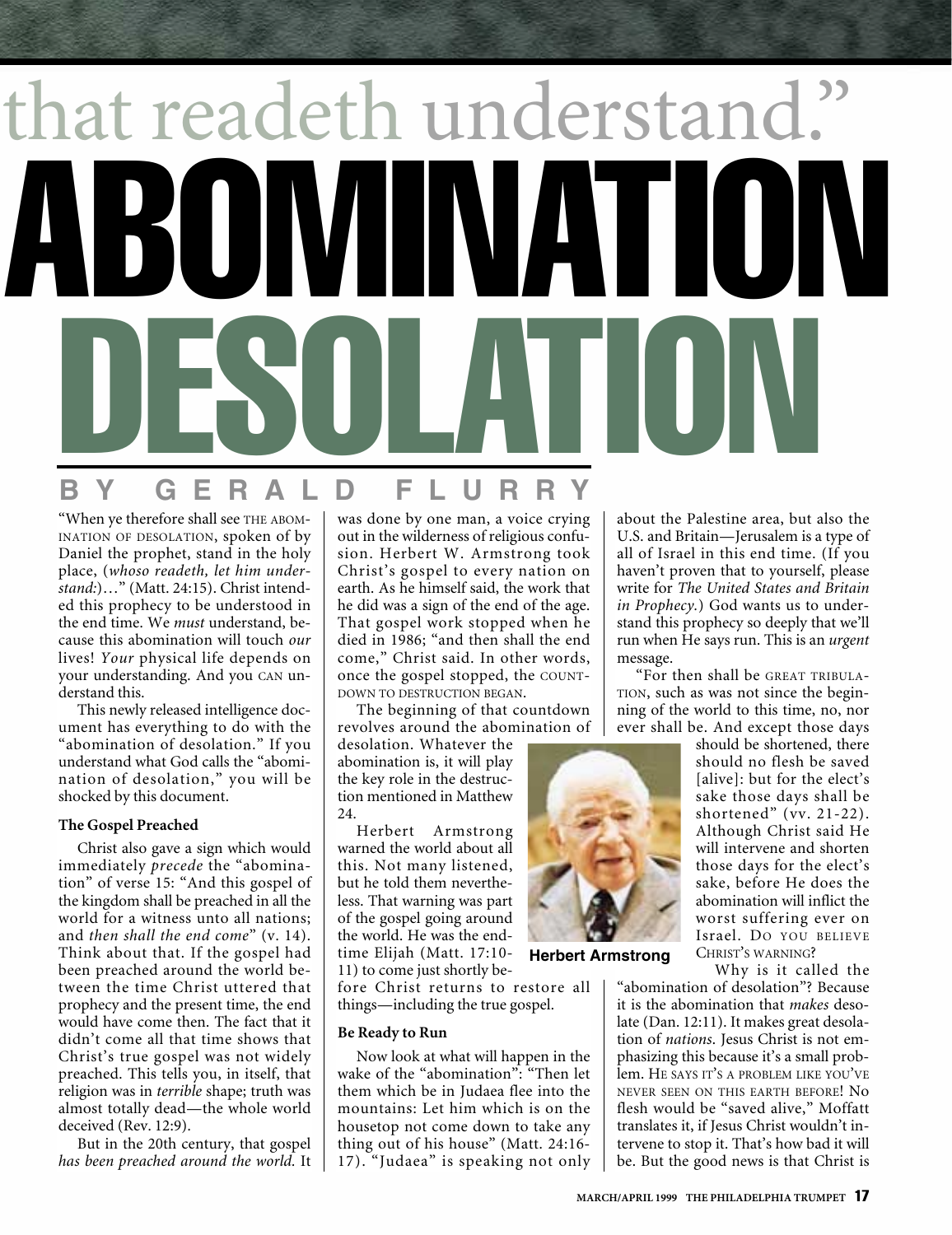that readeth understand."

# ABOMINATION DESOLATION

## BY GERALD FLURRY

"When ye therefore shall see THE ABOMINATION OF DESOLATION, spoken of by Daniel the prophet, stand in the holy place, (*whoso readeth, let him understand:*)…" (Matt. 24:15). Christ intended this prophecy to be understood in the end time. We *must* understand, because this abomination will touch *our* lives! *Your* physical life depends on your understanding. And you CAN understand this.

This newly released intelligence document has everything to do with the "abomination of desolation." If you understand what God calls the "abomination of desolation," you will be shocked by this document.

### The Gospel Preached

Christ also gave a sign which would immediately *precede* the "abomination" of verse 15: "And this gospel of the kingdom shall be preached in all the world for a witness unto all nations; and *then shall the end come*" (v. 14). Think about that. If the gospel had been preached around the world between the time Christ uttered that prophecy and the present time, the end would have come then. The fact that it didn't come all that time shows that Christ's true gospel was not widely preached. This tells you, in itself, that religion was in *terrible* shape; truth was almost totally dead—the whole world deceived (Rev. 12:9).

But in the 20th century, that gospel *has been preached around the world*. It was done by one man, a voice crying out in the wilderness of religious confusion. Herbert W. Armstrong took Christ's gospel to every nation on earth. As he himself said, the work that he did was a sign of the end of the age. That gospel work stopped when he died in 1986; "and then shall the end come," Christ said. In other words, once the gospel stopped, the COUNTDOWN TO DESTRUCTION BEGAN.

The beginning of that countdown revolves around the abomination of desolation. Whatever the abomination is, it will play the key role in the destruction mentioned in Matthew 24.

Herbert Armstrong warned the world about all this. Not many listened, but he told them nevertheless. That warning was part of the gospel going around the world. He was the end-time Elijah (Matt. 17:10-11) to come just shortly before Christ returns to restore all things—including the true gospel.

Herbert Armstrong

### Be Ready to Run

Now look at what will happen in the wake of the "abomination": "Then let them which be in Judaea flee into the mountains: Let him which is on the housetop not come down to take any thing out of his house" (Matt. 24:16-17). "Judaea" is speaking not only about the Palestine area, but also the U.S. and Britain—Jerusalem is a type of all of Israel in this end time. (If you haven't proven that to yourself, please write for *The United States and Britain in Prophecy.*) God wants us to understand this prophecy so deeply that we'll run when He says run. This is an *urgent* message.

"For then shall be GREAT TRIBULATION, such as was not since the beginning of the world to this time, no, nor ever shall be. And except those days should be shortened, there should no flesh be saved [alive]: but for the elect's sake those days shall be shortened" (vv. 21-22). Although Christ said He will intervene and shorten those days for the elect's sake, before He does the abomination will inflict the worst suffering ever on Israel. DO YOU BELIEVE CHRIST'S WARNING?

Why is it called the "abomination of desolation"? Because it is the abomination that *makes* desolate (Dan. 12:11). It makes great desolation of *nations*. Jesus Christ is not emphasizing this because it's a small problem. HE SAYS IT'S A PROBLEM LIKE YOU'VE NEVER SEEN ON THIS EARTH BEFORE! No flesh would be "saved alive," Moffatt translates it, if Jesus Christ wouldn't intervene to stop it. That's how bad it will be. But the good news is that Christ is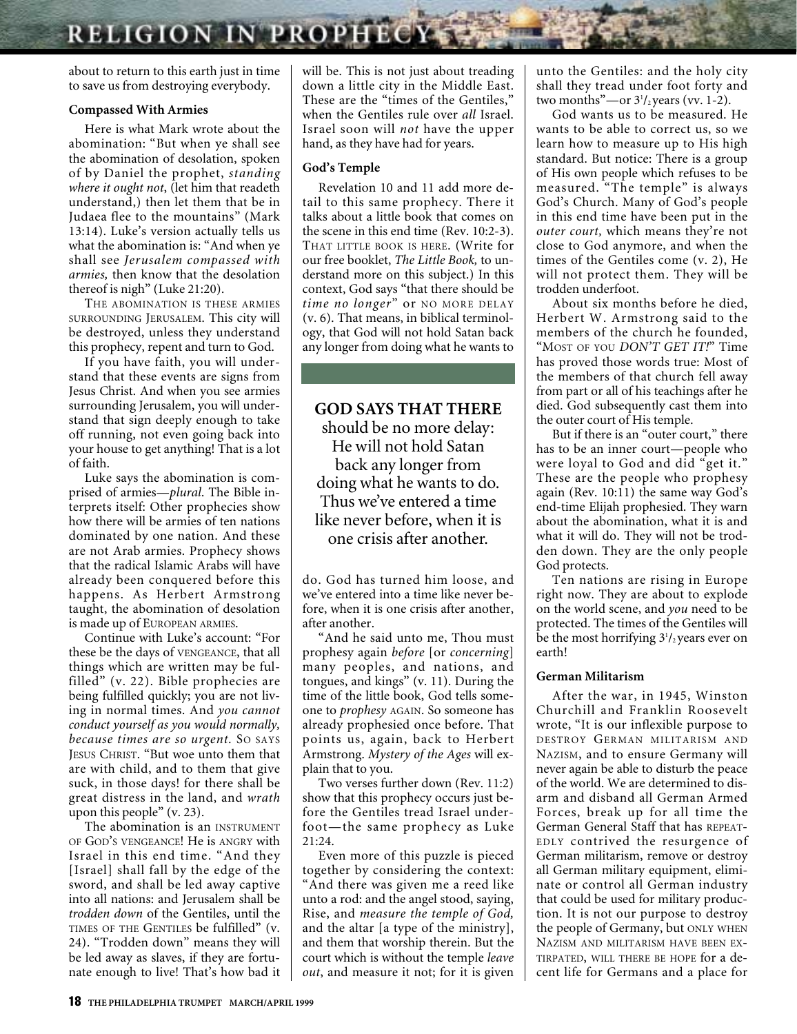about to return to this earth just in time to save us from destroying everybody.

### Compassed With Armies

Here is what Mark wrote about the abomination: "But when ye shall see the abomination of desolation, spoken of by Daniel the prophet, *standing where it ought not*, (let him that readeth understand,) then let them that be in Judaea flee to the mountains" (Mark 13:14). Luke's version actually tells us what the abomination is: "And when ye shall see *Jerusalem compassed with armies,* then know that the desolation thereof is nigh" (Luke 21:20).

THE ABOMINATION IS THESE ARMIES SURROUNDING JERUSALEM. This city will be destroyed, unless they understand this prophecy, repent and turn to God.

If you have faith, you will understand that these events are signs from Jesus Christ. And when you see armies surrounding Jerusalem, you will understand that sign deeply enough to take off running, not even going back into your house to get anything! That is a lot of faith.

Luke says the abomination is comprised of armies—*plural*. The Bible interprets itself: Other prophecies show how there will be armies of ten nations dominated by one nation. And these are not Arab armies. Prophecy shows that the radical Islamic Arabs will have already been conquered before this happens. As Herbert Armstrong taught, the abomination of desolation is made up of EUROPEAN ARMIES.

Continue with Luke's account: "For these be the days of VENGEANCE, that all things which are written may be fulfilled" (v. 22). Bible prophecies are being fulfilled quickly; you are not living in normal times. And *you cannot conduct yourself as you would normally, because times are so urgent.* SO SAYS JESUS CHRIST. "But woe unto them that are with child, and to them that give suck, in those days! for there shall be great distress in the land, and *wrath* upon this people" (v. 23).

The abomination is an INSTRUMENT OF GOD'S VENGEANCE! He is ANGRY with Israel in this end time. "And they [Israel] shall fall by the edge of the sword, and shall be led away captive into all nations: and Jerusalem shall be *trodden down* of the Gentiles, until the TIMES OF THE GENTILES be fulfilled" (v. 24). "Trodden down" means they will be led away as slaves, if they are fortunate enough to live! That's how bad it will be. This is not just about treading down a little city in the Middle East. These are the "times of the Gentiles," when the Gentiles rule over *all* Israel. Israel soon will *not* have the upper hand, as they have had for years.

### God's Temple

Revelation 10 and 11 add more detail to this same prophecy. There it talks about a little book that comes on the scene in this end time (Rev. 10:2-3). THAT LITTLE BOOK IS HERE. (Write for our free booklet, *The Little Book,* to understand more on this subject.) In this context, God says "that there should be *time no longer*" or NO MORE DELAY (v. 6). That means, in biblical terminology, that God will not hold Satan back any longer from doing what he wants to do. God has turned him loose, and we've entered into a time like never before, when it is one crisis after another, after another.

> **GOD SAYS THAT THERE** should be no more delay: He will not hold Satan back any longer from doing what he wants to do. Thus we've entered a time like never before, when it is one crisis after another.

"And he said unto me, Thou must prophesy again *before* [or *concerning*] many peoples, and nations, and tongues, and kings" (v. 11). During the time of the little book, God tells someone to *prophesy* AGAIN. So someone has already prophesied once before. That points us, again, back to Herbert Armstrong. *Mystery of the Ages* will explain that to you.

Two verses further down (Rev. 11:2) show that this prophecy occurs just before the Gentiles tread Israel underfoot—the same prophecy as Luke 21:24.

Even more of this puzzle is pieced together by considering the context: "And there was given me a reed like unto a rod: and the angel stood, saying, Rise, and *measure the temple of God,* and the altar [a type of the ministry], and them that worship therein. But the court which is without the temple *leave out*, and measure it not; for it is given unto the Gentiles: and the holy city shall they tread under foot forty and two months"—or $3^1/_2$ years (vv. 1-2).

God wants us to be measured. He wants to be able to correct us, so we learn how to measure up to His high standard. But notice: There is a group of His own people which refuses to be measured. "The temple" is always God's Church. Many of God's people in this end time have been put in the *outer court,* which means they're not close to God anymore, and when the times of the Gentiles come (v. 2), He will not protect them. They will be trodden underfoot.

About six months before he died, Herbert W. Armstrong said to the members of the church he founded, "MOST OF YOU *DON'T GET IT!*" Time has proved those words true: Most of the members of that church fell away from part or all of his teachings after he died. God subsequently cast them into the outer court of His temple.

But if there is an "outer court," there has to be an inner court—people who were loyal to God and did "get it." These are the people who prophesy again (Rev. 10:11) the same way God's end-time Elijah prophesied. They warn about the abomination, what it is and what it will do. They will not be trodden down. They are the only people God protects.

Ten nations are rising in Europe right now. They are about to explode on the world scene, and *you* need to be protected. The times of the Gentiles will be the most horrifying $3^1/_2$ years ever on earth!

### German Militarism

After the war, in 1945, Winston Churchill and Franklin Roosevelt wrote, "It is our inflexible purpose to DESTROY GERMAN MILITARISM AND NAZISM, and to ensure Germany will never again be able to disturb the peace of the world. We are determined to disarm and disband all German Armed Forces, break up for all time the German General Staff that has REPEATEDLY contrived the resurgence of German militarism, remove or destroy all German military equipment, eliminate or control all German industry that could be used for military production. It is not our purpose to destroy the people of Germany, but ONLY WHEN NAZISM AND MILITARISM HAVE BEEN EXTIRPATED, WILL THERE BE HOPE for a decent life for Germans and a place for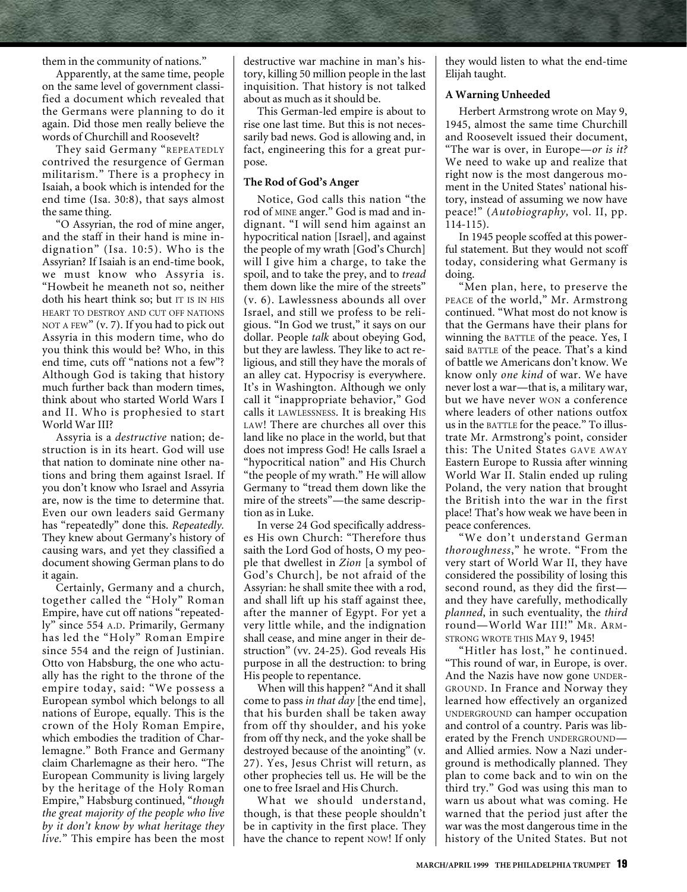them in the community of nations."

Apparently, at the same time, people on the same level of government classified a document which revealed that the Germans were planning to do it again. Did those men really believe the words of Churchill and Roosevelt?

They said Germany "REPEATEDLY contrived the resurgence of German militarism." There is a prophecy in Isaiah, a book which is intended for the end time (Isa. 30:8), that says almost the same thing.

"O Assyrian, the rod of mine anger, and the staff in their hand is mine indignation" (Isa. 10:5). Who is the Assyrian? If Isaiah is an end-time book, we must know who Assyria is. "Howbeit he meaneth not so, neither doth his heart think so; but IT IS IN HIS HEART TO DESTROY AND CUT OFF NATIONS NOT A FEW" (v. 7). If you had to pick out Assyria in this modern time, who do you think this would be? Who, in this end time, cuts off "nations not a few"? Although God is taking that history much further back than modern times, think about who started World Wars I and II. Who is prophesied to start World War III?

Assyria is a *destructive* nation; destruction is in its heart. God will use that nation to dominate nine other nations and bring them against Israel. If you don't know who Israel and Assyria are, now is the time to determine that. Even our own leaders said Germany has "repeatedly" done this. *Repeatedly*. They knew about Germany's history of causing wars, and yet they classified a document showing German plans to do it again.

Certainly, Germany and a church, together called the "Holy" Roman Empire, have cut off nations "repeatedly" since 554 A.D. Primarily, Germany has led the "Holy" Roman Empire since 554 and the reign of Justinian. Otto von Habsburg, the one who actually has the right to the throne of the empire today, said: "We possess a European symbol which belongs to all nations of Europe, equally. This is the crown of the Holy Roman Empire, which embodies the tradition of Charlemagne." Both France and Germany claim Charlemagne as their hero. "The European Community is living largely by the heritage of the Holy Roman Empire," Habsburg continued, "*though the great majority of the people who live by it don't know by what heritage they live.*" This empire has been the most destructive war machine in man's history, killing 50 million people in the last inquisition. That history is not talked about as much as it should be.

This German-led empire is about to rise one last time. But this is not necessarily bad news. God is allowing and, in fact, engineering this for a great purpose.

### The Rod of God's Anger

Notice, God calls this nation "the rod of MINE anger." God is mad and indignant. "I will send him against an hypocritical nation [Israel], and against the people of my wrath [God's Church] will I give him a charge, to take the spoil, and to take the prey, and to *tread* them down like the mire of the streets" (v. 6). Lawlessness abounds all over Israel, and still we profess to be religious. "In God we trust," it says on our dollar. People *talk* about obeying God, but they are lawless. They like to act religious, and still they have the morals of an alley cat. Hypocrisy is everywhere. It's in Washington. Although we only call it "inappropriate behavior," God calls it LAWLESSNESS. It is breaking HIS LAW! There are churches all over this land like no place in the world, but that does not impress God! He calls Israel a "hypocritical nation" and His Church "the people of my wrath." He will allow Germany to "tread them down like the mire of the streets"—the same description as in Luke.

In verse 24 God specifically addresses His own Church: "Therefore thus saith the Lord God of hosts, O my people that dwellest in *Zion* [a symbol of God's Church], be not afraid of the Assyrian: he shall smite thee with a rod, and shall lift up his staff against thee, after the manner of Egypt. For yet a very little while, and the indignation shall cease, and mine anger in their destruction" (vv. 24-25). God reveals His purpose in all the destruction: to bring His people to repentance.

When will this happen? "And it shall come to pass *in that day* [the end time], that his burden shall be taken away from off thy shoulder, and his yoke from off thy neck, and the yoke shall be destroyed because of the anointing" (v. 27). Yes, Jesus Christ will return, as other prophecies tell us. He will be the one to free Israel and His Church.

What we should understand, though, is that these people shouldn't be in captivity in the first place. They have the chance to repent NOW! If only they would listen to what the end-time Elijah taught.

### A Warning Unheeded

Herbert Armstrong wrote on May 9, 1945, almost the same time Churchill and Roosevelt issued their document, "The war is over, in Europe—*or is it?* We need to wake up and realize that right now is the most dangerous moment in the United States' national history, instead of assuming we now have peace!" (*Autobiography*, vol. II, pp. 114-115).

In 1945 people scoffed at this powerful statement. But they would not scoff today, considering what Germany is doing.

"Men plan, here, to preserve the PEACE of the world," Mr. Armstrong continued. "What most do not know is that the Germans have their plans for winning the BATTLE of the peace. Yes, I said BATTLE of the peace. That's a kind of battle we Americans don't know. We know only *one kind* of war. We have never lost a war—that is, a military war, but we have never WON a conference where leaders of other nations outfox us in the BATTLE for the peace." To illustrate Mr. Armstrong's point, consider this: The United States GAVE AWAY Eastern Europe to Russia after winning World War II. Stalin ended up ruling Poland, the very nation that brought the British into the war in the first place! That's how weak we have been in peace conferences.

"We don't understand German *thoroughness*," he wrote. "From the very start of World War II, they have considered the possibility of losing this second round, as they did the first—and they have carefully, methodically *planned*, in such eventuality, the *third* round—World War III!" MR. ARMSTRONG WROTE THIS MAY 9, 1945!

"Hitler has lost," he continued. "This round of war, in Europe, is over. And the Nazis have now gone UNDERGROUND. In France and Norway they learned how effectively an organized UNDERGROUND can hamper occupation and control of a country. Paris was liberated by the French UNDERGROUND—and Allied armies. Now a Nazi underground is methodically planned. They plan to come back and to win on the third try." God was using this man to warn us about what was coming. He warned that the period just after the war was the most dangerous time in the history of the United States. But not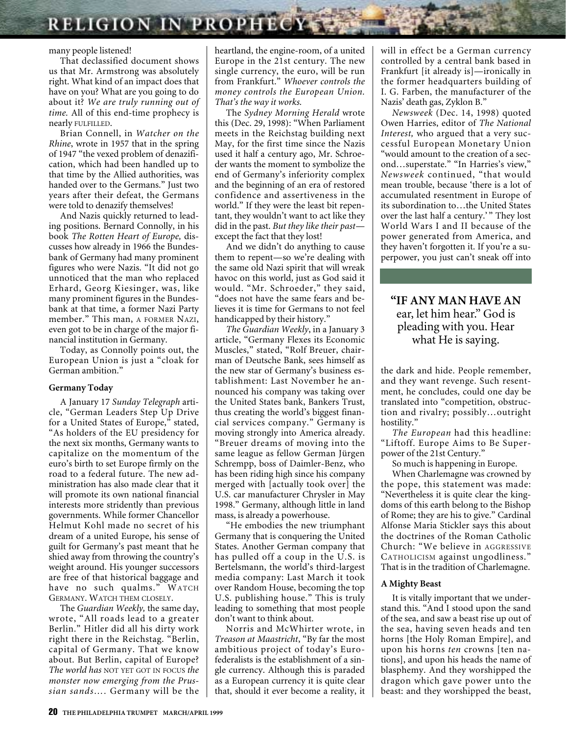many people listened!

That declassified document shows us that Mr. Armstrong was absolutely right. What kind of an impact does that have on you? What are you going to do about it? *We are truly running out of time.* All of this end-time prophecy is nearly FULFILLED.

Brian Connell, in *Watcher on the Rhine*, wrote in 1957 that in the spring of 1947 "the vexed problem of denazification, which had been handled up to that time by the Allied authorities, was handed over to the Germans." Just two years after their defeat, the Germans were told to denazify themselves!

And Nazis quickly returned to leading positions. Bernard Connolly, in his book *The Rotten Heart of Europe,* discusses how already in 1966 the Bundesbank of Germany had many prominent figures who were Nazis. "It did not go unnoticed that the man who replaced Erhard, Georg Kiesinger, was, like many prominent figures in the Bundesbank at that time, a former Nazi Party member." This man, A FORMER NAZI, even got to be in charge of the major financial institution in Germany.

Today, as Connolly points out, the European Union is just a "cloak for German ambition."

**Germany Today**

A January 17 *Sunday Telegraph* article, "German Leaders Step Up Drive for a United States of Europe," stated, "As holders of the EU presidency for the next six months, Germany wants to capitalize on the momentum of the euro's birth to set Europe firmly on the road to a federal future. The new administration has also made clear that it will promote its own national financial interests more stridently than previous governments. While former Chancellor Helmut Kohl made no secret of his dream of a united Europe, his sense of guilt for Germany's past meant that he shied away from throwing the country's weight around. His younger successors are free of that historical baggage and have no such qualms." WATCH GERMANY. WATCH THEM CLOSELY.

The *Guardian Weekly,* the same day, wrote, "All roads lead to a greater Berlin." Hitler did all his dirty work right there in the Reichstag. "Berlin, capital of Germany. That we know about. But Berlin, capital of Europe? *The world has* NOT YET GOT IN FOCUS *the monster now emerging from the Prussian sands….* Germany will be the heartland, the engine-room, of a united Europe in the 21st century. The new single currency, the euro, will be run from Frankfurt." *Whoever controls the money controls the European Union. That's the way it works.*

The *Sydney Morning Herald* wrote this (Dec. 29, 1998): "When Parliament meets in the Reichstag building next May, for the first time since the Nazis used it half a century ago, Mr. Schroeder wants the moment to symbolize the end of Germany's inferiority complex and the beginning of an era of restored confidence and assertiveness in the world." If they were the least bit repentant, they wouldn't want to act like they did in the past. *But they like their past*—except the fact that they lost!

And we didn't do anything to cause them to repent—so we're dealing with the same old Nazi spirit that will wreak havoc on this world, just as God said it would. "Mr. Schroeder," they said, "does not have the same fears and believes it is time for Germans to not feel handicapped by their history."

*The Guardian Weekly*, in a January 3 article, "Germany Flexes its Economic Muscles," stated, "Rolf Breuer, chairman of Deutsche Bank, sees himself as the new star of Germany's business establishment: Last November he announced his company was taking over the United States bank, Bankers Trust, thus creating the world's biggest financial services company." Germany is moving strongly into America already. "Breuer dreams of moving into the same league as fellow German Jürgen Schrempp, boss of Daimler-Benz, who has been riding high since his company merged with [actually took over] the U.S. car manufacturer Chrysler in May 1998." Germany, although little in land mass, is already a powerhouse.

"He embodies the new triumphant Germany that is conquering the United States. Another German company that has pulled off a coup in the U.S. is Bertelsmann, the world's third-largest media company: Last March it took over Random House, becoming the top U.S. publishing house." This is truly leading to something that most people don't want to think about.

Norris and McWhirter wrote, in *Treason at Maastricht*, "By far the most ambitious project of today's Euro-federalists is the establishment of a single currency. Although this is paraded as a European currency it is quite clear that, should it ever become a reality, it will in effect be a German currency controlled by a central bank based in Frankfurt [it already is]—ironically in the former headquarters building of I. G. Farben, the manufacturer of the Nazis' death gas, Zyklon B."

*Newsweek* (Dec. 14, 1998) quoted Owen Harries, editor of *The National Interest,* who argued that a very successful European Monetary Union "would amount to the creation of a second…superstate." "In Harries's view," *Newsweek* continued, "that would mean trouble, because 'there is a lot of accumulated resentment in Europe of its subordination to…the United States over the last half a century.'" They lost World Wars I and II because of the power generated from America, and they haven't forgotten it. If you're a superpower, you just can't sneak off into the dark and hide. People remember, and they want revenge. Such resentment, he concludes, could one day be translated into "competition, obstruction and rivalry; possibly…outright hostility."

> **"IF ANY MAN HAVE AN** ear, let him hear." God is pleading with you. Hear what He is saying.

*The European* had this headline: "Liftoff. Europe Aims to Be Superpower of the 21st Century."

So much is happening in Europe.

When Charlemagne was crowned by the pope, this statement was made: "Nevertheless it is quite clear the kingdoms of this earth belong to the Bishop of Rome; they are his to give." Cardinal Alfonse Maria Stickler says this about the doctrines of the Roman Catholic Church: "We believe in AGGRESSIVE CATHOLICISM against ungodliness." That is in the tradition of Charlemagne.

**A Mighty Beast**

It is vitally important that we understand this. "And I stood upon the sand of the sea, and saw a beast rise up out of the sea, having seven heads and ten horns [the Holy Roman Empire], and upon his horns *ten* crowns [ten nations], and upon his heads the name of blasphemy. And they worshipped the dragon which gave power unto the beast: and they worshipped the beast,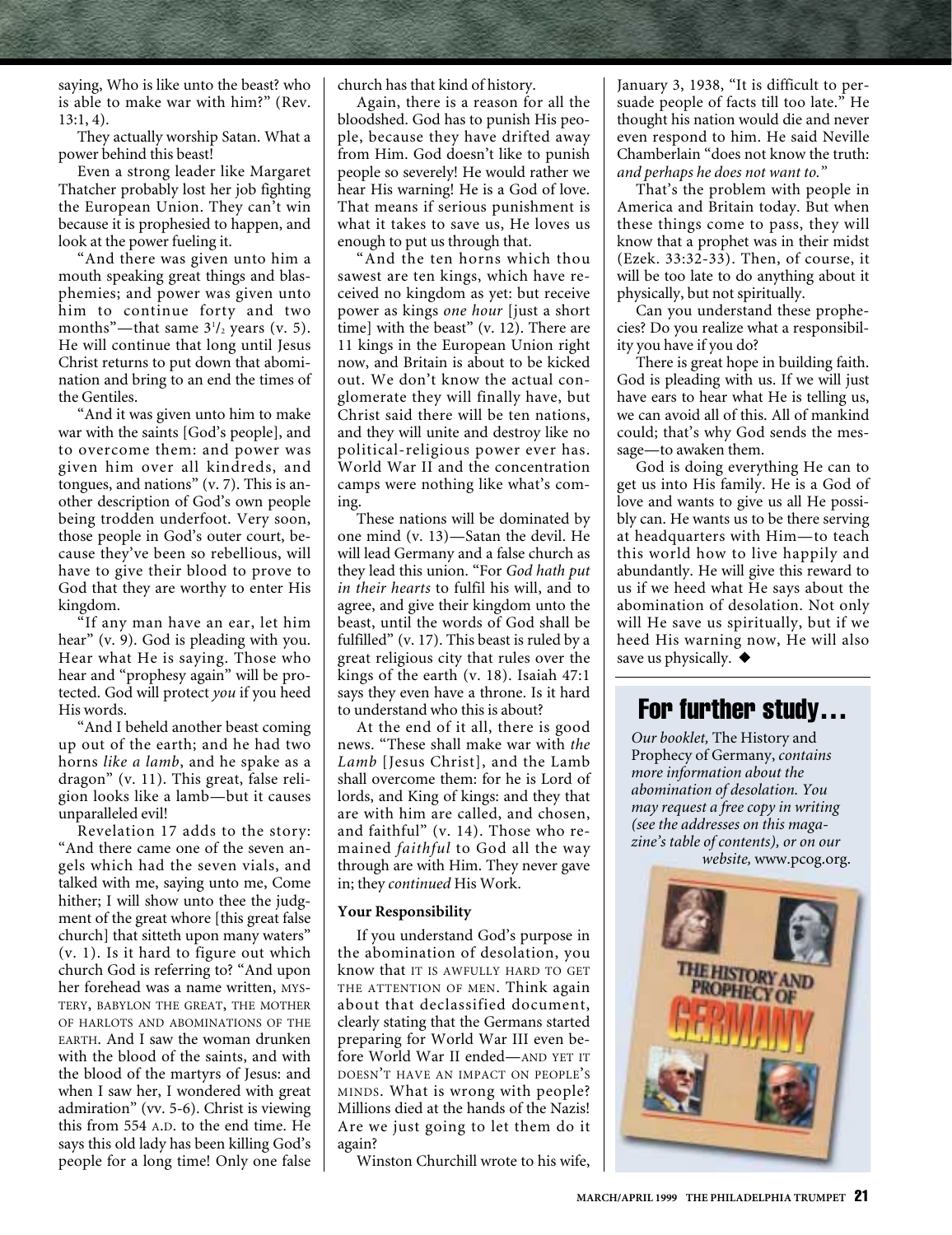saying, Who is like unto the beast? who is able to make war with him?" (Rev. 13:1, 4).

They actually worship Satan. What a power behind this beast!

Even a strong leader like Margaret Thatcher probably lost her job fighting the European Union. They can't win because it is prophesied to happen, and look at the power fueling it.

"And there was given unto him a mouth speaking great things and blasphemies; and power was given unto him to continue forty and two months"—that same 3½ years (v. 5). He will continue that long until Jesus Christ returns to put down that abomination and bring to an end the times of the Gentiles.

"And it was given unto him to make war with the saints [God's people], and to overcome them: and power was given him over all kindreds, and tongues, and nations" (v. 7). This is another description of God's own people being trodden underfoot. Very soon, those people in God's outer court, because they've been so rebellious, will have to give their blood to prove to God that they are worthy to enter His kingdom.

"If any man have an ear, let him hear" (v. 9). God is pleading with you. Hear what He is saying. Those who hear and "prophesy again" will be protected. God will protect *you* if you heed His words.

"And I beheld another beast coming up out of the earth; and he had two horns *like a lamb*, and he spake as a dragon" (v. 11). This great, false religion looks like a lamb—but it causes unparalleled evil!

Revelation 17 adds to the story: "And there came one of the seven angels which had the seven vials, and talked with me, saying unto me, Come hither; I will show unto thee the judgment of the great whore [this great false church] that sitteth upon many waters" (v. 1). Is it hard to figure out which church God is referring to? "And upon her forehead was a name written, MYSTERY, BABYLON THE GREAT, THE MOTHER OF HARLOTS AND ABOMINATIONS OF THE EARTH. And I saw the woman drunken with the blood of the saints, and with the blood of the martyrs of Jesus: and when I saw her, I wondered with great admiration" (vv. 5-6). Christ is viewing this from 554 A.D. to the end time. He says this old lady has been killing God's people for a long time! Only one false church has that kind of history.

Again, there is a reason for all the bloodshed. God has to punish His people, because they have drifted away from Him. God doesn't like to punish people so severely! He would rather we hear His warning! He is a God of love. That means if serious punishment is what it takes to save us, He loves us enough to put us through that.

"And the ten horns which thou sawest are ten kings, which have received no kingdom as yet: but receive power as kings *one hour* [just a short time] with the beast" (v. 12). There are 11 kings in the European Union right now, and Britain is about to be kicked out. We don't know the actual conglomerate they will finally have, but Christ said there will be ten nations, and they will unite and destroy like no political-religious power ever has. World War II and the concentration camps were nothing like what's coming.

These nations will be dominated by one mind (v. 13)—Satan the devil. He will lead Germany and a false church as they lead this union. "For *God hath put in their hearts* to fulfil his will, and to agree, and give their kingdom unto the beast, until the words of God shall be fulfilled" (v. 17). This beast is ruled by a great religious city that rules over the kings of the earth (v. 18). Isaiah 47:1 says they even have a throne. Is it hard to understand who this is about?

At the end of it all, there is good news. "These shall make war with *the Lamb* [Jesus Christ], and the Lamb shall overcome them: for he is Lord of lords, and King of kings: and they that are with him are called, and chosen, and faithful" (v. 14). Those who remained *faithful* to God all the way through are with Him. They never gave in; they *continued* His Work.

**Your Responsibility**

If you understand God's purpose in the abomination of desolation, you know that IT IS AWFULLY HARD TO GET THE ATTENTION OF MEN. Think again about that declassified document, clearly stating that the Germans started preparing for World War III even before World War II ended—AND YET IT DOESN'T HAVE AN IMPACT ON PEOPLE'S MINDS. What is wrong with people? Millions died at the hands of the Nazis! Are we just going to let them do it again?

Winston Churchill wrote to his wife, January 3, 1938, "It is difficult to persuade people of facts till too late." He thought his nation would die and never even respond to him. He said Neville Chamberlain "does not know the truth: *and perhaps he does not want to.*"

That's the problem with people in America and Britain today. But when these things come to pass, they will know that a prophet was in their midst (Ezek. 33:32-33). Then, of course, it will be too late to do anything about it physically, but not spiritually.

Can you understand these prophecies? Do you realize what a responsibility you have if you do?

There is great hope in building faith. God is pleading with us. If we will just have ears to hear what He is telling us, we can avoid all of this. All of mankind could; that's why God sends the message—to awaken them.

God is doing everything He can to get us into His family. He is a God of love and wants to give us all He possibly can. He wants us to be there serving at headquarters with Him—to teach this world how to live happily and abundantly. He will give this reward to us if we heed what He says about the abomination of desolation. Not only will He save us spiritually, but if we heed His warning now, He will also save us physically. ◆

## For further study...

*Our booklet,* The History and Prophecy of Germany, *contains more information about the abomination of desolation. You may request a free copy in writing (see the addresses on this magazine's table of contents), or on our website,* www.pcog.org.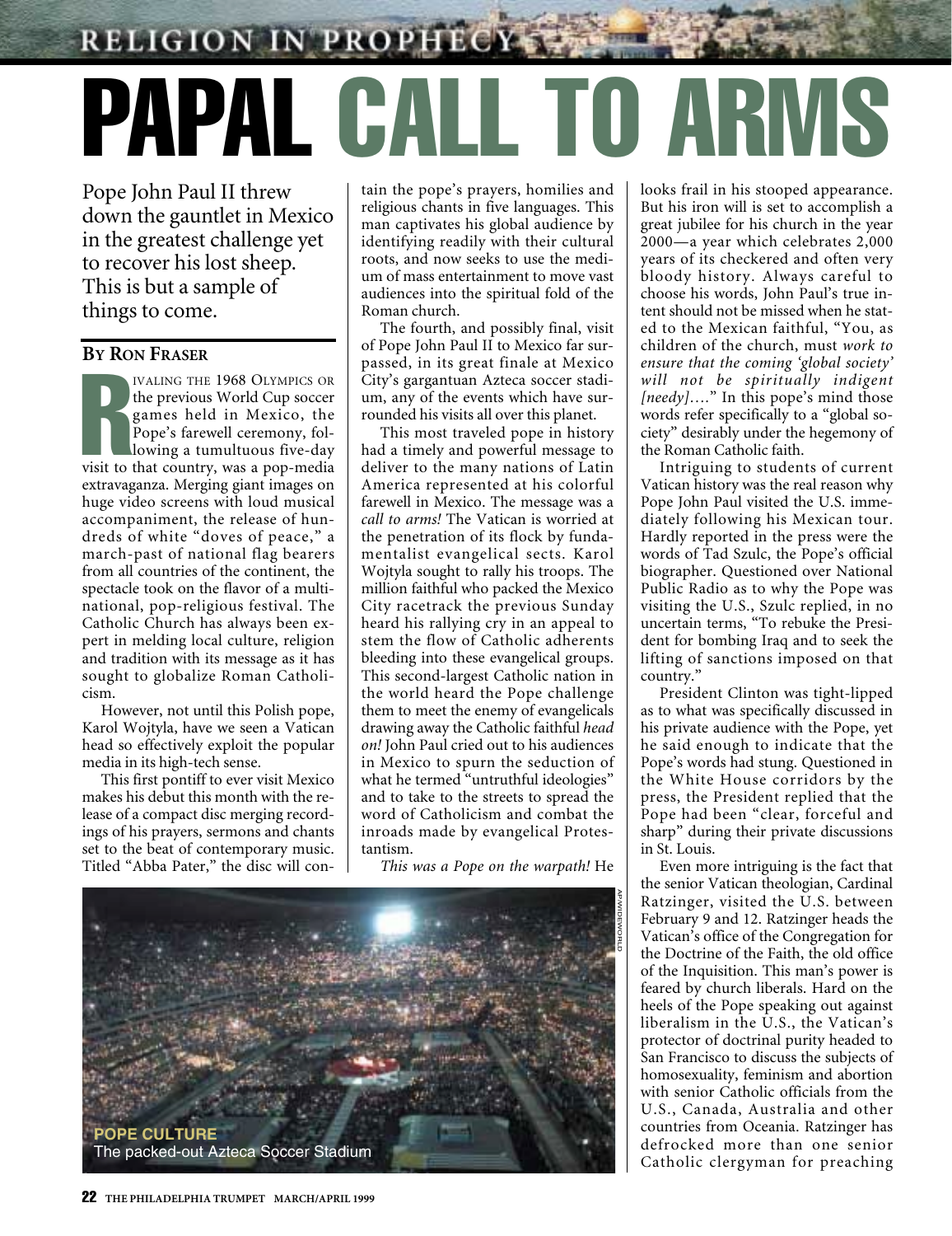# PAPAL CALL TO ARMS

Pope John Paul II threw down the gauntlet in Mexico in the greatest challenge yet to recover his lost sheep. This is but a sample of things to come.

**By Ron Fraser**

Rivaling the 1968 Olympics or the previous World Cup soccer games held in Mexico, the Pope's farewell ceremony, following a tumultuous five-day visit to that country, was a pop-media extravaganza. Merging giant images on huge video screens with loud musical accompaniment, the release of hundreds of white "doves of peace," a march-past of national flag bearers from all countries of the continent, the spectacle took on the flavor of a multinational, pop-religious festival. The Catholic Church has always been expert in melding local culture, religion and tradition with its message as it has sought to globalize Roman Catholicism.

However, not until this Polish pope, Karol Wojtyla, have we seen a Vatican head so effectively exploit the popular media in its high-tech sense.

This first pontiff to ever visit Mexico makes his debut this month with the release of a compact disc merging recordings of his prayers, sermons and chants set to the beat of contemporary music. Titled "Abba Pater," the disc will contain the pope's prayers, homilies and religious chants in five languages. This man captivates his global audience by identifying readily with their cultural roots, and now seeks to use the medium of mass entertainment to move vast audiences into the spiritual fold of the Roman church.

The fourth, and possibly final, visit of Pope John Paul II to Mexico far surpassed, in its great finale at Mexico City's gargantuan Azteca soccer stadium, any of the events which have surrounded his visits all over this planet.

This most traveled pope in history had a timely and powerful message to deliver to the many nations of Latin America represented at his colorful farewell in Mexico. The message was a *call to arms!* The Vatican is worried at the penetration of its flock by fundamentalist evangelical sects. Karol Wojtyla sought to rally his troops. The million faithful who packed the Mexico City racetrack the previous Sunday heard his rallying cry in an appeal to stem the flow of Catholic adherents bleeding into these evangelical groups. This second-largest Catholic nation in the world heard the Pope challenge them to meet the enemy of evangelicals drawing away the Catholic faithful *head on!* John Paul cried out to his audiences in Mexico to spurn the seduction of what he termed "untruthful ideologies" and to take to the streets to spread the word of Catholicism and combat the inroads made by evangelical Protestantism.

*This was a Pope on the warpath!* He looks frail in his stooped appearance. But his iron will is set to accomplish a great jubilee for his church in the year 2000—a year which celebrates 2,000 years of its checkered and often very bloody history. Always careful to choose his words, John Paul's true intent should not be missed when he stated to the Mexican faithful, "You, as children of the church, must *work to ensure that the coming 'global society' will not be spiritually indigent [needy]….*" In this pope's mind those words refer specifically to a "global society" desirably under the hegemony of the Roman Catholic faith.

Intriguing to students of current Vatican history was the real reason why Pope John Paul visited the U.S. immediately following his Mexican tour. Hardly reported in the press were the words of Tad Szulc, the Pope's official biographer. Questioned over National Public Radio as to why the Pope was visiting the U.S., Szulc replied, in no uncertain terms, "To rebuke the President for bombing Iraq and to seek the lifting of sanctions imposed on that country."

President Clinton was tight-lipped as to what was specifically discussed in his private audience with the Pope, yet he said enough to indicate that the Pope's words had stung. Questioned in the White House corridors by the press, the President replied that the Pope had been "clear, forceful and sharp" during their private discussions in St. Louis.

Even more intriguing is the fact that the senior Vatican theologian, Cardinal Ratzinger, visited the U.S. between February 9 and 12. Ratzinger heads the Vatican's office of the Congregation for the Doctrine of the Faith, the old office of the Inquisition. This man's power is feared by church liberals. Hard on the heels of the Pope speaking out against liberalism in the U.S., the Vatican's protector of doctrinal purity headed to San Francisco to discuss the subjects of homosexuality, feminism and abortion with senior Catholic officials from the U.S., Canada, Australia and other countries from Oceania. Ratzinger has defrocked more than one senior Catholic clergyman for preaching

**POPE CULTURE**
The packed-out Azteca Soccer Stadium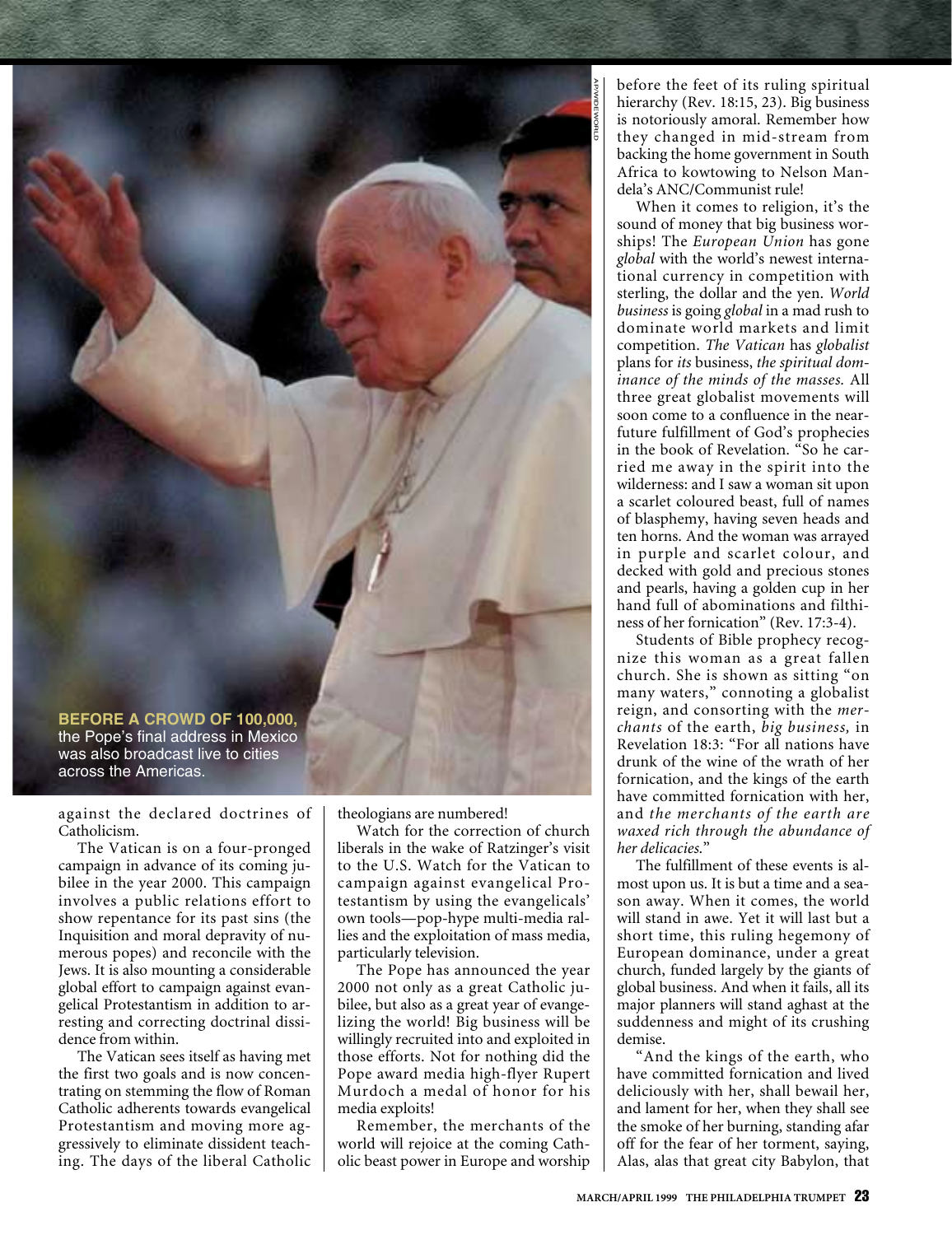**BEFORE A CROWD OF 100,000,** the Pope's final address in Mexico was also broadcast live to cities across the Americas.

against the declared doctrines of Catholicism.

The Vatican is on a four-pronged campaign in advance of its coming jubilee in the year 2000. This campaign involves a public relations effort to show repentance for its past sins (the Inquisition and moral depravity of numerous popes) and reconcile with the Jews. It is also mounting a considerable global effort to campaign against evangelical Protestantism in addition to arresting and correcting doctrinal dissidence from within.

The Vatican sees itself as having met the first two goals and is now concentrating on stemming the flow of Roman Catholic adherents towards evangelical Protestantism and moving more aggressively to eliminate dissident teaching. The days of the liberal Catholic theologians are numbered!

Watch for the correction of church liberals in the wake of Ratzinger's visit to the U.S. Watch for the Vatican to campaign against evangelical Protestantism by using the evangelicals' own tools—pop-hype multi-media rallies and the exploitation of mass media, particularly television.

The Pope has announced the year 2000 not only as a great Catholic jubilee, but also as a great year of evangelizing the world! Big business will be willingly recruited into and exploited in those efforts. Not for nothing did the Pope award media high-flyer Rupert Murdoch a medal of honor for his media exploits!

Remember, the merchants of the world will rejoice at the coming Catholic beast power in Europe and worship before the feet of its ruling spiritual hierarchy (Rev. 18:15, 23). Big business is notoriously amoral. Remember how they changed in mid-stream from backing the home government in South Africa to kowtowing to Nelson Mandela's ANC/Communist rule!

When it comes to religion, it's the sound of money that big business worships! The *European Union* has gone *global* with the world's newest international currency in competition with sterling, the dollar and the yen. *World business* is going *global* in a mad rush to dominate world markets and limit competition. *The Vatican* has *globalist* plans for *its* business, *the spiritual dominance of the minds of the masses.* All three great globalist movements will soon come to a confluence in the near-future fulfillment of God's prophecies in the book of Revelation. "So he carried me away in the spirit into the wilderness: and I saw a woman sit upon a scarlet coloured beast, full of names of blasphemy, having seven heads and ten horns. And the woman was arrayed in purple and scarlet colour, and decked with gold and precious stones and pearls, having a golden cup in her hand full of abominations and filthiness of her fornication" (Rev. 17:3-4).

Students of Bible prophecy recognize this woman as a great fallen church. She is shown as sitting "on many waters," connoting a globalist reign, and consorting with the *merchants* of the earth, *big business,* in Revelation 18:3: "For all nations have drunk of the wine of the wrath of her fornication, and the kings of the earth have committed fornication with her, and *the merchants of the earth are waxed rich through the abundance of her delicacies.*"

The fulfillment of these events is almost upon us. It is but a time and a season away. When it comes, the world will stand in awe. Yet it will last but a short time, this ruling hegemony of European dominance, under a great church, funded largely by the giants of global business. And when it fails, all its major planners will stand aghast at the suddenness and might of its crushing demise.

"And the kings of the earth, who have committed fornication and lived deliciously with her, shall bewail her, and lament for her, when they shall see the smoke of her burning, standing afar off for the fear of her torment, saying, Alas, alas that great city Babylon, that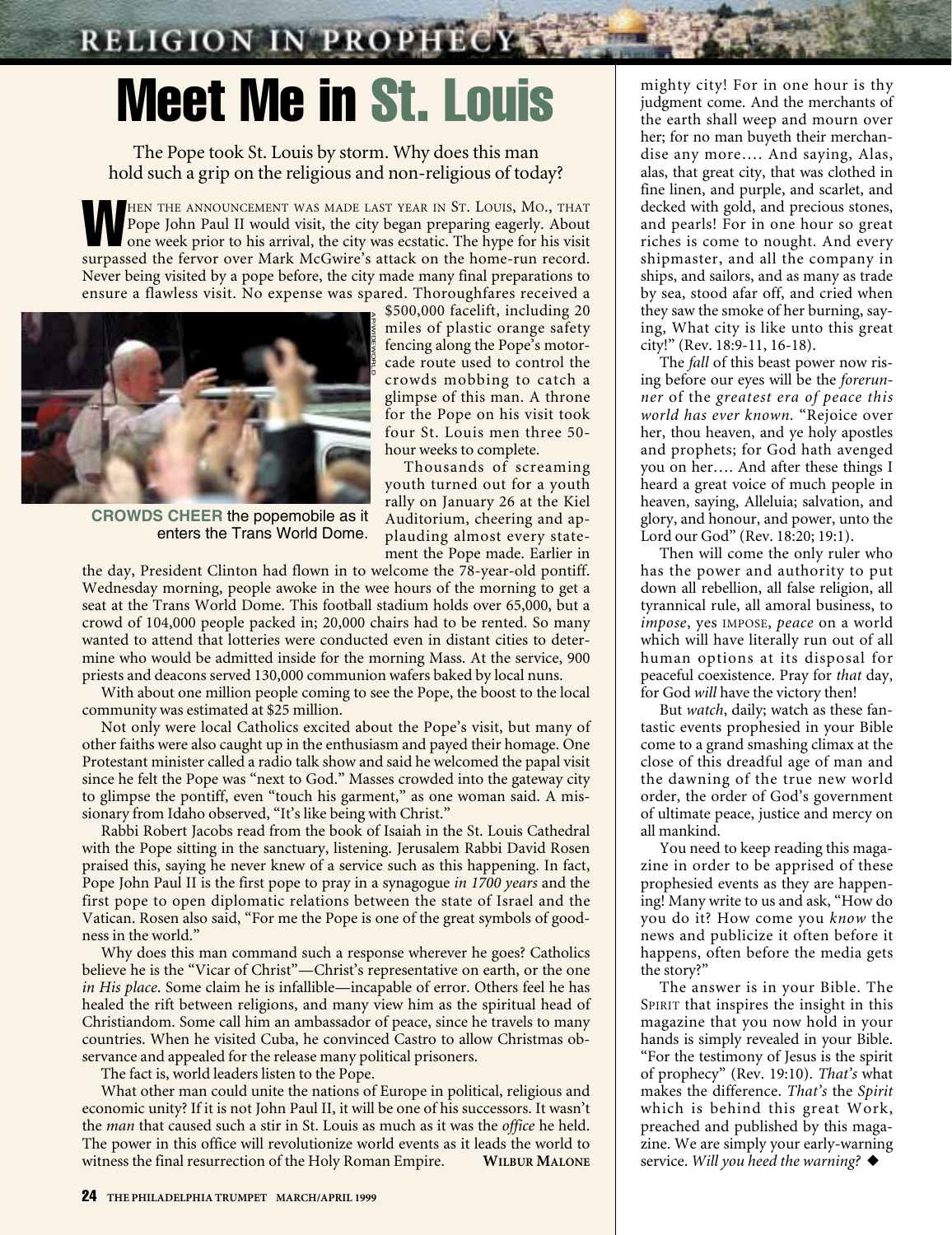# Meet Me in St. Louis

The Pope took St. Louis by storm. Why does this man hold such a grip on the religious and non-religious of today?

WHEN THE ANNOUNCEMENT WAS MADE LAST YEAR IN ST. LOUIS, MO., THAT Pope John Paul II would visit, the city began preparing eagerly. About one week prior to his arrival, the city was ecstatic. The hype for his visit surpassed the fervor over Mark McGwire's attack on the home-run record. Never being visited by a pope before, the city made many final preparations to ensure a flawless visit. No expense was spared. Thoroughfares received a $500,000 facelift, including 20 miles of plastic orange safety fencing along the Pope's motorcade route used to control the crowds mobbing to catch a glimpse of this man. A throne for the Pope on his visit took four St. Louis men three 50-hour weeks to complete.

**CROWDS CHEER** the popemobile as it enters the Trans World Dome.

Thousands of screaming youth turned out for a youth rally on January 26 at the Kiel Auditorium, cheering and applauding almost every statement the Pope made. Earlier in the day, President Clinton had flown in to welcome the 78-year-old pontiff. Wednesday morning, people awoke in the wee hours of the morning to get a seat at the Trans World Dome. This football stadium holds over 65,000, but a crowd of 104,000 people packed in; 20,000 chairs had to be rented. So many wanted to attend that lotteries were conducted even in distant cities to determine who would be admitted inside for the morning Mass. At the service, 900 priests and deacons served 130,000 communion wafers baked by local nuns.

With about one million people coming to see the Pope, the boost to the local community was estimated at $25 million.

Not only were local Catholics excited about the Pope's visit, but many of other faiths were also caught up in the enthusiasm and payed their homage. One Protestant minister called a radio talk show and said he welcomed the papal visit since he felt the Pope was "next to God." Masses crowded into the gateway city to glimpse the pontiff, even "touch his garment," as one woman said. A missionary from Idaho observed, "It's like being with Christ."

Rabbi Robert Jacobs read from the book of Isaiah in the St. Louis Cathedral with the Pope sitting in the sanctuary, listening. Jerusalem Rabbi David Rosen praised this, saying he never knew of a service such as this happening. In fact, Pope John Paul II is the first pope to pray in a synagogue *in 1700 years* and the first pope to open diplomatic relations between the state of Israel and the Vatican. Rosen also said, "For me the Pope is one of the great symbols of goodness in the world."

Why does this man command such a response wherever he goes? Catholics believe he is the "Vicar of Christ"—Christ's representative on earth, or the one *in His place*. Some claim he is infallible—incapable of error. Others feel he has healed the rift between religions, and many view him as the spiritual head of Christiandom. Some call him an ambassador of peace, since he travels to many countries. When he visited Cuba, he convinced Castro to allow Christmas observance and appealed for the release many political prisoners.

The fact is, world leaders listen to the Pope.

What other man could unite the nations of Europe in political, religious and economic unity? If it is not John Paul II, it will be one of his successors. It wasn't the *man* that caused such a stir in St. Louis as much as it was the *office* he held. The power in this office will revolutionize world events as it leads the world to witness the final resurrection of the Holy Roman Empire. **WILBUR MALONE**

mighty city! For in one hour is thy judgment come. And the merchants of the earth shall weep and mourn over her; for no man buyeth their merchandise any more.... And saying, Alas, alas, that great city, that was clothed in fine linen, and purple, and scarlet, and decked with gold, and precious stones, and pearls! For in one hour so great riches is come to nought. And every shipmaster, and all the company in ships, and sailors, and as many as trade by sea, stood afar off, and cried when they saw the smoke of her burning, saying, What city is like unto this great city!" (Rev. 18:9-11, 16-18).

The *fall* of this beast power now rising before our eyes will be the *forerunner* of the *greatest era of peace this world has ever known.* "Rejoice over her, thou heaven, and ye holy apostles and prophets; for God hath avenged you on her.... And after these things I heard a great voice of much people in heaven, saying, Alleluia; salvation, and glory, and honour, and power, unto the Lord our God" (Rev. 18:20; 19:1).

Then will come the only ruler who has the power and authority to put down all rebellion, all false religion, all tyrannical rule, all amoral business, to *impose*, yes IMPOSE, *peace* on a world which will have literally run out of all human options at its disposal for peaceful coexistence. Pray for *that* day, for God *will* have the victory then!

But *watch*, daily; watch as these fantastic events prophesied in your Bible come to a grand smashing climax at the close of this dreadful age of man and the dawning of the true new world order, the order of God's government of ultimate peace, justice and mercy on all mankind.

You need to keep reading this magazine in order to be apprised of these prophesied events as they are happening! Many write to us and ask, "How do you do it? How come you *know* the news and publicize it often before it happens, often before the media gets the story?"

The answer is in your Bible. The SPIRIT that inspires the insight in this magazine that you now hold in your hands is simply revealed in your Bible. "For the testimony of Jesus is the spirit of prophecy" (Rev. 19:10). *That's* what makes the difference. *That's* the *Spirit* which is behind this great Work, preached and published by this magazine. We are simply your early-warning service. *Will you heed the warning?* ◆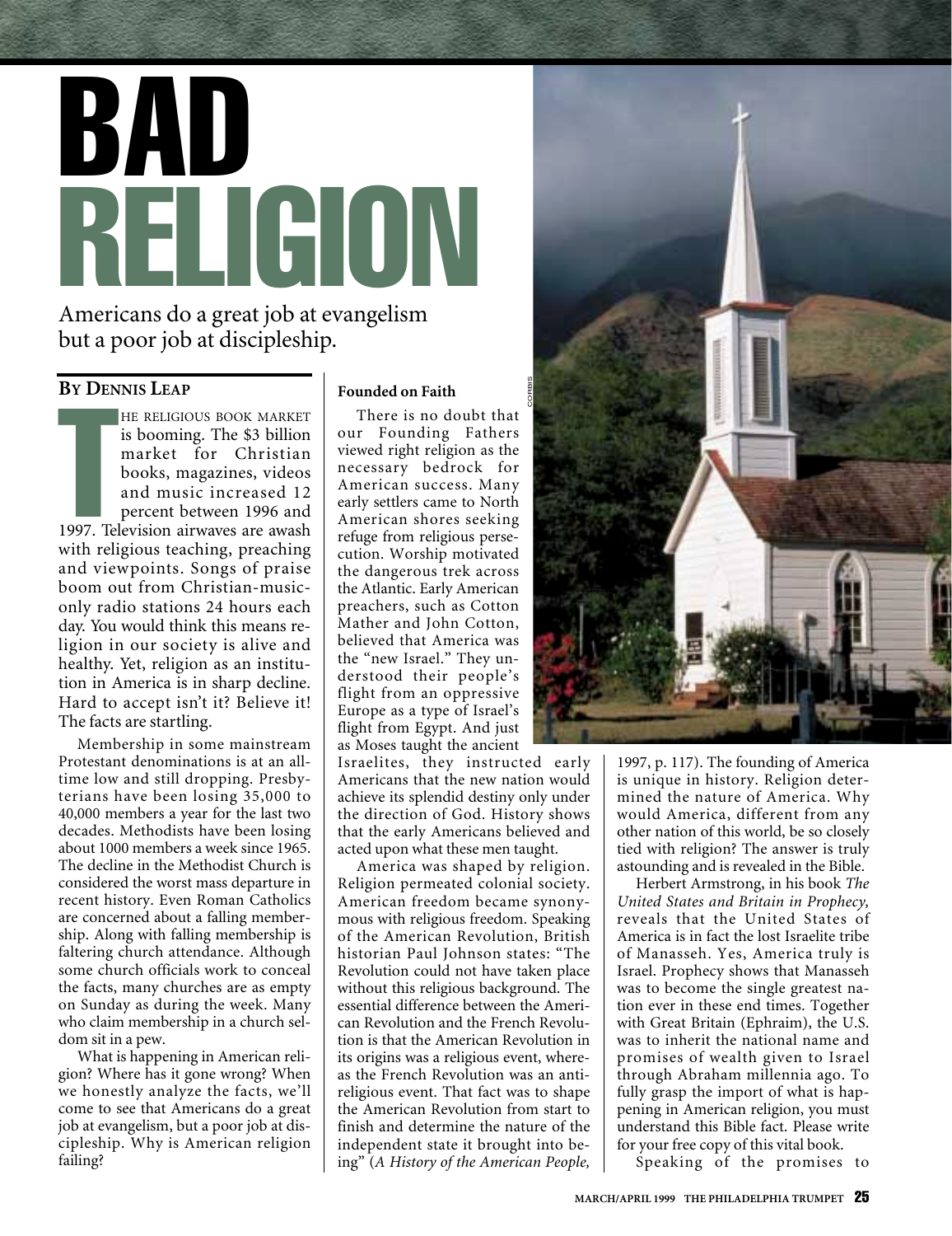# BAD RELIGION

Americans do a great job at evangelism but a poor job at discipleship.

**By Dennis Leap**

The religious book market is booming. The $3 billion market for Christian books, magazines, videos and music increased 12 percent between 1996 and 1997. Television airwaves are awash with religious teaching, preaching and viewpoints. Songs of praise boom out from Christian-music-only radio stations 24 hours each day. You would think this means religion in our society is alive and healthy. Yet, religion as an institution in America is in sharp decline. Hard to accept isn't it? Believe it! The facts are startling.

Membership in some mainstream Protestant denominations is at an all-time low and still dropping. Presbyterians have been losing 35,000 to 40,000 members a year for the last two decades. Methodists have been losing about 1000 members a week since 1965. The decline in the Methodist Church is considered the worst mass departure in recent history. Even Roman Catholics are concerned about a falling membership. Along with falling membership is faltering church attendance. Although some church officials work to conceal the facts, many churches are as empty on Sunday as during the week. Many who claim membership in a church seldom sit in a pew.

What is happening in American religion? Where has it gone wrong? When we honestly analyze the facts, we'll come to see that Americans do a great job at evangelism, but a poor job at discipleship. Why is American religion failing?

## Founded on Faith

There is no doubt that our Founding Fathers viewed right religion as the necessary bedrock for American success. Many early settlers came to North American shores seeking refuge from religious persecution. Worship motivated the dangerous trek across the Atlantic. Early American preachers, such as Cotton Mather and John Cotton, believed that America was the "new Israel." They understood their people's flight from an oppressive Europe as a type of Israel's flight from Egypt. And just as Moses taught the ancient Israelites, they instructed early Americans that the new nation would achieve its splendid destiny only under the direction of God. History shows that the early Americans believed and acted upon what these men taught.

America was shaped by religion. Religion permeated colonial society. American freedom became synonymous with religious freedom. Speaking of the American Revolution, British historian Paul Johnson states: "The Revolution could not have taken place without this religious background. The essential difference between the American Revolution and the French Revolution is that the American Revolution in its origins was a religious event, whereas the French Revolution was an anti-religious event. That fact was to shape the American Revolution from start to finish and determine the nature of the independent state it brought into being" (*A History of the American People,* 1997, p. 117). The founding of America is unique in history. Religion determined the nature of America. Why would America, different from any other nation of this world, be so closely tied with religion? The answer is truly astounding and is revealed in the Bible.

Herbert Armstrong, in his book *The United States and Britain in Prophecy,* reveals that the United States of America is in fact the lost Israelite tribe of Manasseh. Yes, America truly is Israel. Prophecy shows that Manasseh was to become the single greatest nation ever in these end times. Together with Great Britain (Ephraim), the U.S. was to inherit the national name and promises of wealth given to Israel through Abraham millennia ago. To fully grasp the import of what is happening in American religion, you must understand this Bible fact. Please write for your free copy of this vital book.

Speaking of the promises to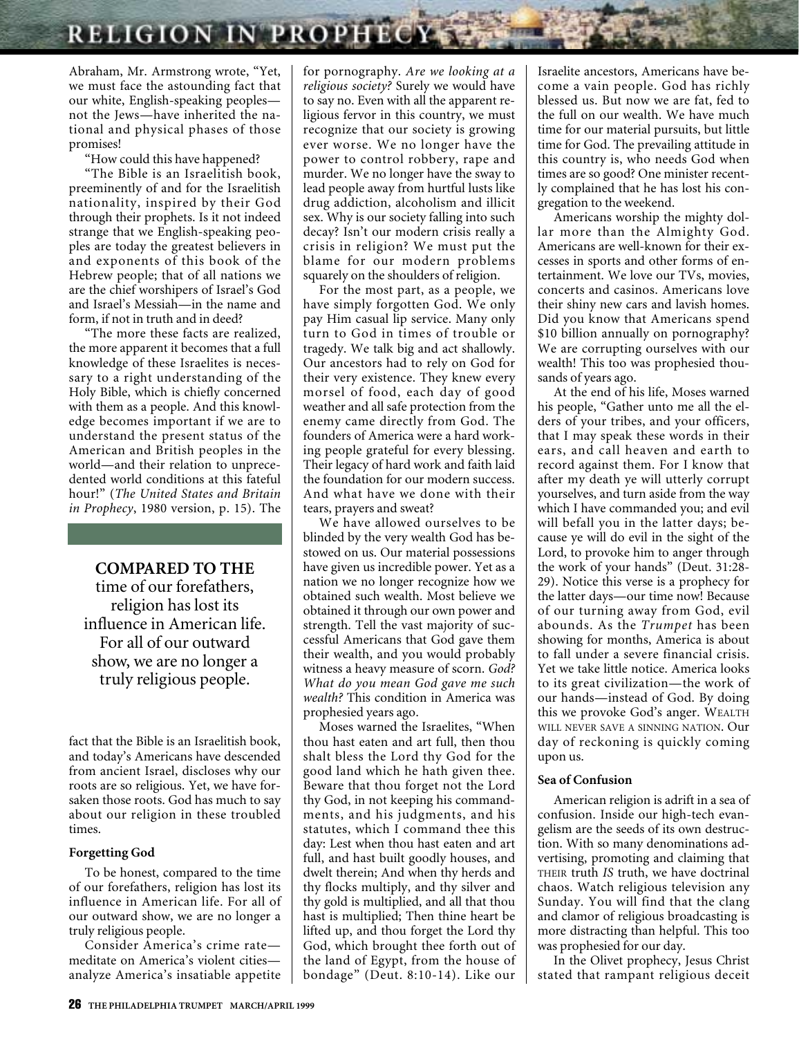Abraham, Mr. Armstrong wrote, "Yet, we must face the astounding fact that our white, English-speaking peoples—not the Jews—have inherited the national and physical phases of those promises!

"How could this have happened?

"The Bible is an Israelitish book, preeminently of and for the Israelitish nationality, inspired by their God through their prophets. Is it not indeed strange that we English-speaking peoples are today the greatest believers in and exponents of this book of the Hebrew people; that of all nations we are the chief worshipers of Israel's God and Israel's Messiah—in the name and form, if not in truth and in deed?

"The more these facts are realized, the more apparent it becomes that a full knowledge of these Israelites is necessary to a right understanding of the Holy Bible, which is chiefly concerned with them as a people. And this knowledge becomes important if we are to understand the present status of the American and British peoples in the world—and their relation to unprecedented world conditions at this fateful hour!" (*The United States and Britain in Prophecy*, 1980 version, p. 15). The fact that the Bible is an Israelitish book, and today's Americans have descended from ancient Israel, discloses why our roots are so religious. Yet, we have forsaken those roots. God has much to say about our religion in these troubled times.

> **COMPARED TO THE** time of our forefathers, religion has lost its influence in American life. For all of our outward show, we are no longer a truly religious people.

**Forgetting God**

To be honest, compared to the time of our forefathers, religion has lost its influence in American life. For all of our outward show, we are no longer a truly religious people.

Consider America's crime rate—meditate on America's violent cities—analyze America's insatiable appetite for pornography. *Are we looking at a religious society?* Surely we would have to say no. Even with all the apparent religious fervor in this country, we must recognize that our society is growing ever worse. We no longer have the power to control robbery, rape and murder. We no longer have the sway to lead people away from hurtful lusts like drug addiction, alcoholism and illicit sex. Why is our society falling into such decay? Isn't our modern crisis really a crisis in religion? We must put the blame for our modern problems squarely on the shoulders of religion.

For the most part, as a people, we have simply forgotten God. We only pay Him casual lip service. Many only turn to God in times of trouble or tragedy. We talk big and act shallowly. Our ancestors had to rely on God for their very existence. They knew every morsel of food, each day of good weather and all safe protection from the enemy came directly from God. The founders of America were a hard working people grateful for every blessing. Their legacy of hard work and faith laid the foundation for our modern success. And what have we done with their tears, prayers and sweat?

We have allowed ourselves to be blinded by the very wealth God has bestowed on us. Our material possessions have given us incredible power. Yet as a nation we no longer recognize how we obtained such wealth. Most believe we obtained it through our own power and strength. Tell the vast majority of successful Americans that God gave them their wealth, and you would probably witness a heavy measure of scorn. *God? What do you mean God gave me such wealth?* This condition in America was prophesied years ago.

Moses warned the Israelites, "When thou hast eaten and art full, then thou shalt bless the Lord thy God for the good land which he hath given thee. Beware that thou forget not the Lord thy God, in not keeping his commandments, and his judgments, and his statutes, which I command thee this day: Lest when thou hast eaten and art full, and hast built goodly houses, and dwelt therein; And when thy herds and thy flocks multiply, and thy silver and thy gold is multiplied, and all that thou hast is multiplied; Then thine heart be lifted up, and thou forget the Lord thy God, which brought thee forth out of the land of Egypt, from the house of bondage" (Deut. 8:10-14). Like our Israelite ancestors, Americans have become a vain people. God has richly blessed us. But now we are fat, fed to the full on our wealth. We have much time for our material pursuits, but little time for God. The prevailing attitude in this country is, who needs God when times are so good? One minister recently complained that he has lost his congregation to the weekend.

Americans worship the mighty dollar more than the Almighty God. Americans are well-known for their excesses in sports and other forms of entertainment. We love our TVs, movies, concerts and casinos. Americans love their shiny new cars and lavish homes. Did you know that Americans spend $10 billion annually on pornography? We are corrupting ourselves with our wealth! This too was prophesied thousands of years ago.

At the end of his life, Moses warned his people, "Gather unto me all the elders of your tribes, and your officers, that I may speak these words in their ears, and call heaven and earth to record against them. For I know that after my death ye will utterly corrupt yourselves, and turn aside from the way which I have commanded you; and evil will befall you in the latter days; because ye will do evil in the sight of the Lord, to provoke him to anger through the work of your hands" (Deut. 31:28-29). Notice this verse is a prophecy for the latter days—our time now! Because of our turning away from God, evil abounds. As the *Trumpet* has been showing for months, America is about to fall under a severe financial crisis. Yet we take little notice. America looks to its great civilization—the work of our hands—instead of God. By doing this we provoke God's anger. WEALTH WILL NEVER SAVE A SINNING NATION. Our day of reckoning is quickly coming upon us.

**Sea of Confusion**

American religion is adrift in a sea of confusion. Inside our high-tech evangelism are the seeds of its own destruction. With so many denominations advertising, promoting and claiming that THEIR truth *IS* truth, we have doctrinal chaos. Watch religious television any Sunday. You will find that the clang and clamor of religious broadcasting is more distracting than helpful. This too was prophesied for our day.

In the Olivet prophecy, Jesus Christ stated that rampant religious deceit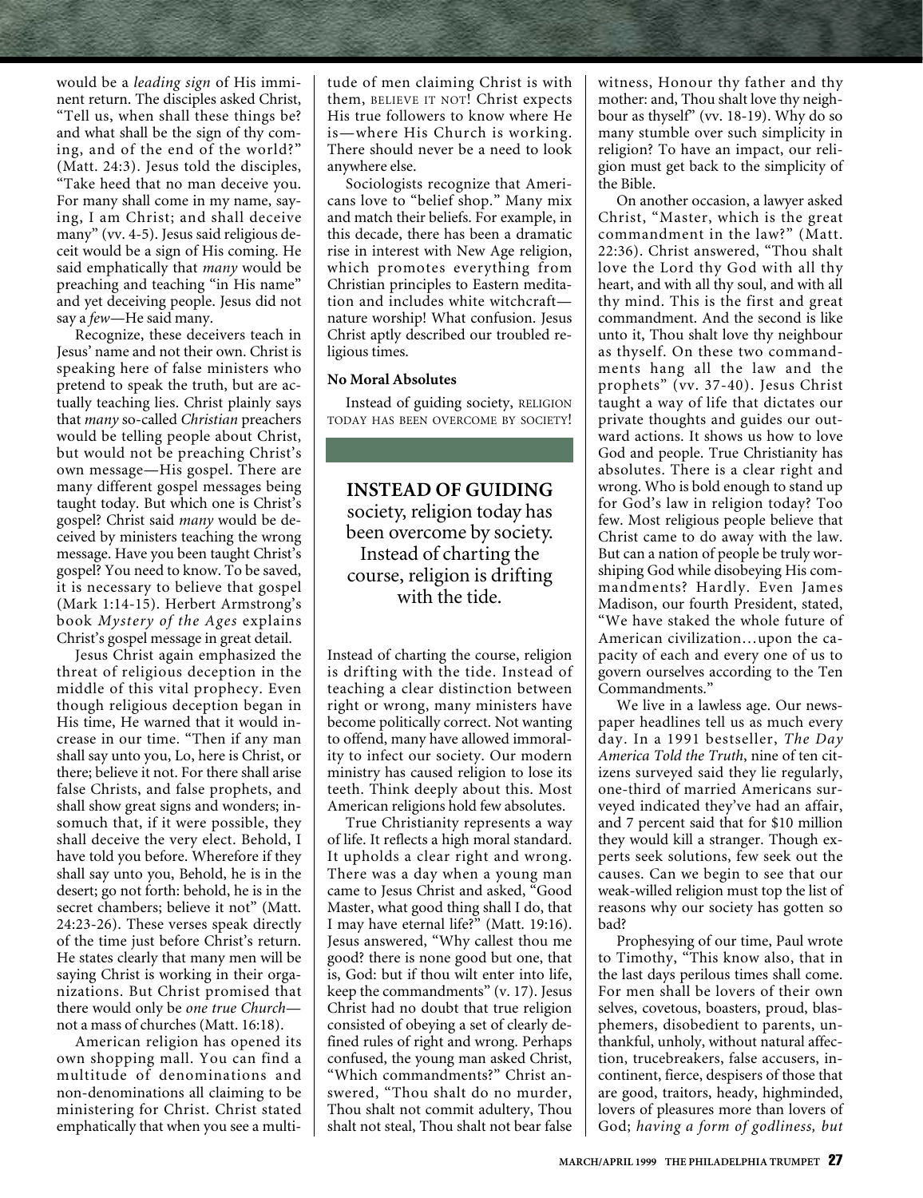would be a *leading sign* of His imminent return. The disciples asked Christ, "Tell us, when shall these things be? and what shall be the sign of thy coming, and of the end of the world?" (Matt. 24:3). Jesus told the disciples, "Take heed that no man deceive you. For many shall come in my name, saying, I am Christ; and shall deceive many" (vv. 4-5). Jesus said religious deceit would be a sign of His coming. He said emphatically that *many* would be preaching and teaching "in His name" and yet deceiving people. Jesus did not say a *few*—He said many.

Recognize, these deceivers teach in Jesus' name and not their own. Christ is speaking here of false ministers who pretend to speak the truth, but are actually teaching lies. Christ plainly says that *many* so-called *Christian* preachers would be telling people about Christ, but would not be preaching Christ's own message—His gospel. There are many different gospel messages being taught today. But which one is Christ's gospel? Christ said *many* would be deceived by ministers teaching the wrong message. Have you been taught Christ's gospel? You need to know. To be saved, it is necessary to believe that gospel (Mark 1:14-15). Herbert Armstrong's book *Mystery of the Ages* explains Christ's gospel message in great detail.

Jesus Christ again emphasized the threat of religious deception in the middle of this vital prophecy. Even though religious deception began in His time, He warned that it would increase in our time. "Then if any man shall say unto you, Lo, here is Christ, or there; believe it not. For there shall arise false Christs, and false prophets, and shall show great signs and wonders; insomuch that, if it were possible, they shall deceive the very elect. Behold, I have told you before. Wherefore if they shall say unto you, Behold, he is in the desert; go not forth: behold, he is in the secret chambers; believe it not" (Matt. 24:23-26). These verses speak directly of the time just before Christ's return. He states clearly that many men will be saying Christ is working in their organizations. But Christ promised that there would only be *one true Church*—not a mass of churches (Matt. 16:18).

American religion has opened its own shopping mall. You can find a multitude of denominations and non-denominations all claiming to be ministering for Christ. Christ stated emphatically that when you see a multitude of men claiming Christ is with them, BELIEVE IT NOT! Christ expects His true followers to know where He is—where His Church is working. There should never be a need to look anywhere else.

Sociologists recognize that Americans love to "belief shop." Many mix and match their beliefs. For example, in this decade, there has been a dramatic rise in interest with New Age religion, which promotes everything from Christian principles to Eastern meditation and includes white witchcraft—nature worship! What confusion. Jesus Christ aptly described our troubled religious times.

**No Moral Absolutes**

Instead of guiding society, RELIGION TODAY HAS BEEN OVERCOME BY SOCIETY! Instead of charting the course, religion is drifting with the tide. Instead of teaching a clear distinction between right or wrong, many ministers have become politically correct. Not wanting to offend, many have allowed immorality to infect our society. Our modern ministry has caused religion to lose its teeth. Think deeply about this. Most American religions hold few absolutes.

> **INSTEAD OF GUIDING** society, religion today has been overcome by society. Instead of charting the course, religion is drifting with the tide.

True Christianity represents a way of life. It reflects a high moral standard. It upholds a clear right and wrong. There was a day when a young man came to Jesus Christ and asked, "Good Master, what good thing shall I do, that I may have eternal life?" (Matt. 19:16). Jesus answered, "Why callest thou me good? there is none good but one, that is, God: but if thou wilt enter into life, keep the commandments" (v. 17). Jesus Christ had no doubt that true religion consisted of obeying a set of clearly defined rules of right and wrong. Perhaps confused, the young man asked Christ, "Which commandments?" Christ answered, "Thou shalt do no murder, Thou shalt not commit adultery, Thou shalt not steal, Thou shalt not bear false witness, Honour thy father and thy mother: and, Thou shalt love thy neighbour as thyself" (vv. 18-19). Why do so many stumble over such simplicity in religion? To have an impact, our religion must get back to the simplicity of the Bible.

On another occasion, a lawyer asked Christ, "Master, which is the great commandment in the law?" (Matt. 22:36). Christ answered, "Thou shalt love the Lord thy God with all thy heart, and with all thy soul, and with all thy mind. This is the first and great commandment. And the second is like unto it, Thou shalt love thy neighbour as thyself. On these two commandments hang all the law and the prophets" (vv. 37-40). Jesus Christ taught a way of life that dictates our private thoughts and guides our outward actions. It shows us how to love God and people. True Christianity has absolutes. There is a clear right and wrong. Who is bold enough to stand up for God's law in religion today? Too few. Most religious people believe that Christ came to do away with the law. But can a nation of people be truly worshiping God while disobeying His commandments? Hardly. Even James Madison, our fourth President, stated, "We have staked the whole future of American civilization…upon the capacity of each and every one of us to govern ourselves according to the Ten Commandments."

We live in a lawless age. Our newspaper headlines tell us as much every day. In a 1991 bestseller, *The Day America Told the Truth*, nine of ten citizens surveyed said they lie regularly, one-third of married Americans surveyed indicated they've had an affair, and 7 percent said that for $10 million they would kill a stranger. Though experts seek solutions, few seek out the causes. Can we begin to see that our weak-willed religion must top the list of reasons why our society has gotten so bad?

Prophesying of our time, Paul wrote to Timothy, "This know also, that in the last days perilous times shall come. For men shall be lovers of their own selves, covetous, boasters, proud, blasphemers, disobedient to parents, unthankful, unholy, without natural affection, trucebreakers, false accusers, incontinent, fierce, despisers of those that are good, traitors, heady, highminded, lovers of pleasures more than lovers of God; *having a form of godliness, but*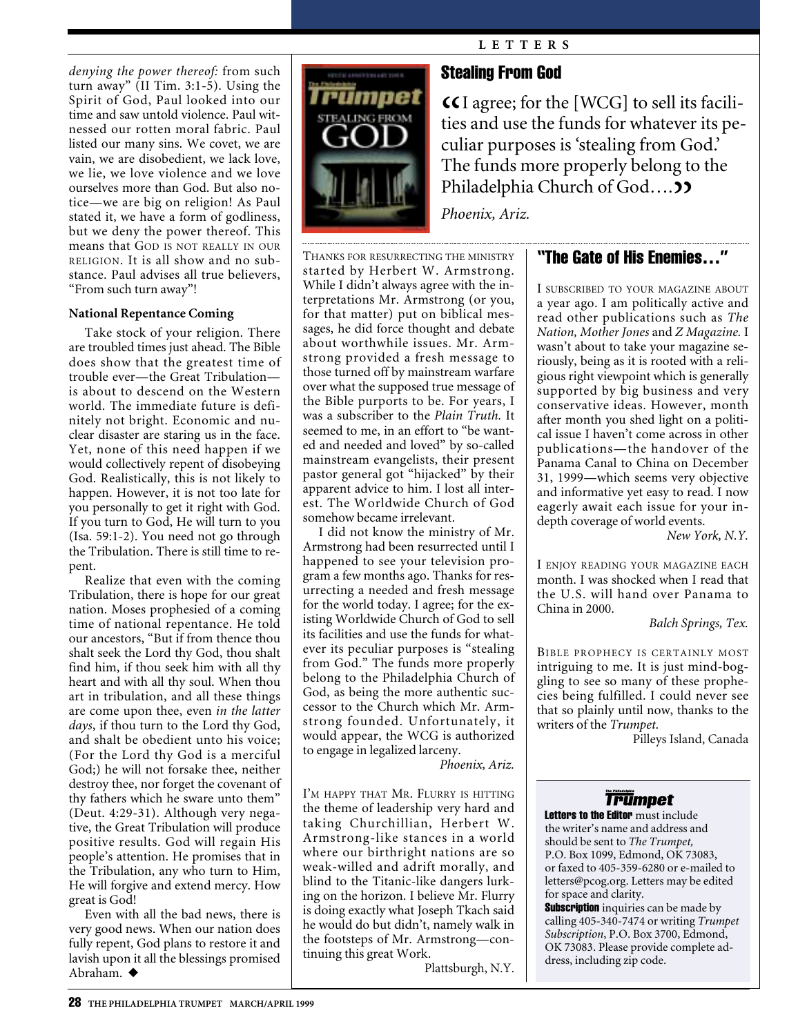*denying the power thereof:* from such turn away" (II Tim. 3:1-5). Using the Spirit of God, Paul looked into our time and saw untold violence. Paul witnessed our rotten moral fabric. Paul listed our many sins. We covet, we are vain, we are disobedient, we lack love, we lie, we love violence and we love ourselves more than God. But also notice—we are big on religion! As Paul stated it, we have a form of godliness, but we deny the power thereof. This means that GOD IS NOT REALLY IN OUR RELIGION. It is all show and no substance. Paul advises all true believers, "From such turn away"!

**National Repentance Coming**

Take stock of your religion. There are troubled times just ahead. The Bible does show that the greatest time of trouble ever—the Great Tribulation—is about to descend on the Western world. The immediate future is definitely not bright. Economic and nuclear disaster are staring us in the face. Yet, none of this need happen if we would collectively repent of disobeying God. Realistically, this is not likely to happen. However, it is not too late for you personally to get it right with God. If you turn to God, He will turn to you (Isa. 59:1-2). You need not go through the Tribulation. There is still time to repent.

Realize that even with the coming Tribulation, there is hope for our great nation. Moses prophesied of a coming time of national repentance. He told our ancestors, "But if from thence thou shalt seek the Lord thy God, thou shalt find him, if thou seek him with all thy heart and with all thy soul. When thou art in tribulation, and all these things are come upon thee, even *in the latter days*, if thou turn to the Lord thy God, and shalt be obedient unto his voice; (For the Lord thy God is a merciful God;) he will not forsake thee, neither destroy thee, nor forget the covenant of thy fathers which he sware unto them" (Deut. 4:29-31). Although very negative, the Great Tribulation will produce positive results. God will regain His people's attention. He promises that in the Tribulation, any who turn to Him, He will forgive and extend mercy. How great is God!

Even with all the bad news, there is very good news. When our nation does fully repent, God plans to restore it and lavish upon it all the blessings promised Abraham. ◆

# LETTERS

## Stealing From God

"I agree; for the [WCG] to sell its facilities and use the funds for whatever its peculiar purposes is 'stealing from God.' The funds more properly belong to the Philadelphia Church of God…."

*Phoenix, Ariz.*

THANKS FOR RESURRECTING THE MINISTRY started by Herbert W. Armstrong. While I didn't always agree with the interpretations Mr. Armstrong (or you, for that matter) put on biblical messages, he did force thought and debate about worthwhile issues. Mr. Armstrong provided a fresh message to those turned off by mainstream warfare over what the supposed true message of the Bible purports to be. For years, I was a subscriber to the *Plain Truth.* It seemed to me, in an effort to "be wanted and needed and loved" by so-called mainstream evangelists, their present pastor general got "hijacked" by their apparent advice to him. I lost all interest. The Worldwide Church of God somehow became irrelevant.

I did not know the ministry of Mr. Armstrong had been resurrected until I happened to see your television program a few months ago. Thanks for resurrecting a needed and fresh message for the world today. I agree; for the existing Worldwide Church of God to sell its facilities and use the funds for whatever its peculiar purposes is "stealing from God." The funds more properly belong to the Philadelphia Church of God, as being the more authentic successor to the Church which Mr. Armstrong founded. Unfortunately, it would appear, the WCG is authorized to engage in legalized larceny.

*Phoenix, Ariz.*

I'M HAPPY THAT MR. FLURRY IS HITTING the theme of leadership very hard and taking Churchillian, Herbert W. Armstrong-like stances in a world where our birthright nations are so weak-willed and adrift morally, and blind to the Titanic-like dangers lurking on the horizon. I believe Mr. Flurry is doing exactly what Joseph Tkach said he would do but didn't, namely walk in the footsteps of Mr. Armstrong—continuing this great Work.

*Plattsburgh, N.Y.*

## "The Gate of His Enemies…"

I SUBSCRIBED TO YOUR MAGAZINE ABOUT a year ago. I am politically active and read other publications such as *The Nation, Mother Jones* and *Z Magazine.* I wasn't about to take your magazine seriously, being as it is rooted with a religious right viewpoint which is generally supported by big business and very conservative ideas. However, month after month you shed light on a political issue I haven't come across in other publications—the handover of the Panama Canal to China on December 31, 1999—which seems very objective and informative yet easy to read. I now eagerly await each issue for your in-depth coverage of world events.

*New York, N.Y.*

I ENJOY READING YOUR MAGAZINE EACH month. I was shocked when I read that the U.S. will hand over Panama to China in 2000.

*Balch Springs, Tex.*

BIBLE PROPHECY IS CERTAINLY MOST intriguing to me. It is just mind-boggling to see so many of these prophecies being fulfilled. I could never see that so plainly until now, thanks to the writers of the *Trumpet.*

Pilleys Island, Canada

**The Philadelphia Trumpet**

**Letters to the Editor** must include the writer's name and address and should be sent to *The Trumpet,* P.O. Box 1099, Edmond, OK 73083, or faxed to 405-359-6280 or e-mailed to letters@pcog.org. Letters may be edited for space and clarity.

**Subscription** inquiries can be made by calling 405-340-7474 or writing *Trumpet Subscription*, P.O. Box 3700, Edmond, OK 73083. Please provide complete address, including zip code.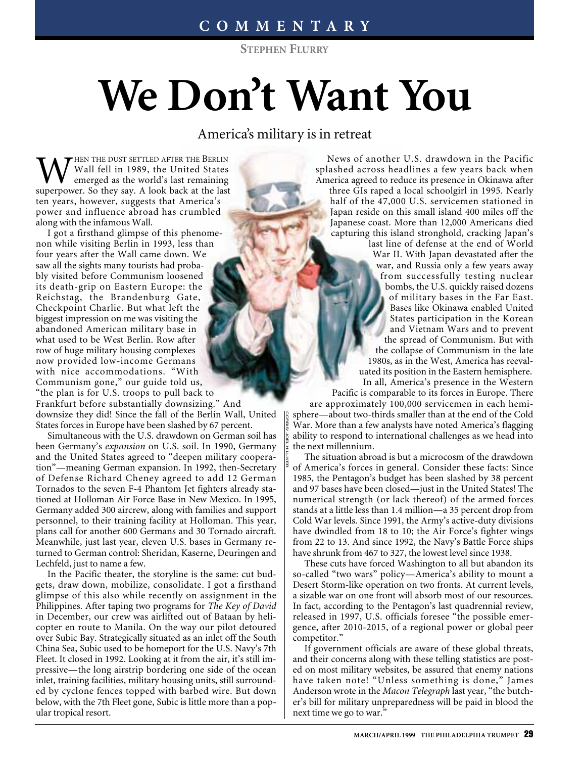COMMENTARY

STEPHEN FLURRY

# We Don't Want You

America's military is in retreat

When the dust settled after the Berlin Wall fell in 1989, the United States emerged as the world's last remaining superpower. So they say. A look back at the last ten years, however, suggests that America's power and influence abroad has crumbled along with the infamous Wall.

I got a firsthand glimpse of this phenomenon while visiting Berlin in 1993, less than four years after the Wall came down. We saw all the sights many tourists had probably visited before Communism loosened its death-grip on Eastern Europe: the Reichstag, the Brandenburg Gate, Checkpoint Charlie. But what left the biggest impression on me was visiting the abandoned American military base in what used to be West Berlin. Row after row of huge military housing complexes now provided low-income Germans with nice accommodations. "With Communism gone," our guide told us, "the plan is for U.S. troops to pull back to Frankfurt before substantially downsizing." And downsize they did! Since the fall of the Berlin Wall, United States forces in Europe have been slashed by 67 percent.

Simultaneous with the U.S. drawdown on German soil has been Germany's *expansion* on U.S. soil. In 1990, Germany and the United States agreed to "deepen military cooperation"—meaning German expansion. In 1992, then-Secretary of Defense Richard Cheney agreed to add 12 German Tornados to the seven F-4 Phantom Jet fighters already stationed at Holloman Air Force Base in New Mexico. In 1995, Germany added 300 aircrew, along with families and support personnel, to their training facility at Holloman. This year, plans call for another 600 Germans and 30 Tornado aircraft. Meanwhile, just last year, eleven U.S. bases in Germany returned to German control: Sheridan, Kaserne, Deuringen and Lechfeld, just to name a few.

In the Pacific theater, the storyline is the same: cut budgets, draw down, mobilize, consolidate. I got a firsthand glimpse of this also while recently on assignment in the Philippines. After taping two programs for *The Key of David* in December, our crew was airlifted out of Bataan by helicopter en route to Manila. On the way our pilot detoured over Subic Bay. Strategically situated as an inlet off the South China Sea, Subic used to be homeport for the U.S. Navy's 7th Fleet. It closed in 1992. Looking at it from the air, it's still impressive—the long airstrip bordering one side of the ocean inlet, training facilities, military housing units, still surrounded by cyclone fences topped with barbed wire. But down below, with the 7th Fleet gone, Subic is little more than a popular tropical resort.

News of another U.S. drawdown in the Pacific splashed across headlines a few years back when America agreed to reduce its presence in Okinawa after three GIs raped a local schoolgirl in 1995. Nearly half of the 47,000 U.S. servicemen stationed in Japan reside on this small island 400 miles off the Japanese coast. More than 12,000 Americans died capturing this island stronghold, cracking Japan's last line of defense at the end of World War II. With Japan devastated after the war, and Russia only a few years away from successfully testing nuclear bombs, the U.S. quickly raised dozens of military bases in the Far East. Bases like Okinawa enabled United States participation in the Korean and Vietnam Wars and to prevent the spread of Communism. But with the collapse of Communism in the late 1980s, as in the West, America has reevaluated its position in the Eastern hemisphere.

In all, America's presence in the Western Pacific is comparable to its forces in Europe. There are approximately 100,000 servicemen in each hemisphere—about two-thirds smaller than at the end of the Cold War. More than a few analysts have noted America's flagging ability to respond to international challenges as we head into the next millennium.

The situation abroad is but a microcosm of the drawdown of America's forces in general. Consider these facts: Since 1985, the Pentagon's budget has been slashed by 38 percent and 97 bases have been closed—just in the United States! The numerical strength (or lack thereof) of the armed forces stands at a little less than 1.4 million—a 35 percent drop from Cold War levels. Since 1991, the Army's active-duty divisions have dwindled from 18 to 10; the Air Force's fighter wings from 22 to 13. And since 1992, the Navy's Battle Force ships have shrunk from 467 to 327, the lowest level since 1938.

These cuts have forced Washington to all but abandon its so-called "two wars" policy—America's ability to mount a Desert Storm-like operation on two fronts. At current levels, a sizable war on one front will absorb most of our resources. In fact, according to the Pentagon's last quadrennial review, released in 1997, U.S. officials foresee "the possible emergence, after 2010-2015, of a regional power or global peer competitor."

If government officials are aware of these global threats, and their concerns along with these telling statistics are posted on most military websites, be assured that enemy nations have taken note! "Unless something is done," James Anderson wrote in the *Macon Telegraph* last year, "the butcher's bill for military unpreparedness will be paid in blood the next time we go to war."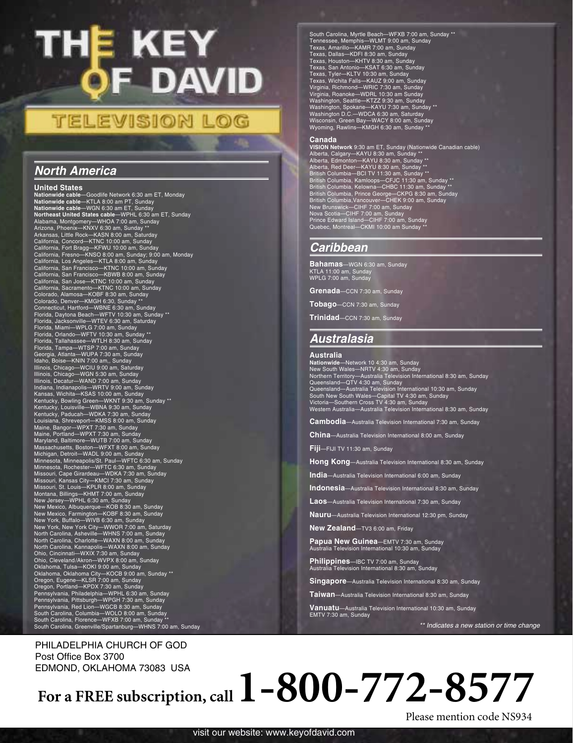# THE KEY OF DAVID

## TELEVISION LOG

## North America

### United States

**Nationwide cable**—Goodlife Network 6:30 am ET, Monday
**Nationwide cable**—KTLA 8:00 am PT, Sunday
**Nationwide cable**—WGN 6:30 am ET, Sunday
**Northeast United States cable**—WPHL 6:30 am ET, Sunday
Alabama, Montgomery—WHOA 7:00 am, Sunday
Arizona, Phoenix—KNXV 6:30 am, Sunday **
Arkansas, Little Rock—KASN 8:00 am, Saturday
California, Concord—KTNC 10:00 am, Sunday
California, Fort Bragg—KFWU 10:00 am, Sunday
California, Fresno—KNSO 8:00 am, Sunday; 9:00 am, Monday
California, Los Angeles—KTLA 8:00 am, Sunday
California, San Francisco—KTNC 10:00 am, Sunday
California, San Francisco—KBWB 8:00 am, Sunday
California, San Jose—KTNC 10:00 am, Sunday
California, Sacramento—KTNC 10:00 am, Sunday
Colorado, Alamosa—KOBF 8:30 am, Sunday
Colorado, Denver—KMGH 6:30, Sunday **
Connecticut, Hartford—WBNE 6:30 am, Sunday
Florida, Daytona Beach—WFTV 10:30 am, Sunday **
Florida, Jacksonville—WTEV 6:30 am, Saturday
Florida, Miami—WPLG 7:00 am, Sunday
Florida, Orlando—WFTV 10:30 am, Sunday **
Florida, Tallahassee—WTLH 8:30 am, Sunday
Florida, Tampa—WTSP 7:00 am, Sunday
Georgia, Atlanta—WUPA 7:30 am, Sunday
Idaho, Boise—KNIN 7:00 am,, Sunday
Illinois, Chicago—WCIU 9:00 am, Saturday
Illinois, Chicago—WGN 5:30 am, Sunday
Illinois, Decatur—WAND 7:00 am, Sunday
Indiana, Indianapolis—WRTV 9:00 am, Sunday
Kansas, Wichita—KSAS 10:00 am, Sunday
Kentucky, Bowling Green—WKNT 9:30 am, Sunday **
Kentucky, Louisville—WBNA 9:30 am, Sunday
Kentucky, Paducah—WDKA 7:30 am, Sunday
Louisiana, Shreveport—KMSS 8:00 am, Sunday
Maine, Bangor—WPXT 7:30 am, Sunday
Maine, Portland—WPXT 7:30 am, Sunday
Maryland, Baltimore—WUTB 7:00 am, Sunday
Massachusetts, Boston—WFXT 8:00 am, Sunday
Michigan, Detroit—WADL 9:00 am, Sunday
Minnesota, Minneapolis/St. Paul—WFTC 6:30 am, Sunday
Minnesota, Rochester—WFTC 6:30 am, Sunday
Missouri, Cape Girardeau—WDKA 7:30 am, Sunday
Missouri, Kansas City—KMCI 7:30 am, Sunday
Missouri, St. Louis—KPLR 8:00 am, Sunday
Montana, Billings—KHMT 7:00 am, Sunday
New Jersey—WPHL 6:30 am, Sunday
New Mexico, Albuquerque—KOB 8:30 am, Sunday
New Mexico, Farmington—KOBF 8:30 am, Sunday
New York, Buffalo—WIVB 6:30 am, Sunday
New York, New York City—WWOR 7:00 am, Saturday
North Carolina, Asheville—WHNS 7:00 am, Sunday
North Carolina, Charlotte—WAXN 8:00 am, Sunday
North Carolina, Kannapolis—WAXN 8:00 am, Sunday
Ohio, Cincinnati—WXIX 7:30 am, Sunday
Ohio, Cleveland/Akron—WVPX 8:00 am, Sunday
Oklahoma, Tulsa—KOKI 9:00 am, Sunday
Oklahoma, Oklahoma City—KOCB 9:00 am, Sunday **
Oregon, Eugene—KLSR 7:00 am, Sunday
Oregon, Portland—KPDX 7:30 am, Sunday
Pennsylvania, Philadelphia—WPHL 6:30 am, Sunday
Pennsylvania, Pittsburgh—WPGH 7:30 am, Sunday
Pennsylvania, Red Lion—WGCB 8:30 am, Sunday
South Carolina, Columbia—WOLO 8:00 am, Sunday
South Carolina, Florence—WFXB 7:00 am, Sunday **
South Carolina, Greenville/Spartanburg—WHNS 7:00 am, Sunday
South Carolina, Myrtle Beach—WFXB 7:00 am, Sunday **
Tennessee, Memphis—WLMT 9:00 am, Sunday
Texas, Amarillo—KAMR 7:00 am, Sunday
Texas, Dallas—KDFI 8:30 am, Sunday
Texas, Houston—KHTV 8:30 am, Sunday
Texas, San Antonio—KSAT 6:30 am, Sunday
Texas, Tyler—KLTV 10:30 am, Sunday
Texas, Wichita Falls—KAUZ 9:00 am, Sunday
Virginia, Richmond—WRIC 7:30 am, Sunday
Virginia, Roanoke—WDRL 10:30 am Sunday
Washington, Seattle—KTZZ 9:30 am, Sunday
Washington, Spokane—KAYU 7:30 am, Sunday **
Washington D.C.—WDCA 6:30 am, Saturday
Wisconsin, Green Bay—WACY 8:00 am, Sunday
Wyoming, Rawlins—KMGH 6:30 am, Sunday **

### Canada

**VISION Network** 9:30 am ET, Sunday (Nationwide Canadian cable)
Alberta, Calgary—KAYU 8:30 am, Sunday **
Alberta, Edmonton—KAYU 8:30 am, Sunday **
Alberta, Red Deer—KAYU 8:30 am, Sunday **
British Columbia—BCI TV 11:30 am, Sunday **
British Columbia, Kamloops—CFJC 11:30 am, Sunday **
British Columbia, Kelowna—CHBC 11:30 am, Sunday **
British Columbia, Prince George—CKPG 8:30 am, Sunday
British Columbia,Vancouver—CHEK 9:00 am, Sunday
New Brunswick—CIHF 7:00 am, Sunday
Nova Scotia—CIHF 7:00 am, Sunday
Prince Edward Island—CIHF 7:00 am, Sunday
Quebec, Montreal—CKMI 10:00 am Sunday **

## Caribbean

**Bahamas**—WGN 6:30 am, Sunday
KTLA 11:00 am, Sunday
WPLG 7:00 am, Sunday

**Grenada**—CCN 7:30 am, Sunday

**Tobago**—CCN 7:30 am, Sunday

**Trinidad**—CCN 7:30 am, Sunday

## Australasia

### Australia

**Nationwide**—Network 10 4:30 am, Sunday
New South Wales—NRTV 4:30 am, Sunday
Northern Territory—Australia Television International 8:30 am, Sunday
Queensland—QTV 4:30 am, Sunday
Queensland—Australia Television International 10:30 am, Sunday
South New South Wales—Capital TV 4:30 am, Sunday
Victoria—Southern Cross TV 4:30 am, Sunday
Western Australia—Australia Television International 8:30 am, Sunday

**Cambodia**—Australia Television International 7:30 am, Sunday

**China**—Australia Television International 8:00 am, Sunday

**Fiji**—FIJI TV 11:30 am, Sunday

**Hong Kong**—Australia Television International 8:30 am, Sunday

**India**—Australia Television International 6:00 am, Sunday

**Indonesia**—Australia Television International 8:30 am, Sunday

**Laos**—Australia Television International 7:30 am, Sunday

**Nauru**—Australia Television International 12:30 pm, Sunday

**New Zealand**—TV3 6:00 am, Friday

**Papua New Guinea**—EMTV 7:30 am, Sunday
Australia Television International 10:30 am, Sunday

**Philippines**—IBC TV 7:00 am, Sunday
Australia Television International 8:30 am, Sunday

**Singapore**—Australia Television International 8:30 am, Sunday

**Taiwan**—Australia Television International 8:30 am, Sunday

**Vanuatu**—Australia Television International 10:30 am, Sunday
EMTV 7:30 am, Sunday

*** Indicates a new station or time change*

PHILADELPHIA CHURCH OF GOD
Post Office Box 3700
EDMOND, OKLAHOMA 73083 USA

**For a FREE subscription, call 1-800-772-8577**

Please mention code NS934

visit our website: www.keyofdavid.com